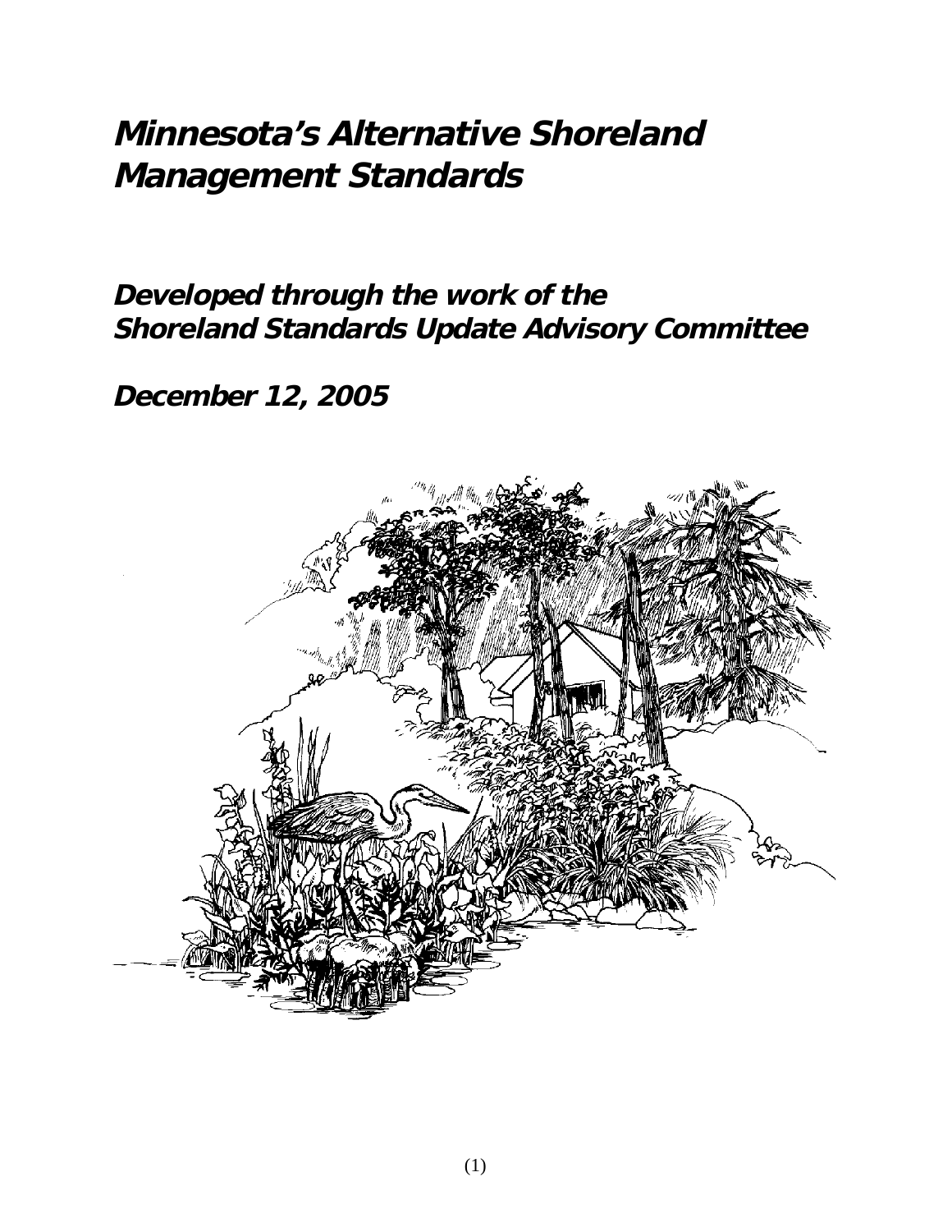# Minnesota's Alternative Shoreland Management Standards

## Developed through the work of the Shoreland Standards Update Advisory Committee

## December 12, 2005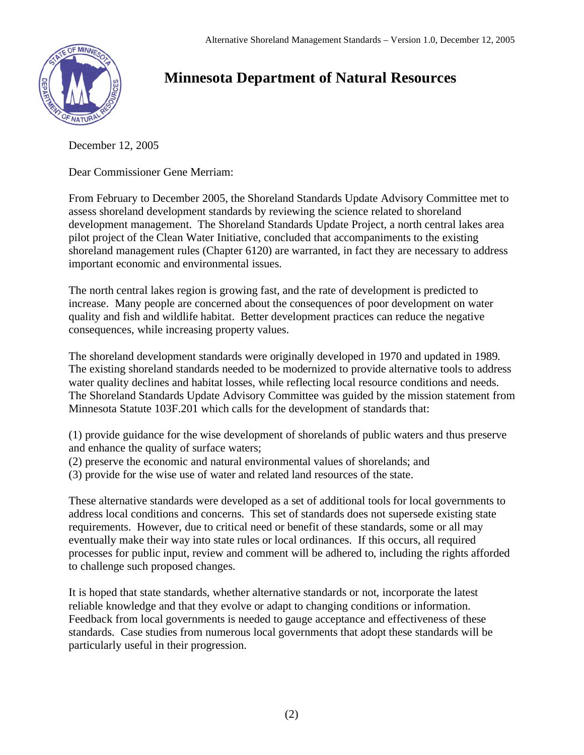# Minnesota Department of Natural Resources

December 12, 2005

Dear Commissioner Gene Merriam:

From February to December 2005, the Shoreland Standards Update Advisory Committee met to assess shoreland development standards by reviewing the science related to shoreland development management. The Shoreland Standards Update Project, a north central lakes area pilot project of the Clean Water Initiative, concluded that accompaniments to the existing shoreland management rules (Chapter 6120) are warranted, in fact they are necessary to address important economic and environmental issues.

The north central lakes region is growing fast, and the rate of development is predicted to increase. Many people are concerned about the consequences of poor development on water quality and fish and wildlife habitat. Better development practices can reduce the negative consequences, while increasing property values.

The shoreland development standards were originally developed in 1970 and updated in 1989. The existing shoreland standards needed to be modernized to provide alternative tools to address water quality declines and habitat losses, while reflecting local resource conditions and needs. The Shoreland Standards Update Advisory Committee was guided by the mission statement from Minnesota Statute 103F.201 which calls for the development of standards that:

(1) provide guidance for the wise development of shorelands of public waters and thus preserve and enhance the quality of surface waters;
(2) preserve the economic and natural environmental values of shorelands; and
(3) provide for the wise use of water and related land resources of the state.

These alternative standards were developed as a set of additional tools for local governments to address local conditions and concerns. This set of standards does not supersede existing state requirements. However, due to critical need or benefit of these standards, some or all may eventually make their way into state rules or local ordinances. If this occurs, all required processes for public input, review and comment will be adhered to, including the rights afforded to challenge such proposed changes.

It is hoped that state standards, whether alternative standards or not, incorporate the latest reliable knowledge and that they evolve or adapt to changing conditions or information. Feedback from local governments is needed to gauge acceptance and effectiveness of these standards. Case studies from numerous local governments that adopt these standards will be particularly useful in their progression.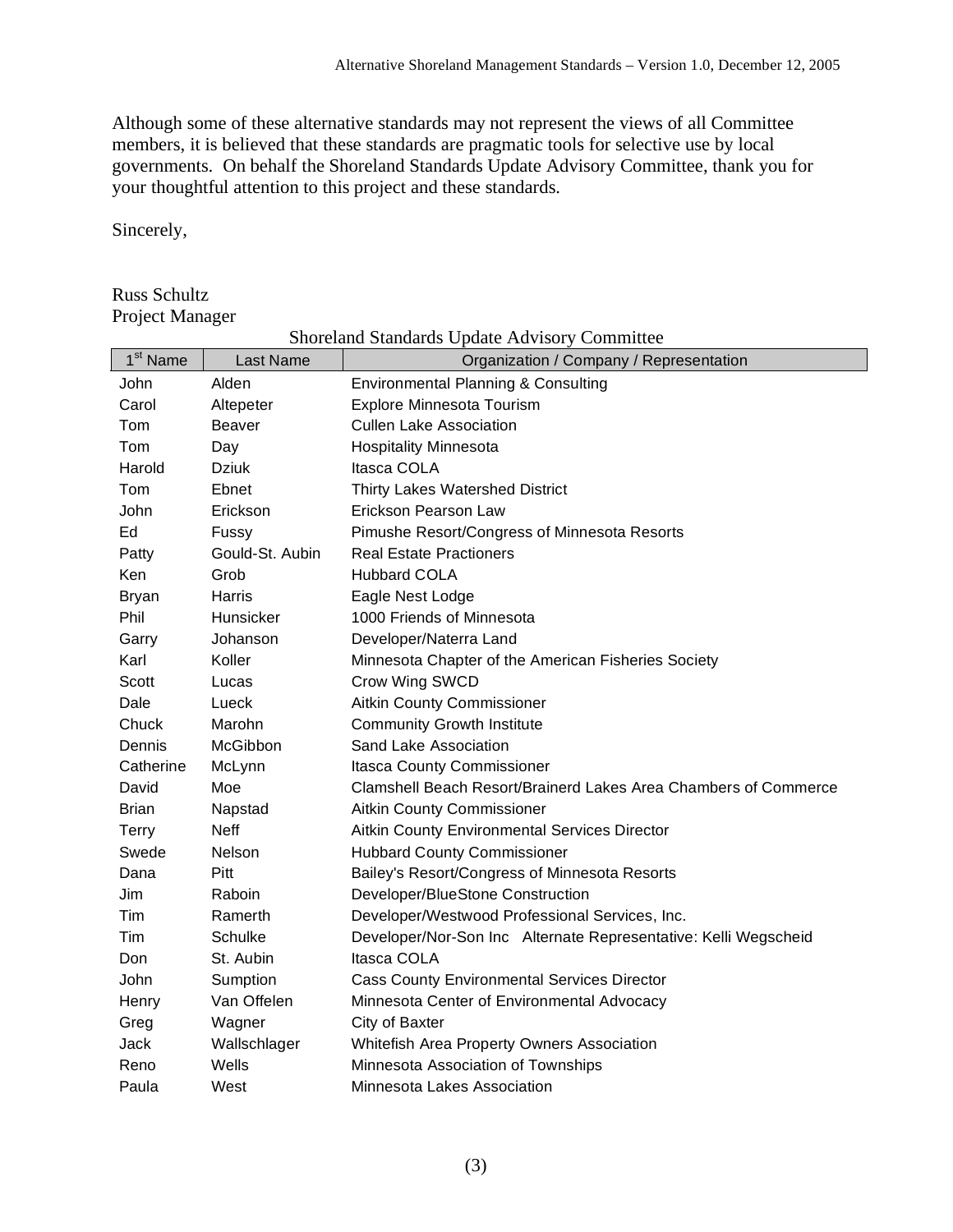Although some of these alternative standards may not represent the views of all Committee members, it is believed that these standards are pragmatic tools for selective use by local governments. On behalf the Shoreland Standards Update Advisory Committee, thank you for your thoughtful attention to this project and these standards.

Sincerely,

Russ Schultz
Project Manager

Shoreland Standards Update Advisory Committee

| 1st Name | Last Name | Organization / Company / Representation |
|---|---|---|
| John | Alden | Environmental Planning & Consulting |
| Carol | Altepeter | Explore Minnesota Tourism |
| Tom | Beaver | Cullen Lake Association |
| Tom | Day | Hospitality Minnesota |
| Harold | Dziuk | Itasca COLA |
| Tom | Ebnet | Thirty Lakes Watershed District |
| John | Erickson | Erickson Pearson Law |
| Ed | Fussy | Pimushe Resort/Congress of Minnesota Resorts |
| Patty | Gould-St. Aubin | Real Estate Practioners |
| Ken | Grob | Hubbard COLA |
| Bryan | Harris | Eagle Nest Lodge |
| Phil | Hunsicker | 1000 Friends of Minnesota |
| Garry | Johanson | Developer/Naterra Land |
| Karl | Koller | Minnesota Chapter of the American Fisheries Society |
| Scott | Lucas | Crow Wing SWCD |
| Dale | Lueck | Aitkin County Commissioner |
| Chuck | Marohn | Community Growth Institute |
| Dennis | McGibbon | Sand Lake Association |
| Catherine | McLynn | Itasca County Commissioner |
| David | Moe | Clamshell Beach Resort/Brainerd Lakes Area Chambers of Commerce |
| Brian | Napstad | Aitkin County Commissioner |
| Terry | Neff | Aitkin County Environmental Services Director |
| Swede | Nelson | Hubbard County Commissioner |
| Dana | Pitt | Bailey's Resort/Congress of Minnesota Resorts |
| Jim | Raboin | Developer/BlueStone Construction |
| Tim | Ramerth | Developer/Westwood Professional Services, Inc. |
| Tim | Schulke | Developer/Nor-Son Inc Alternate Representative: Kelli Wegscheid |
| Don | St. Aubin | Itasca COLA |
| John | Sumption | Cass County Environmental Services Director |
| Henry | Van Offelen | Minnesota Center of Environmental Advocacy |
| Greg | Wagner | City of Baxter |
| Jack | Wallschlager | Whitefish Area Property Owners Association |
| Reno | Wells | Minnesota Association of Townships |
| Paula | West | Minnesota Lakes Association |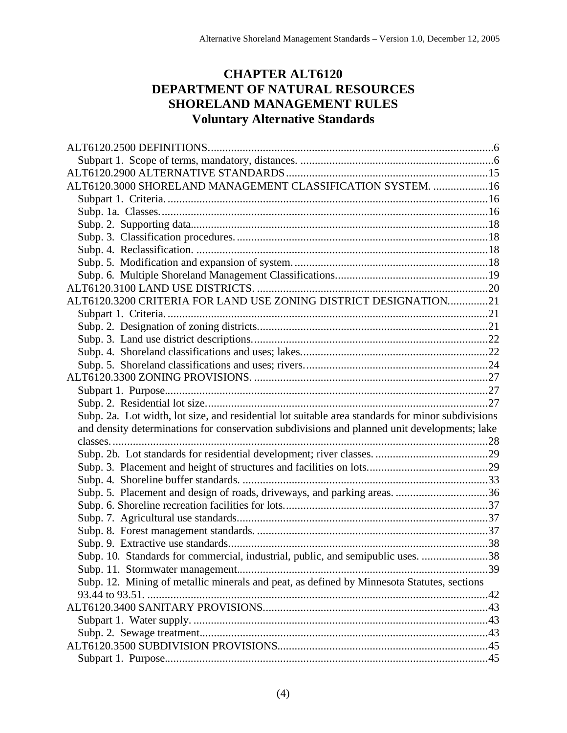# CHAPTER ALT6120
# DEPARTMENT OF NATURAL RESOURCES
# SHORELAND MANAGEMENT RULES
## Voluntary Alternative Standards

ALT6120.2500 DEFINITIONS..................................................................................................6
- Subpart 1. Scope of terms, mandatory, distances. ..................................................................6

ALT6120.2900 ALTERNATIVE STANDARDS......................................................................15

ALT6120.3000 SHORELAND MANAGEMENT CLASSIFICATION SYSTEM. ...................16
- Subpart 1. Criteria. ..............................................................................................................16
- Subp. 1a. Classes. ................................................................................................................16
- Subp. 2. Supporting data......................................................................................................18
- Subp. 3. Classification procedures. .......................................................................................18
- Subp. 4. Reclassification. .....................................................................................................18
- Subp. 5. Modification and expansion of system. ..................................................................18
- Subp. 6. Multiple Shoreland Management Classifications.....................................................19

ALT6120.3100 LAND USE DISTRICTS. ................................................................................20

ALT6120.3200 CRITERIA FOR LAND USE ZONING DISTRICT DESIGNATION.............21
- Subpart 1. Criteria. ..............................................................................................................21
- Subp. 2. Designation of zoning districts................................................................................21
- Subp. 3. Land use district descriptions..................................................................................22
- Subp. 4. Shoreland classifications and uses; lakes.................................................................22
- Subp. 5. Shoreland classifications and uses; rivers................................................................24

ALT6120.3300 ZONING PROVISIONS. ................................................................................27
- Subpart 1. Purpose...............................................................................................................27
- Subp. 2. Residential lot size..................................................................................................27
- Subp. 2a. Lot width, lot size, and residential lot suitable area standards for minor subdivisions and density determinations for conservation subdivisions and planned unit developments; lake classes..................................................................................................................................28
- Subp. 2b. Lot standards for residential development; river classes. .......................................29
- Subp. 3. Placement and height of structures and facilities on lots..........................................29
- Subp. 4. Shoreline buffer standards. .....................................................................................33
- Subp. 5. Placement and design of roads, driveways, and parking areas. ................................36
- Subp. 6. Shoreline recreation facilities for lots.......................................................................37
- Subp. 7. Agricultural use standards.......................................................................................37
- Subp. 8. Forest management standards. ................................................................................37
- Subp. 9. Extractive use standards..........................................................................................38
- Subp. 10. Standards for commercial, industrial, public, and semipublic uses. .......................38
- Subp. 11. Stormwater management.......................................................................................39
- Subp. 12. Mining of metallic minerals and peat, as defined by Minnesota Statutes, sections 93.44 to 93.51. ......................................................................................................................42

ALT6120.3400 SANITARY PROVISIONS.............................................................................43
- Subpart 1. Water supply. ......................................................................................................43
- Subp. 2. Sewage treatment....................................................................................................43

ALT6120.3500 SUBDIVISION PROVISIONS........................................................................45
- Subpart 1. Purpose...............................................................................................................45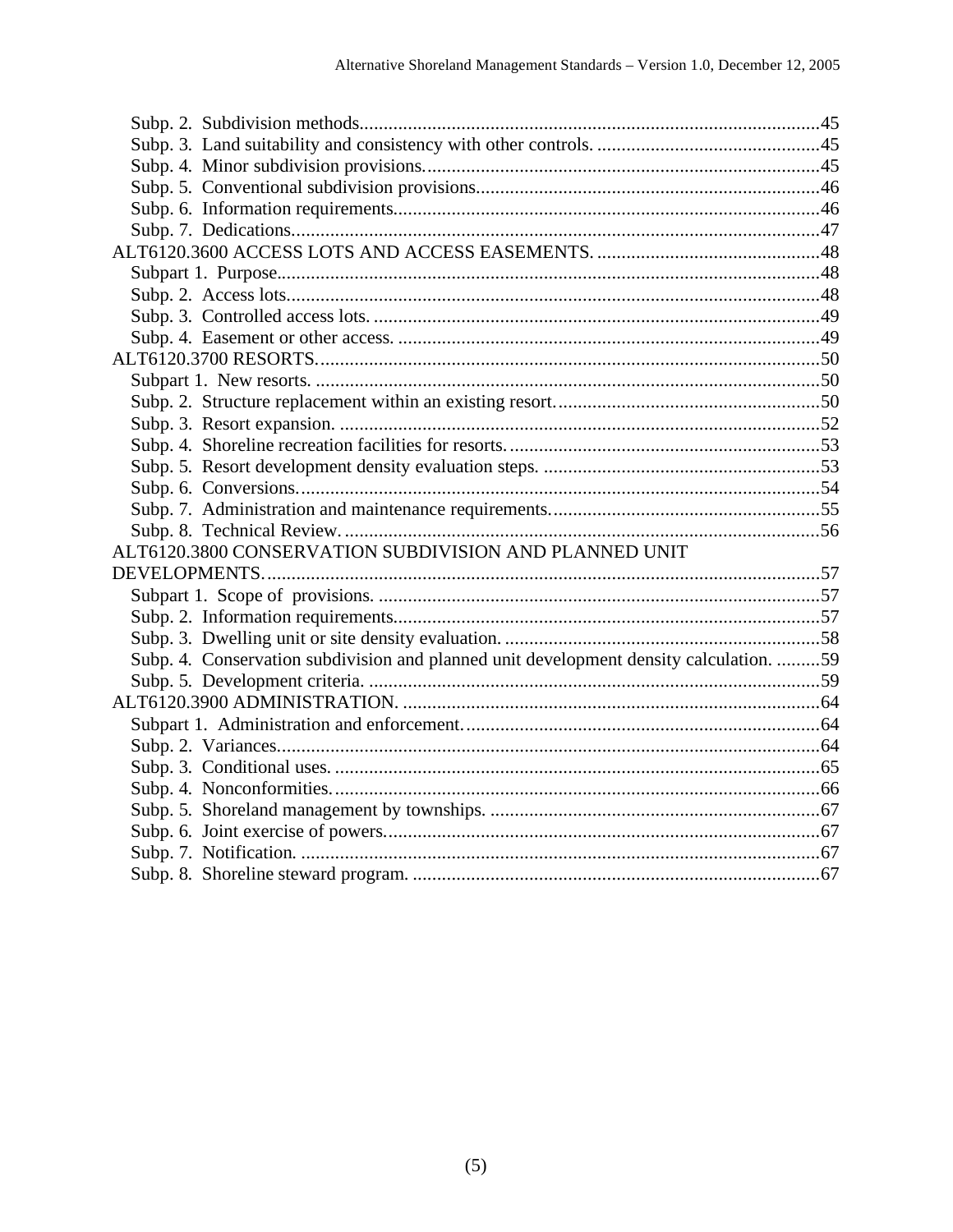Subp. 2. Subdivision methods..............................................................................................45
Subp. 3. Land suitability and consistency with other controls. ..............................................45
Subp. 4. Minor subdivision provisions.................................................................................45
Subp. 5. Conventional subdivision provisions......................................................................46
Subp. 6. Information requirements.......................................................................................46
Subp. 7. Dedications............................................................................................................47
ALT6120.3600 ACCESS LOTS AND ACCESS EASEMENTS. ..............................................48
Subpart 1. Purpose...............................................................................................................48
Subp. 2. Access lots.............................................................................................................48
Subp. 3. Controlled access lots. ...........................................................................................49
Subp. 4. Easement or other access. ......................................................................................49
ALT6120.3700 RESORTS.......................................................................................................50
Subpart 1. New resorts. .......................................................................................................50
Subp. 2. Structure replacement within an existing resort......................................................50
Subp. 3. Resort expansion. ..................................................................................................52
Subp. 4. Shoreline recreation facilities for resorts.................................................................53
Subp. 5. Resort development density evaluation steps. .........................................................53
Subp. 6. Conversions...........................................................................................................54
Subp. 7. Administration and maintenance requirements........................................................55
Subp. 8. Technical Review. .................................................................................................56
ALT6120.3800 CONSERVATION SUBDIVISION AND PLANNED UNIT DEVELOPMENTS..................................................................................................................57
Subpart 1. Scope of provisions. ...........................................................................................57
Subp. 2. Information requirements.......................................................................................57
Subp. 3. Dwelling unit or site density evaluation. .................................................................58
Subp. 4. Conservation subdivision and planned unit development density calculation. .........59
Subp. 5. Development criteria. .............................................................................................59
ALT6120.3900 ADMINISTRATION. .....................................................................................64
Subpart 1. Administration and enforcement.........................................................................64
Subp. 2. Variances...............................................................................................................64
Subp. 3. Conditional uses. ...................................................................................................65
Subp. 4. Nonconformities....................................................................................................66
Subp. 5. Shoreland management by townships. ....................................................................67
Subp. 6. Joint exercise of powers..........................................................................................67
Subp. 7. Notification. ..........................................................................................................67
Subp. 8. Shoreline steward program. ...................................................................................67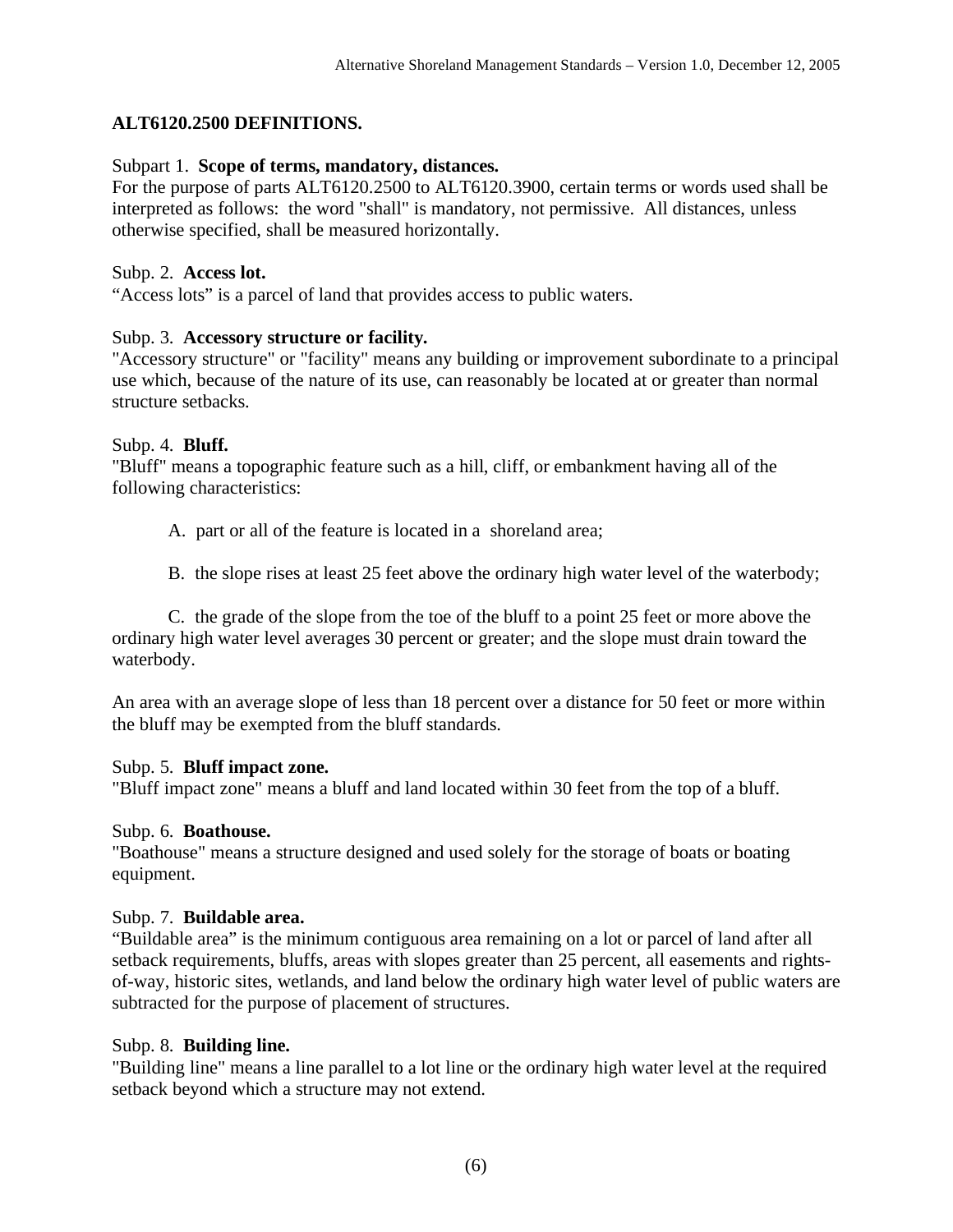## ALT6120.2500 DEFINITIONS.

Subpart 1. **Scope of terms, mandatory, distances.**
For the purpose of parts ALT6120.2500 to ALT6120.3900, certain terms or words used shall be interpreted as follows: the word "shall" is mandatory, not permissive. All distances, unless otherwise specified, shall be measured horizontally.

Subp. 2. **Access lot.**
"Access lots" is a parcel of land that provides access to public waters.

Subp. 3. **Accessory structure or facility.**
"Accessory structure" or "facility" means any building or improvement subordinate to a principal use which, because of the nature of its use, can reasonably be located at or greater than normal structure setbacks.

Subp. 4. **Bluff.**
"Bluff" means a topographic feature such as a hill, cliff, or embankment having all of the following characteristics:

A. part or all of the feature is located in a shoreland area;

B. the slope rises at least 25 feet above the ordinary high water level of the waterbody;

C. the grade of the slope from the toe of the bluff to a point 25 feet or more above the ordinary high water level averages 30 percent or greater; and the slope must drain toward the waterbody.

An area with an average slope of less than 18 percent over a distance for 50 feet or more within the bluff may be exempted from the bluff standards.

Subp. 5. **Bluff impact zone.**
"Bluff impact zone" means a bluff and land located within 30 feet from the top of a bluff.

Subp. 6. **Boathouse.**
"Boathouse" means a structure designed and used solely for the storage of boats or boating equipment.

Subp. 7. **Buildable area.**
"Buildable area" is the minimum contiguous area remaining on a lot or parcel of land after all setback requirements, bluffs, areas with slopes greater than 25 percent, all easements and rights-of-way, historic sites, wetlands, and land below the ordinary high water level of public waters are subtracted for the purpose of placement of structures.

Subp. 8. **Building line.**
"Building line" means a line parallel to a lot line or the ordinary high water level at the required setback beyond which a structure may not extend.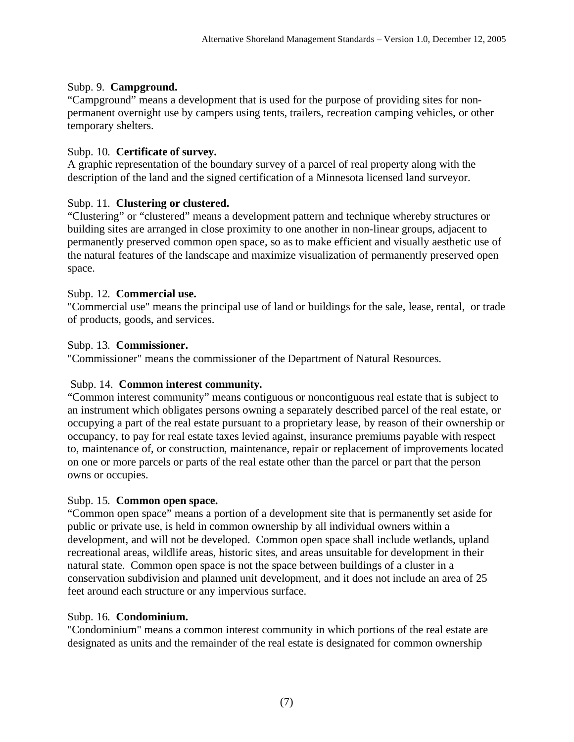Subp. 9. **Campground.**
“Campground” means a development that is used for the purpose of providing sites for non-permanent overnight use by campers using tents, trailers, recreation camping vehicles, or other temporary shelters.

Subp. 10. **Certificate of survey.**
A graphic representation of the boundary survey of a parcel of real property along with the description of the land and the signed certification of a Minnesota licensed land surveyor.

Subp. 11. **Clustering or clustered.**
“Clustering” or “clustered” means a development pattern and technique whereby structures or building sites are arranged in close proximity to one another in non-linear groups, adjacent to permanently preserved common open space, so as to make efficient and visually aesthetic use of the natural features of the landscape and maximize visualization of permanently preserved open space.

Subp. 12. **Commercial use.**
"Commercial use" means the principal use of land or buildings for the sale, lease, rental, or trade of products, goods, and services.

Subp. 13. **Commissioner.**
"Commissioner" means the commissioner of the Department of Natural Resources.

Subp. 14. **Common interest community.**
“Common interest community” means contiguous or noncontiguous real estate that is subject to an instrument which obligates persons owning a separately described parcel of the real estate, or occupying a part of the real estate pursuant to a proprietary lease, by reason of their ownership or occupancy, to pay for real estate taxes levied against, insurance premiums payable with respect to, maintenance of, or construction, maintenance, repair or replacement of improvements located on one or more parcels or parts of the real estate other than the parcel or part that the person owns or occupies.

Subp. 15. **Common open space.**
“Common open space” means a portion of a development site that is permanently set aside for public or private use, is held in common ownership by all individual owners within a development, and will not be developed. Common open space shall include wetlands, upland recreational areas, wildlife areas, historic sites, and areas unsuitable for development in their natural state. Common open space is not the space between buildings of a cluster in a conservation subdivision and planned unit development, and it does not include an area of 25 feet around each structure or any impervious surface.

Subp. 16. **Condominium.**
"Condominium" means a common interest community in which portions of the real estate are designated as units and the remainder of the real estate is designated for common ownership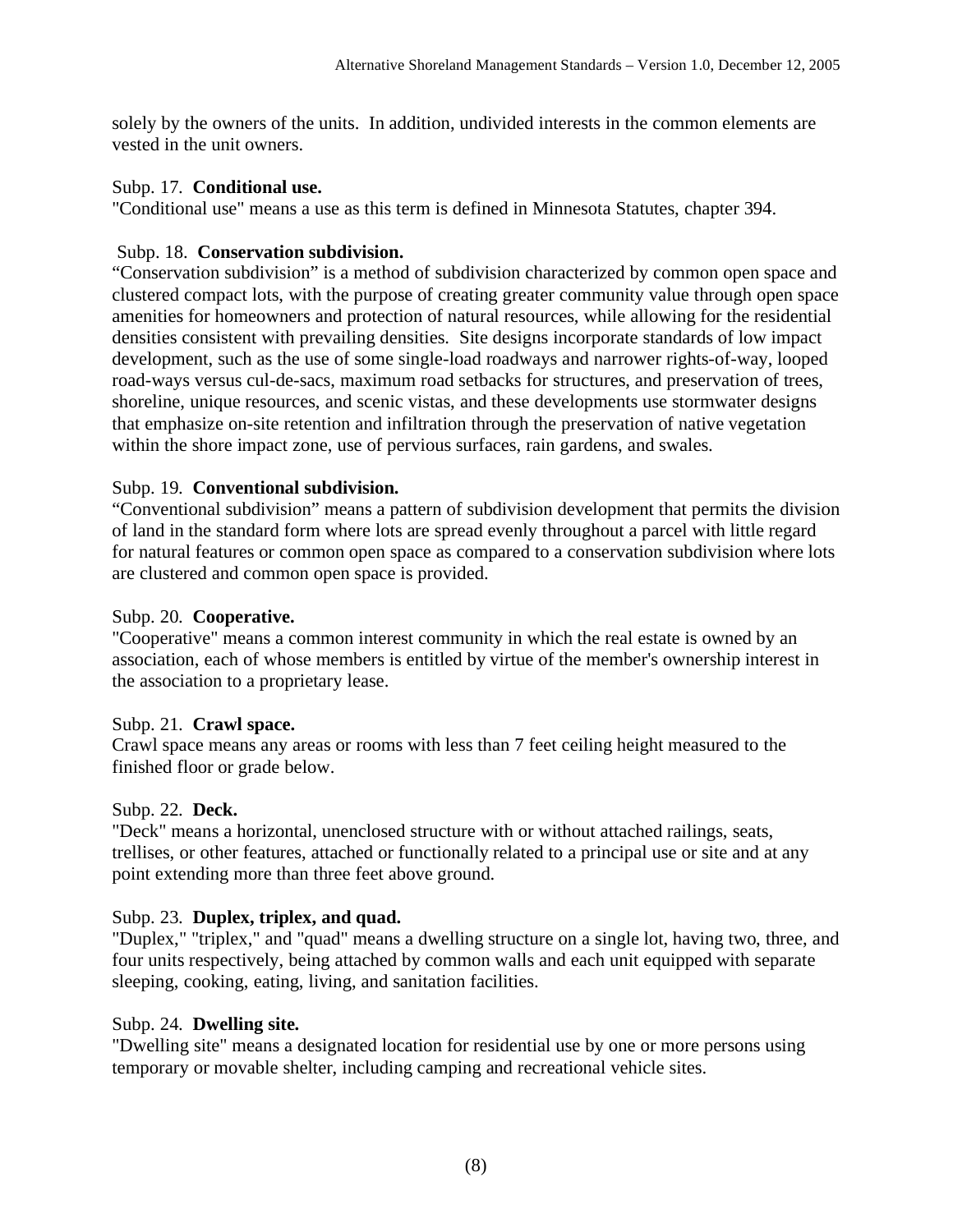solely by the owners of the units. In addition, undivided interests in the common elements are vested in the unit owners.

Subp. 17. **Conditional use.**
"Conditional use" means a use as this term is defined in Minnesota Statutes, chapter 394.

Subp. 18. **Conservation subdivision.**
"Conservation subdivision" is a method of subdivision characterized by common open space and clustered compact lots, with the purpose of creating greater community value through open space amenities for homeowners and protection of natural resources, while allowing for the residential densities consistent with prevailing densities. Site designs incorporate standards of low impact development, such as the use of some single-load roadways and narrower rights-of-way, looped road-ways versus cul-de-sacs, maximum road setbacks for structures, and preservation of trees, shoreline, unique resources, and scenic vistas, and these developments use stormwater designs that emphasize on-site retention and infiltration through the preservation of native vegetation within the shore impact zone, use of pervious surfaces, rain gardens, and swales.

Subp. 19. **Conventional subdivision.**
"Conventional subdivision" means a pattern of subdivision development that permits the division of land in the standard form where lots are spread evenly throughout a parcel with little regard for natural features or common open space as compared to a conservation subdivision where lots are clustered and common open space is provided.

Subp. 20. **Cooperative.**
"Cooperative" means a common interest community in which the real estate is owned by an association, each of whose members is entitled by virtue of the member's ownership interest in the association to a proprietary lease.

Subp. 21. **Crawl space.**
Crawl space means any areas or rooms with less than 7 feet ceiling height measured to the finished floor or grade below.

Subp. 22. **Deck.**
"Deck" means a horizontal, unenclosed structure with or without attached railings, seats, trellises, or other features, attached or functionally related to a principal use or site and at any point extending more than three feet above ground.

Subp. 23. **Duplex, triplex, and quad.**
"Duplex," "triplex," and "quad" means a dwelling structure on a single lot, having two, three, and four units respectively, being attached by common walls and each unit equipped with separate sleeping, cooking, eating, living, and sanitation facilities.

Subp. 24. **Dwelling site.**
"Dwelling site" means a designated location for residential use by one or more persons using temporary or movable shelter, including camping and recreational vehicle sites.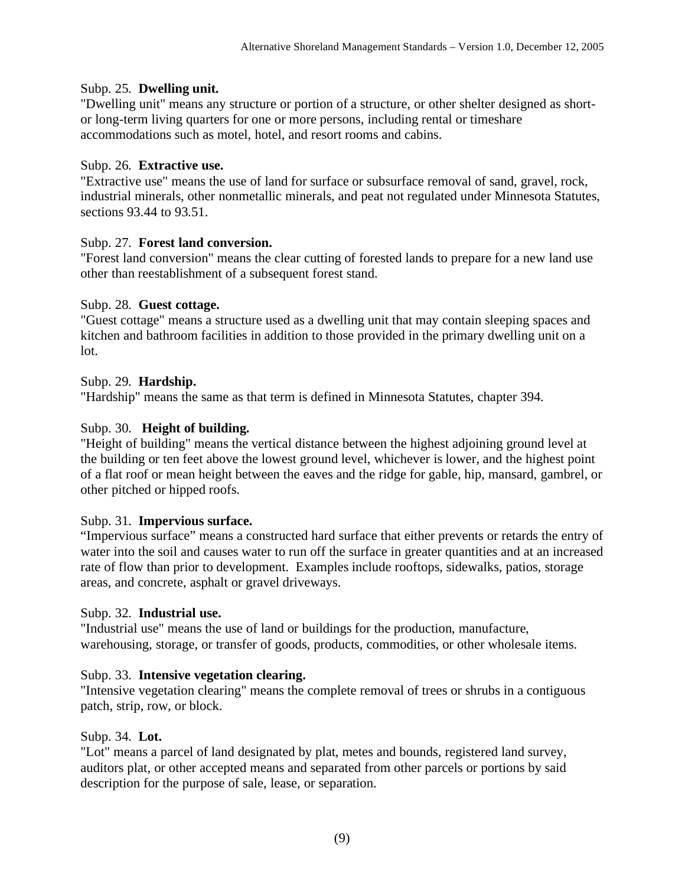Subp. 25. **Dwelling unit.**
"Dwelling unit" means any structure or portion of a structure, or other shelter designed as short- or long-term living quarters for one or more persons, including rental or timeshare accommodations such as motel, hotel, and resort rooms and cabins.

Subp. 26. **Extractive use.**
"Extractive use" means the use of land for surface or subsurface removal of sand, gravel, rock, industrial minerals, other nonmetallic minerals, and peat not regulated under Minnesota Statutes, sections 93.44 to 93.51.

Subp. 27. **Forest land conversion.**
"Forest land conversion" means the clear cutting of forested lands to prepare for a new land use other than reestablishment of a subsequent forest stand.

Subp. 28. **Guest cottage.**
"Guest cottage" means a structure used as a dwelling unit that may contain sleeping spaces and kitchen and bathroom facilities in addition to those provided in the primary dwelling unit on a lot.

Subp. 29. **Hardship.**
"Hardship" means the same as that term is defined in Minnesota Statutes, chapter 394.

Subp. 30. **Height of building.**
"Height of building" means the vertical distance between the highest adjoining ground level at the building or ten feet above the lowest ground level, whichever is lower, and the highest point of a flat roof or mean height between the eaves and the ridge for gable, hip, mansard, gambrel, or other pitched or hipped roofs.

Subp. 31. **Impervious surface.**
"Impervious surface" means a constructed hard surface that either prevents or retards the entry of water into the soil and causes water to run off the surface in greater quantities and at an increased rate of flow than prior to development. Examples include rooftops, sidewalks, patios, storage areas, and concrete, asphalt or gravel driveways.

Subp. 32. **Industrial use.**
"Industrial use" means the use of land or buildings for the production, manufacture, warehousing, storage, or transfer of goods, products, commodities, or other wholesale items.

Subp. 33. **Intensive vegetation clearing.**
"Intensive vegetation clearing" means the complete removal of trees or shrubs in a contiguous patch, strip, row, or block.

Subp. 34. **Lot.**
"Lot" means a parcel of land designated by plat, metes and bounds, registered land survey, auditors plat, or other accepted means and separated from other parcels or portions by said description for the purpose of sale, lease, or separation.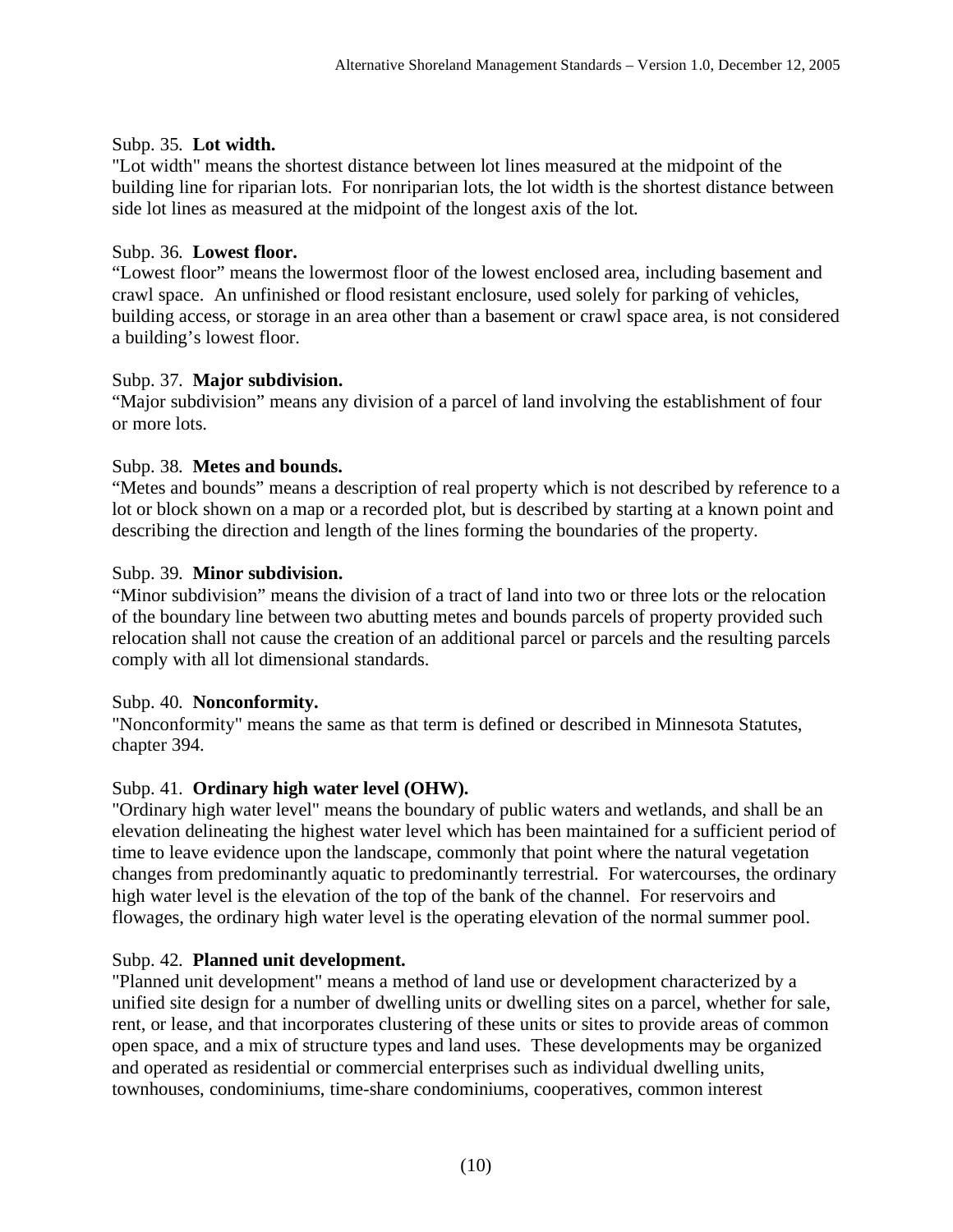Subp. 35. **Lot width.**
"Lot width" means the shortest distance between lot lines measured at the midpoint of the building line for riparian lots. For nonriparian lots, the lot width is the shortest distance between side lot lines as measured at the midpoint of the longest axis of the lot.

Subp. 36. **Lowest floor.**
"Lowest floor" means the lowermost floor of the lowest enclosed area, including basement and crawl space. An unfinished or flood resistant enclosure, used solely for parking of vehicles, building access, or storage in an area other than a basement or crawl space area, is not considered a building's lowest floor.

Subp. 37. **Major subdivision.**
"Major subdivision" means any division of a parcel of land involving the establishment of four or more lots.

Subp. 38. **Metes and bounds.**
"Metes and bounds" means a description of real property which is not described by reference to a lot or block shown on a map or a recorded plot, but is described by starting at a known point and describing the direction and length of the lines forming the boundaries of the property.

Subp. 39. **Minor subdivision.**
"Minor subdivision" means the division of a tract of land into two or three lots or the relocation of the boundary line between two abutting metes and bounds parcels of property provided such relocation shall not cause the creation of an additional parcel or parcels and the resulting parcels comply with all lot dimensional standards.

Subp. 40. **Nonconformity.**
"Nonconformity" means the same as that term is defined or described in Minnesota Statutes, chapter 394.

Subp. 41. **Ordinary high water level (OHW).**
"Ordinary high water level" means the boundary of public waters and wetlands, and shall be an elevation delineating the highest water level which has been maintained for a sufficient period of time to leave evidence upon the landscape, commonly that point where the natural vegetation changes from predominantly aquatic to predominantly terrestrial. For watercourses, the ordinary high water level is the elevation of the top of the bank of the channel. For reservoirs and flowages, the ordinary high water level is the operating elevation of the normal summer pool.

Subp. 42. **Planned unit development.**
"Planned unit development" means a method of land use or development characterized by a unified site design for a number of dwelling units or dwelling sites on a parcel, whether for sale, rent, or lease, and that incorporates clustering of these units or sites to provide areas of common open space, and a mix of structure types and land uses. These developments may be organized and operated as residential or commercial enterprises such as individual dwelling units, townhouses, condominiums, time-share condominiums, cooperatives, common interest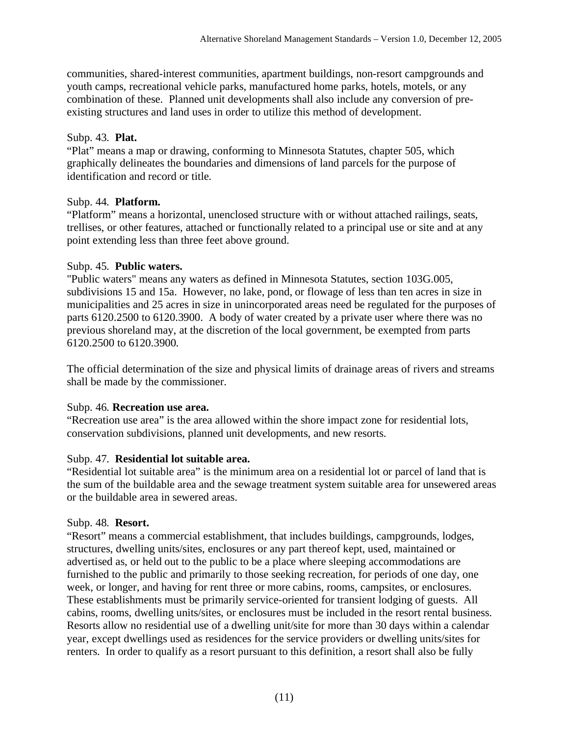communities, shared-interest communities, apartment buildings, non-resort campgrounds and youth camps, recreational vehicle parks, manufactured home parks, hotels, motels, or any combination of these. Planned unit developments shall also include any conversion of pre-existing structures and land uses in order to utilize this method of development.

Subp. 43. **Plat.**
"Plat" means a map or drawing, conforming to Minnesota Statutes, chapter 505, which graphically delineates the boundaries and dimensions of land parcels for the purpose of identification and record or title.

Subp. 44. **Platform.**
"Platform" means a horizontal, unenclosed structure with or without attached railings, seats, trellises, or other features, attached or functionally related to a principal use or site and at any point extending less than three feet above ground.

Subp. 45. **Public waters.**
"Public waters" means any waters as defined in Minnesota Statutes, section 103G.005, subdivisions 15 and 15a. However, no lake, pond, or flowage of less than ten acres in size in municipalities and 25 acres in size in unincorporated areas need be regulated for the purposes of parts 6120.2500 to 6120.3900. A body of water created by a private user where there was no previous shoreland may, at the discretion of the local government, be exempted from parts 6120.2500 to 6120.3900.

The official determination of the size and physical limits of drainage areas of rivers and streams shall be made by the commissioner.

Subp. 46. **Recreation use area.**
"Recreation use area" is the area allowed within the shore impact zone for residential lots, conservation subdivisions, planned unit developments, and new resorts.

Subp. 47. **Residential lot suitable area.**
"Residential lot suitable area" is the minimum area on a residential lot or parcel of land that is the sum of the buildable area and the sewage treatment system suitable area for unsewered areas or the buildable area in sewered areas.

Subp. 48. **Resort.**
"Resort" means a commercial establishment, that includes buildings, campgrounds, lodges, structures, dwelling units/sites, enclosures or any part thereof kept, used, maintained or advertised as, or held out to the public to be a place where sleeping accommodations are furnished to the public and primarily to those seeking recreation, for periods of one day, one week, or longer, and having for rent three or more cabins, rooms, campsites, or enclosures. These establishments must be primarily service-oriented for transient lodging of guests. All cabins, rooms, dwelling units/sites, or enclosures must be included in the resort rental business. Resorts allow no residential use of a dwelling unit/site for more than 30 days within a calendar year, except dwellings used as residences for the service providers or dwelling units/sites for renters. In order to qualify as a resort pursuant to this definition, a resort shall also be fully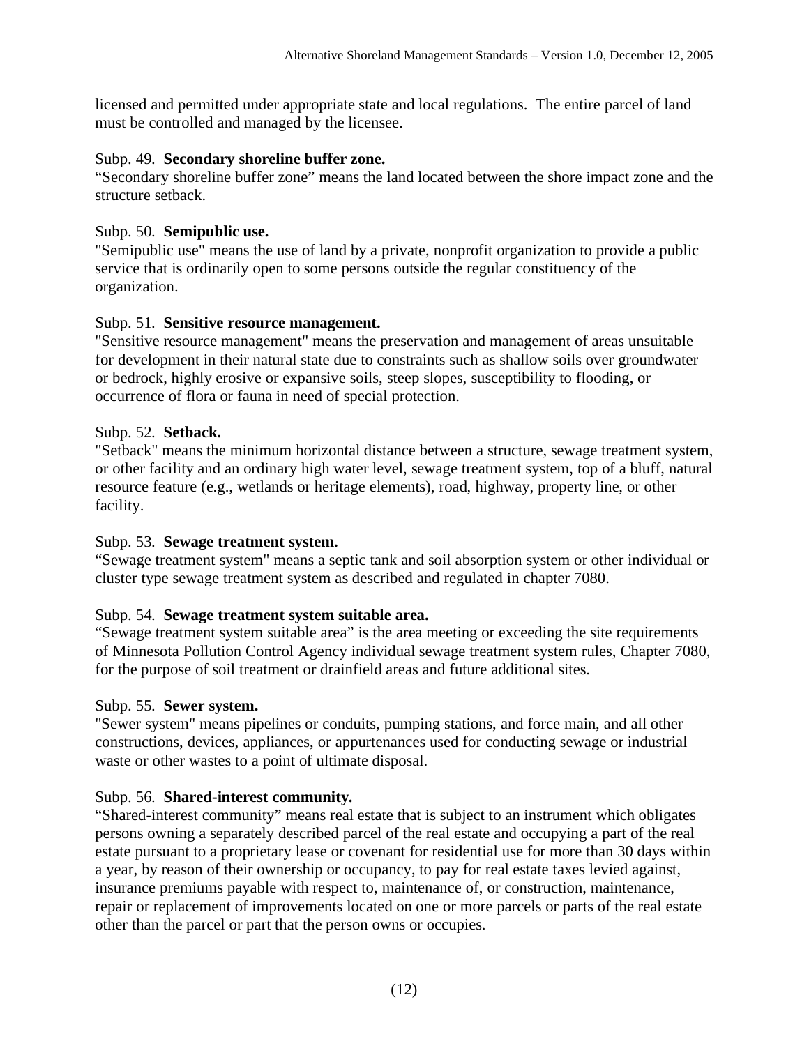licensed and permitted under appropriate state and local regulations. The entire parcel of land must be controlled and managed by the licensee.

Subp. 49. **Secondary shoreline buffer zone.**
"Secondary shoreline buffer zone" means the land located between the shore impact zone and the structure setback.

Subp. 50. **Semipublic use.**
"Semipublic use" means the use of land by a private, nonprofit organization to provide a public service that is ordinarily open to some persons outside the regular constituency of the organization.

Subp. 51. **Sensitive resource management.**
"Sensitive resource management" means the preservation and management of areas unsuitable for development in their natural state due to constraints such as shallow soils over groundwater or bedrock, highly erosive or expansive soils, steep slopes, susceptibility to flooding, or occurrence of flora or fauna in need of special protection.

Subp. 52. **Setback.**
"Setback" means the minimum horizontal distance between a structure, sewage treatment system, or other facility and an ordinary high water level, sewage treatment system, top of a bluff, natural resource feature (e.g., wetlands or heritage elements), road, highway, property line, or other facility.

Subp. 53. **Sewage treatment system.**
"Sewage treatment system" means a septic tank and soil absorption system or other individual or cluster type sewage treatment system as described and regulated in chapter 7080.

Subp. 54. **Sewage treatment system suitable area.**
"Sewage treatment system suitable area" is the area meeting or exceeding the site requirements of Minnesota Pollution Control Agency individual sewage treatment system rules, Chapter 7080, for the purpose of soil treatment or drainfield areas and future additional sites.

Subp. 55. **Sewer system.**
"Sewer system" means pipelines or conduits, pumping stations, and force main, and all other constructions, devices, appliances, or appurtenances used for conducting sewage or industrial waste or other wastes to a point of ultimate disposal.

Subp. 56. **Shared-interest community.**
"Shared-interest community" means real estate that is subject to an instrument which obligates persons owning a separately described parcel of the real estate and occupying a part of the real estate pursuant to a proprietary lease or covenant for residential use for more than 30 days within a year, by reason of their ownership or occupancy, to pay for real estate taxes levied against, insurance premiums payable with respect to, maintenance of, or construction, maintenance, repair or replacement of improvements located on one or more parcels or parts of the real estate other than the parcel or part that the person owns or occupies.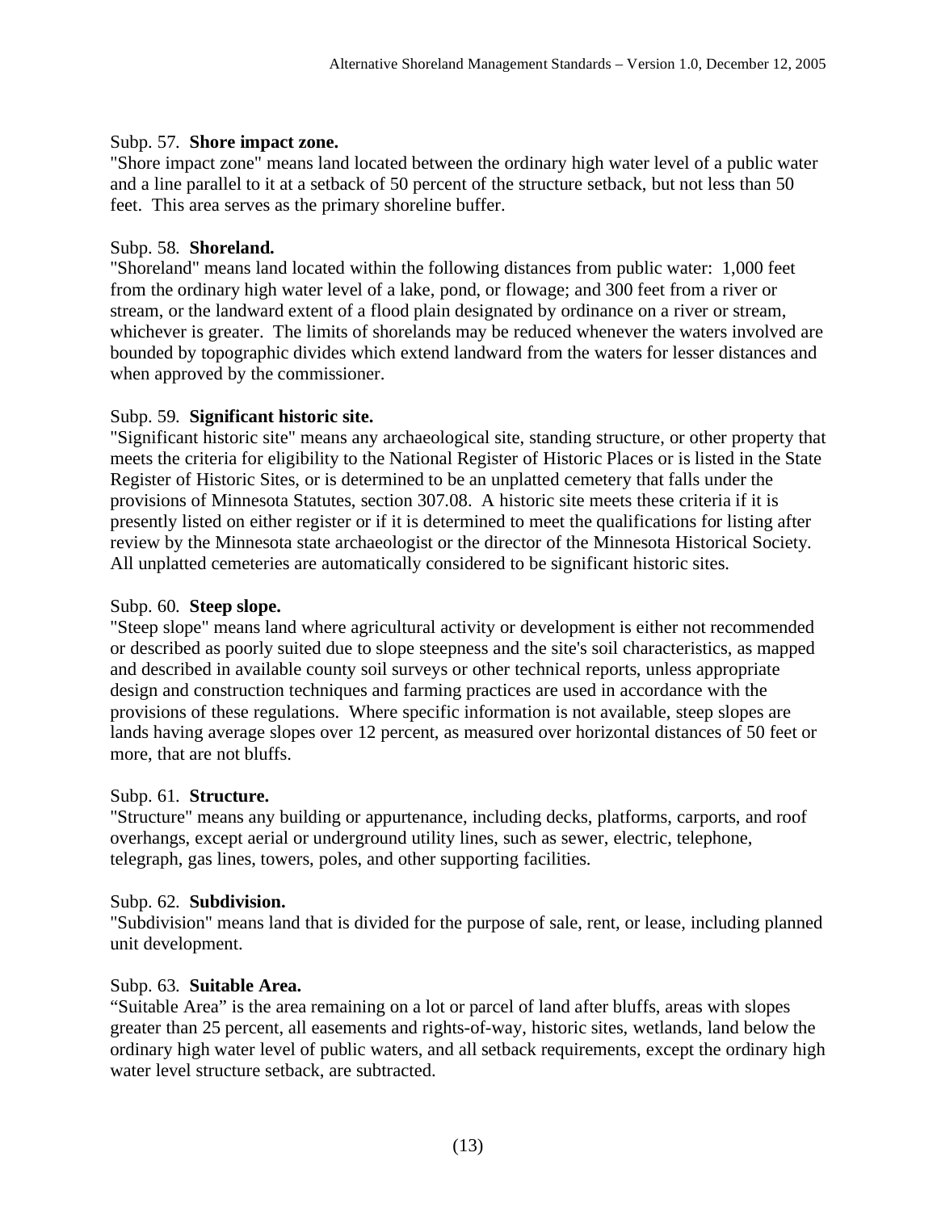Subp. 57. **Shore impact zone.**
"Shore impact zone" means land located between the ordinary high water level of a public water and a line parallel to it at a setback of 50 percent of the structure setback, but not less than 50 feet. This area serves as the primary shoreline buffer.

Subp. 58. **Shoreland.**
"Shoreland" means land located within the following distances from public water: 1,000 feet from the ordinary high water level of a lake, pond, or flowage; and 300 feet from a river or stream, or the landward extent of a flood plain designated by ordinance on a river or stream, whichever is greater. The limits of shorelands may be reduced whenever the waters involved are bounded by topographic divides which extend landward from the waters for lesser distances and when approved by the commissioner.

Subp. 59. **Significant historic site.**
"Significant historic site" means any archaeological site, standing structure, or other property that meets the criteria for eligibility to the National Register of Historic Places or is listed in the State Register of Historic Sites, or is determined to be an unplatted cemetery that falls under the provisions of Minnesota Statutes, section 307.08. A historic site meets these criteria if it is presently listed on either register or if it is determined to meet the qualifications for listing after review by the Minnesota state archaeologist or the director of the Minnesota Historical Society. All unplatted cemeteries are automatically considered to be significant historic sites.

Subp. 60. **Steep slope.**
"Steep slope" means land where agricultural activity or development is either not recommended or described as poorly suited due to slope steepness and the site's soil characteristics, as mapped and described in available county soil surveys or other technical reports, unless appropriate design and construction techniques and farming practices are used in accordance with the provisions of these regulations. Where specific information is not available, steep slopes are lands having average slopes over 12 percent, as measured over horizontal distances of 50 feet or more, that are not bluffs.

Subp. 61. **Structure.**
"Structure" means any building or appurtenance, including decks, platforms, carports, and roof overhangs, except aerial or underground utility lines, such as sewer, electric, telephone, telegraph, gas lines, towers, poles, and other supporting facilities.

Subp. 62. **Subdivision.**
"Subdivision" means land that is divided for the purpose of sale, rent, or lease, including planned unit development.

Subp. 63. **Suitable Area.**
"Suitable Area" is the area remaining on a lot or parcel of land after bluffs, areas with slopes greater than 25 percent, all easements and rights-of-way, historic sites, wetlands, land below the ordinary high water level of public waters, and all setback requirements, except the ordinary high water level structure setback, are subtracted.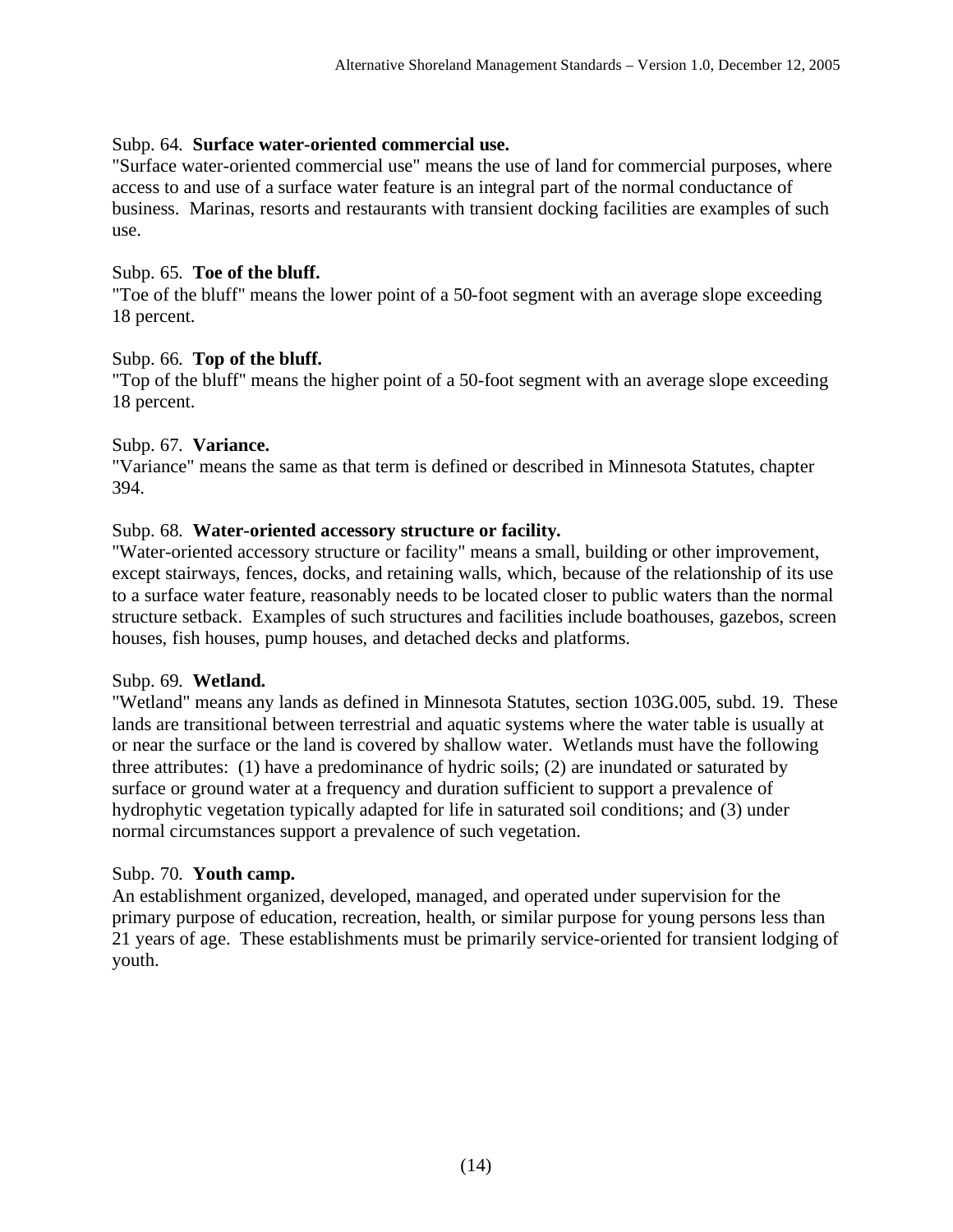Subp. 64. **Surface water-oriented commercial use.**
"Surface water-oriented commercial use" means the use of land for commercial purposes, where access to and use of a surface water feature is an integral part of the normal conductance of business. Marinas, resorts and restaurants with transient docking facilities are examples of such use.

Subp. 65. **Toe of the bluff.**
"Toe of the bluff" means the lower point of a 50-foot segment with an average slope exceeding 18 percent.

Subp. 66. **Top of the bluff.**
"Top of the bluff" means the higher point of a 50-foot segment with an average slope exceeding 18 percent.

Subp. 67. **Variance.**
"Variance" means the same as that term is defined or described in Minnesota Statutes, chapter 394.

Subp. 68. **Water-oriented accessory structure or facility.**
"Water-oriented accessory structure or facility" means a small, building or other improvement, except stairways, fences, docks, and retaining walls, which, because of the relationship of its use to a surface water feature, reasonably needs to be located closer to public waters than the normal structure setback. Examples of such structures and facilities include boathouses, gazebos, screen houses, fish houses, pump houses, and detached decks and platforms.

Subp. 69. **Wetland.**
"Wetland" means any lands as defined in Minnesota Statutes, section 103G.005, subd. 19. These lands are transitional between terrestrial and aquatic systems where the water table is usually at or near the surface or the land is covered by shallow water. Wetlands must have the following three attributes: (1) have a predominance of hydric soils; (2) are inundated or saturated by surface or ground water at a frequency and duration sufficient to support a prevalence of hydrophytic vegetation typically adapted for life in saturated soil conditions; and (3) under normal circumstances support a prevalence of such vegetation.

Subp. 70. **Youth camp.**
An establishment organized, developed, managed, and operated under supervision for the primary purpose of education, recreation, health, or similar purpose for young persons less than 21 years of age. These establishments must be primarily service-oriented for transient lodging of youth.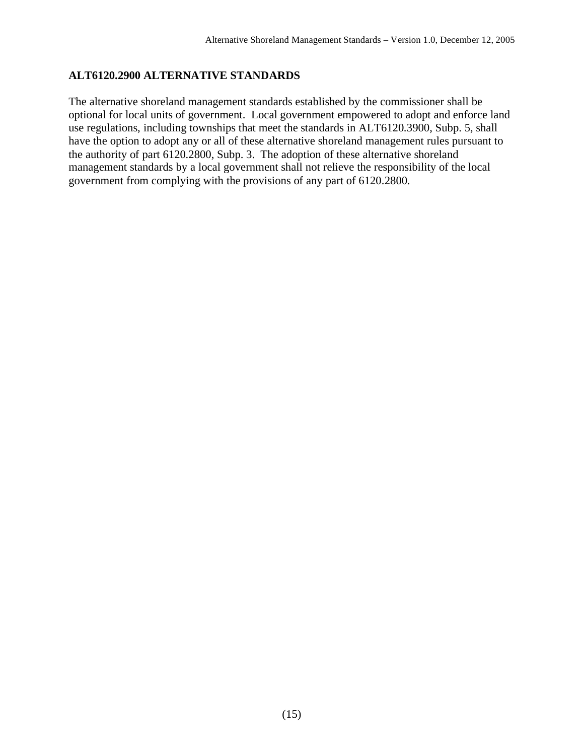## ALT6120.2900 ALTERNATIVE STANDARDS

The alternative shoreland management standards established by the commissioner shall be optional for local units of government. Local government empowered to adopt and enforce land use regulations, including townships that meet the standards in ALT6120.3900, Subp. 5, shall have the option to adopt any or all of these alternative shoreland management rules pursuant to the authority of part 6120.2800, Subp. 3. The adoption of these alternative shoreland management standards by a local government shall not relieve the responsibility of the local government from complying with the provisions of any part of 6120.2800.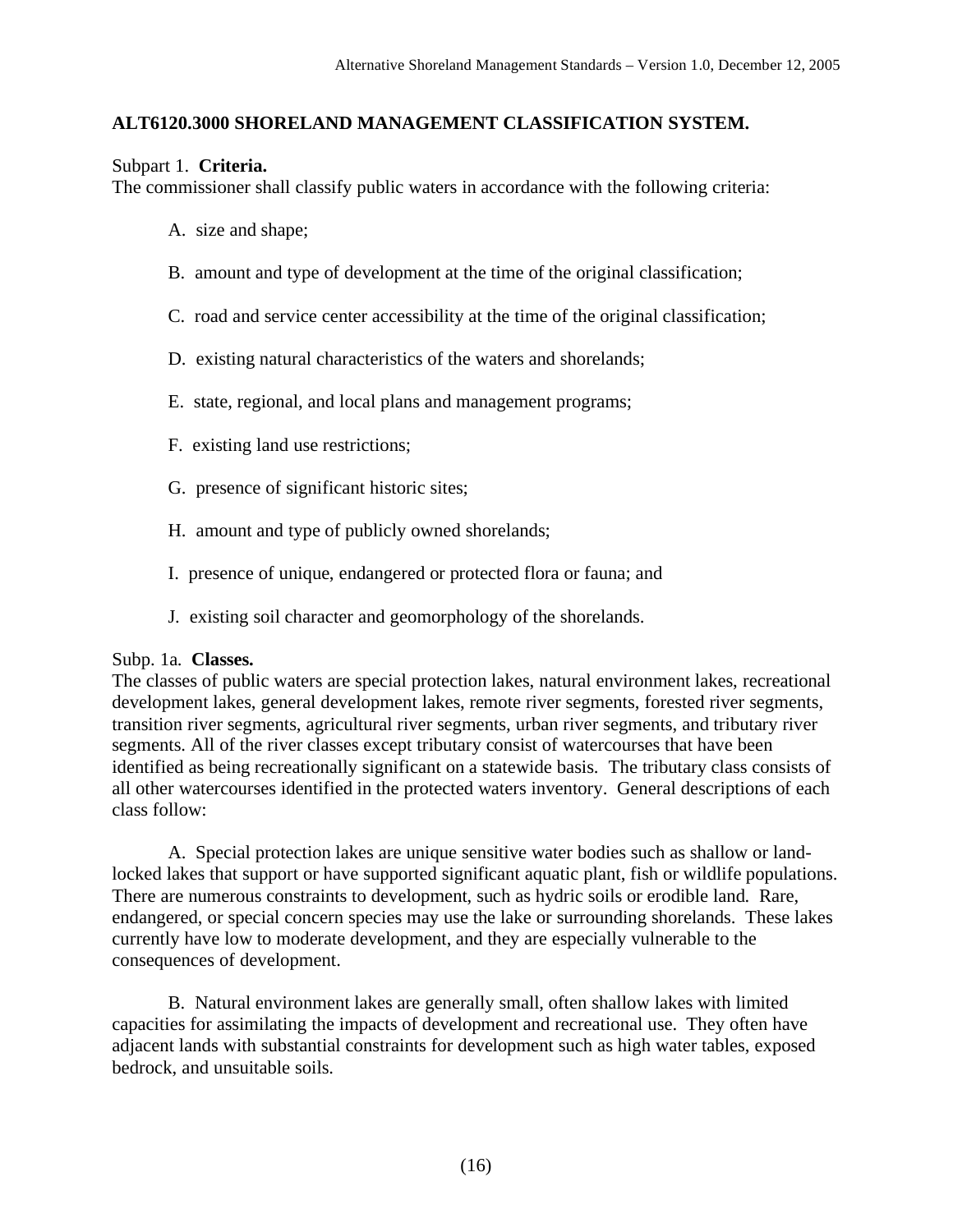## ALT6120.3000 SHORELAND MANAGEMENT CLASSIFICATION SYSTEM.

Subpart 1. **Criteria.**
The commissioner shall classify public waters in accordance with the following criteria:

A. size and shape;

B. amount and type of development at the time of the original classification;

C. road and service center accessibility at the time of the original classification;

D. existing natural characteristics of the waters and shorelands;

E. state, regional, and local plans and management programs;

F. existing land use restrictions;

G. presence of significant historic sites;

H. amount and type of publicly owned shorelands;

I. presence of unique, endangered or protected flora or fauna; and

J. existing soil character and geomorphology of the shorelands.

Subp. 1a. **Classes.**
The classes of public waters are special protection lakes, natural environment lakes, recreational development lakes, general development lakes, remote river segments, forested river segments, transition river segments, agricultural river segments, urban river segments, and tributary river segments. All of the river classes except tributary consist of watercourses that have been identified as being recreationally significant on a statewide basis. The tributary class consists of all other watercourses identified in the protected waters inventory. General descriptions of each class follow:

A. Special protection lakes are unique sensitive water bodies such as shallow or land-locked lakes that support or have supported significant aquatic plant, fish or wildlife populations. There are numerous constraints to development, such as hydric soils or erodible land. Rare, endangered, or special concern species may use the lake or surrounding shorelands. These lakes currently have low to moderate development, and they are especially vulnerable to the consequences of development.

B. Natural environment lakes are generally small, often shallow lakes with limited capacities for assimilating the impacts of development and recreational use. They often have adjacent lands with substantial constraints for development such as high water tables, exposed bedrock, and unsuitable soils.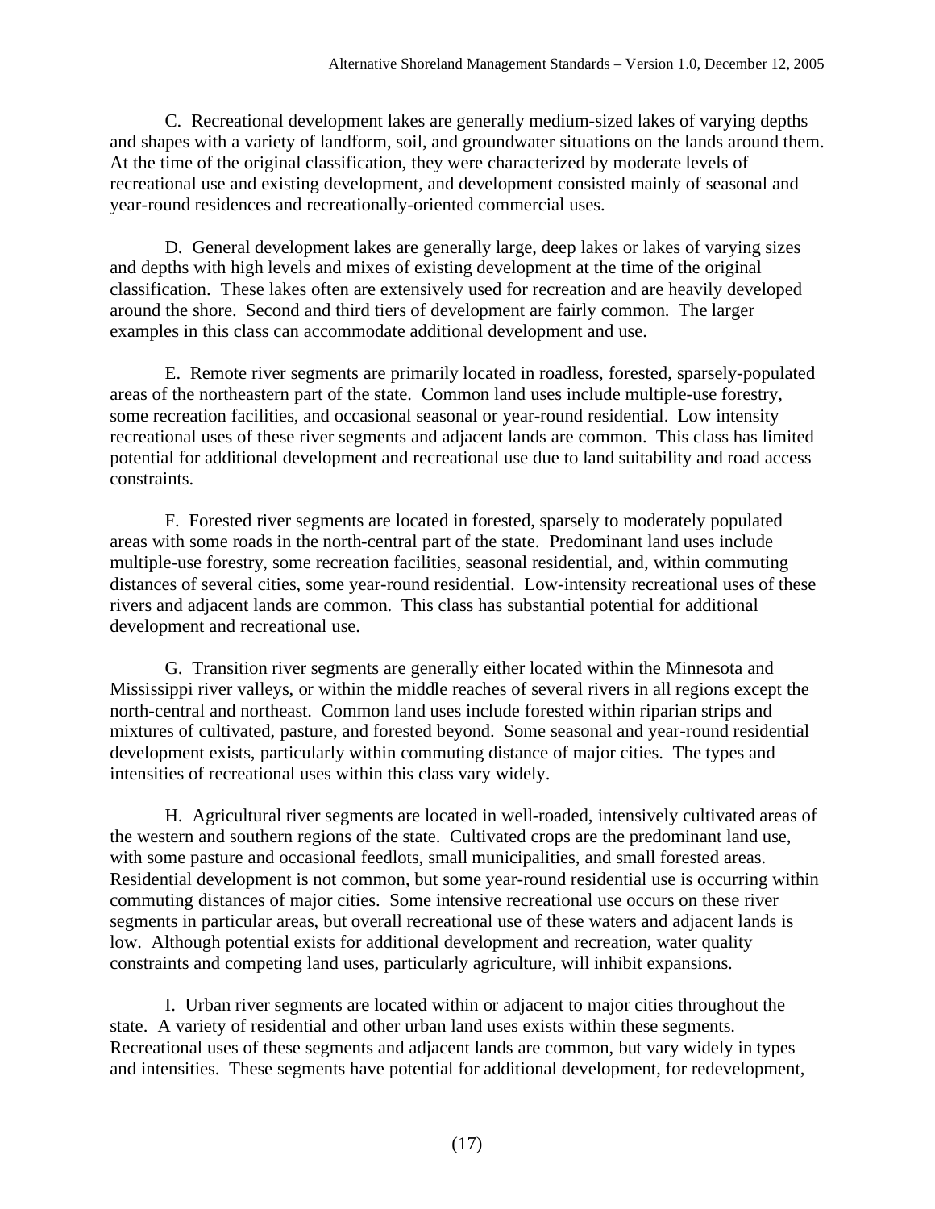C. Recreational development lakes are generally medium-sized lakes of varying depths and shapes with a variety of landform, soil, and groundwater situations on the lands around them. At the time of the original classification, they were characterized by moderate levels of recreational use and existing development, and development consisted mainly of seasonal and year-round residences and recreationally-oriented commercial uses.

D. General development lakes are generally large, deep lakes or lakes of varying sizes and depths with high levels and mixes of existing development at the time of the original classification. These lakes often are extensively used for recreation and are heavily developed around the shore. Second and third tiers of development are fairly common. The larger examples in this class can accommodate additional development and use.

E. Remote river segments are primarily located in roadless, forested, sparsely-populated areas of the northeastern part of the state. Common land uses include multiple-use forestry, some recreation facilities, and occasional seasonal or year-round residential. Low intensity recreational uses of these river segments and adjacent lands are common. This class has limited potential for additional development and recreational use due to land suitability and road access constraints.

F. Forested river segments are located in forested, sparsely to moderately populated areas with some roads in the north-central part of the state. Predominant land uses include multiple-use forestry, some recreation facilities, seasonal residential, and, within commuting distances of several cities, some year-round residential. Low-intensity recreational uses of these rivers and adjacent lands are common. This class has substantial potential for additional development and recreational use.

G. Transition river segments are generally either located within the Minnesota and Mississippi river valleys, or within the middle reaches of several rivers in all regions except the north-central and northeast. Common land uses include forested within riparian strips and mixtures of cultivated, pasture, and forested beyond. Some seasonal and year-round residential development exists, particularly within commuting distance of major cities. The types and intensities of recreational uses within this class vary widely.

H. Agricultural river segments are located in well-roaded, intensively cultivated areas of the western and southern regions of the state. Cultivated crops are the predominant land use, with some pasture and occasional feedlots, small municipalities, and small forested areas. Residential development is not common, but some year-round residential use is occurring within commuting distances of major cities. Some intensive recreational use occurs on these river segments in particular areas, but overall recreational use of these waters and adjacent lands is low. Although potential exists for additional development and recreation, water quality constraints and competing land uses, particularly agriculture, will inhibit expansions.

I. Urban river segments are located within or adjacent to major cities throughout the state. A variety of residential and other urban land uses exists within these segments. Recreational uses of these segments and adjacent lands are common, but vary widely in types and intensities. These segments have potential for additional development, for redevelopment,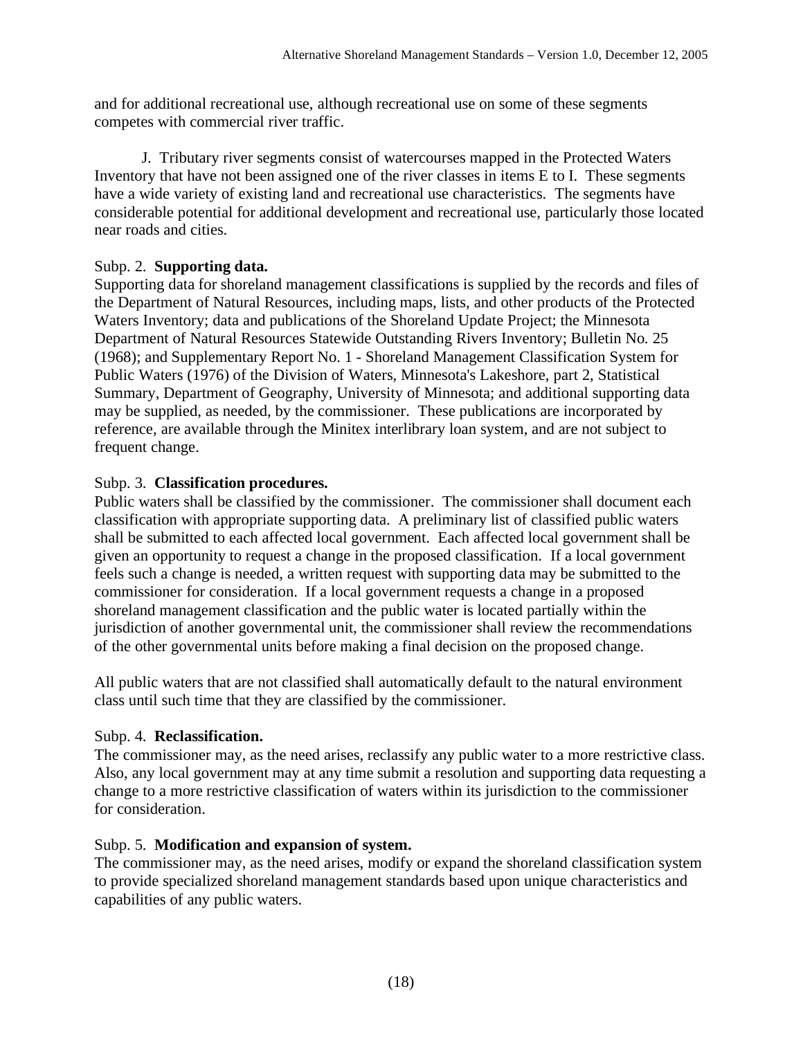and for additional recreational use, although recreational use on some of these segments competes with commercial river traffic.

J. Tributary river segments consist of watercourses mapped in the Protected Waters Inventory that have not been assigned one of the river classes in items E to I. These segments have a wide variety of existing land and recreational use characteristics. The segments have considerable potential for additional development and recreational use, particularly those located near roads and cities.

Subp. 2. **Supporting data.**
Supporting data for shoreland management classifications is supplied by the records and files of the Department of Natural Resources, including maps, lists, and other products of the Protected Waters Inventory; data and publications of the Shoreland Update Project; the Minnesota Department of Natural Resources Statewide Outstanding Rivers Inventory; Bulletin No. 25 (1968); and Supplementary Report No. 1 - Shoreland Management Classification System for Public Waters (1976) of the Division of Waters, Minnesota's Lakeshore, part 2, Statistical Summary, Department of Geography, University of Minnesota; and additional supporting data may be supplied, as needed, by the commissioner. These publications are incorporated by reference, are available through the Minitex interlibrary loan system, and are not subject to frequent change.

Subp. 3. **Classification procedures.**
Public waters shall be classified by the commissioner. The commissioner shall document each classification with appropriate supporting data. A preliminary list of classified public waters shall be submitted to each affected local government. Each affected local government shall be given an opportunity to request a change in the proposed classification. If a local government feels such a change is needed, a written request with supporting data may be submitted to the commissioner for consideration. If a local government requests a change in a proposed shoreland management classification and the public water is located partially within the jurisdiction of another governmental unit, the commissioner shall review the recommendations of the other governmental units before making a final decision on the proposed change.

All public waters that are not classified shall automatically default to the natural environment class until such time that they are classified by the commissioner.

Subp. 4. **Reclassification.**
The commissioner may, as the need arises, reclassify any public water to a more restrictive class. Also, any local government may at any time submit a resolution and supporting data requesting a change to a more restrictive classification of waters within its jurisdiction to the commissioner for consideration.

Subp. 5. **Modification and expansion of system.**
The commissioner may, as the need arises, modify or expand the shoreland classification system to provide specialized shoreland management standards based upon unique characteristics and capabilities of any public waters.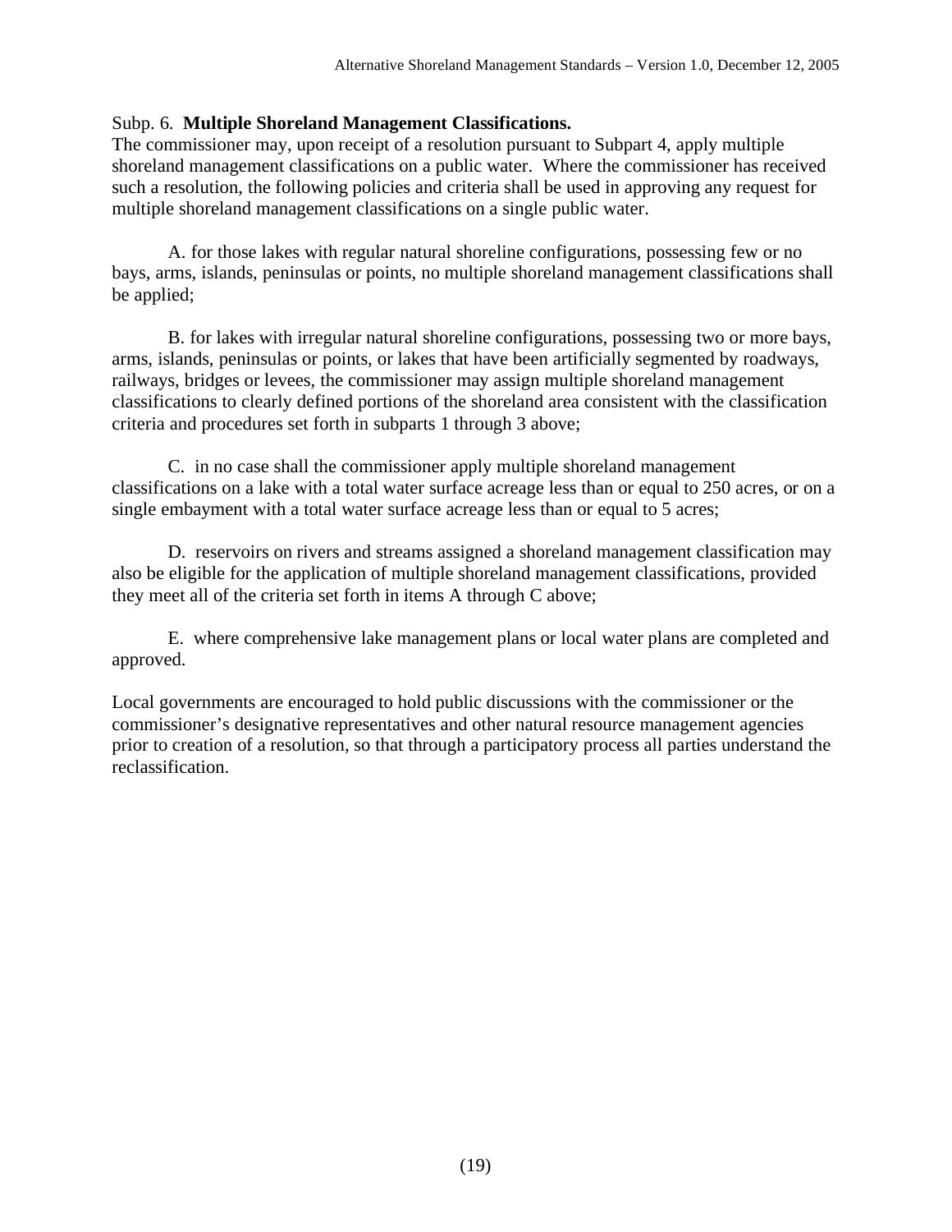Subp. 6. **Multiple Shoreland Management Classifications.**
The commissioner may, upon receipt of a resolution pursuant to Subpart 4, apply multiple shoreland management classifications on a public water. Where the commissioner has received such a resolution, the following policies and criteria shall be used in approving any request for multiple shoreland management classifications on a single public water.

A. for those lakes with regular natural shoreline configurations, possessing few or no bays, arms, islands, peninsulas or points, no multiple shoreland management classifications shall be applied;

B. for lakes with irregular natural shoreline configurations, possessing two or more bays, arms, islands, peninsulas or points, or lakes that have been artificially segmented by roadways, railways, bridges or levees, the commissioner may assign multiple shoreland management classifications to clearly defined portions of the shoreland area consistent with the classification criteria and procedures set forth in subparts 1 through 3 above;

C. in no case shall the commissioner apply multiple shoreland management classifications on a lake with a total water surface acreage less than or equal to 250 acres, or on a single embayment with a total water surface acreage less than or equal to 5 acres;

D. reservoirs on rivers and streams assigned a shoreland management classification may also be eligible for the application of multiple shoreland management classifications, provided they meet all of the criteria set forth in items A through C above;

E. where comprehensive lake management plans or local water plans are completed and approved.

Local governments are encouraged to hold public discussions with the commissioner or the commissioner's designative representatives and other natural resource management agencies prior to creation of a resolution, so that through a participatory process all parties understand the reclassification.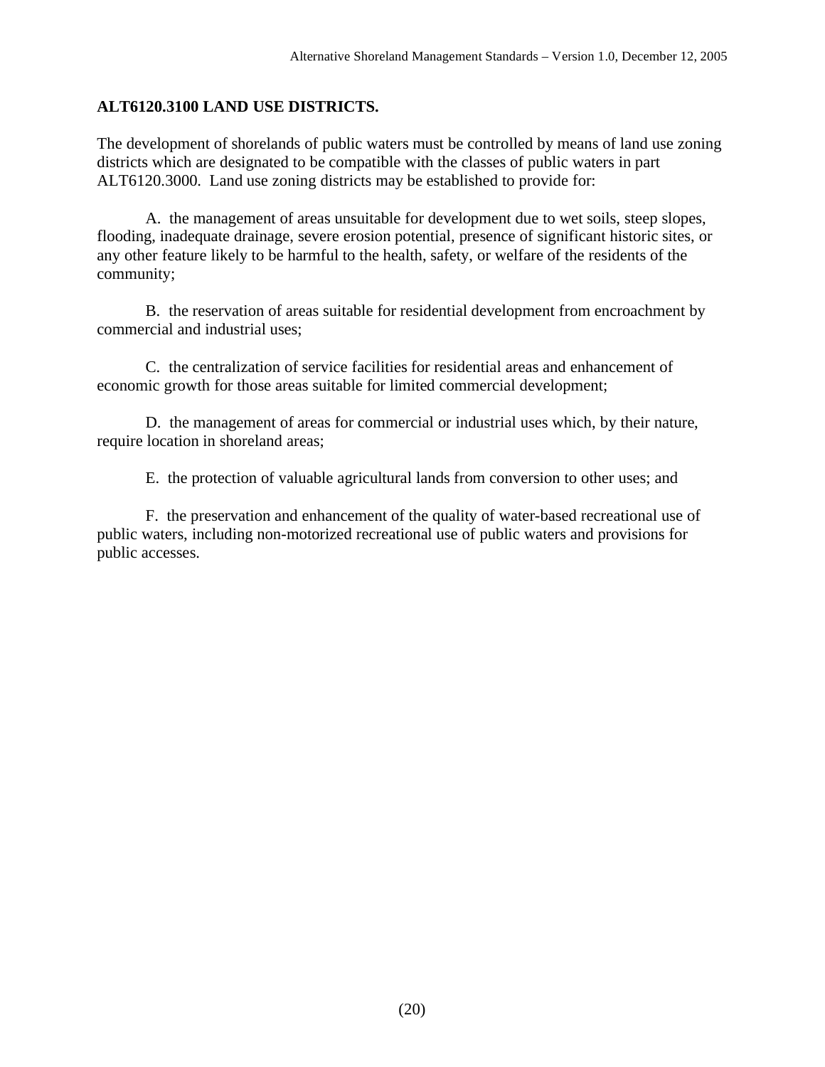**ALT6120.3100 LAND USE DISTRICTS.**

The development of shorelands of public waters must be controlled by means of land use zoning districts which are designated to be compatible with the classes of public waters in part ALT6120.3000. Land use zoning districts may be established to provide for:

A. the management of areas unsuitable for development due to wet soils, steep slopes, flooding, inadequate drainage, severe erosion potential, presence of significant historic sites, or any other feature likely to be harmful to the health, safety, or welfare of the residents of the community;

B. the reservation of areas suitable for residential development from encroachment by commercial and industrial uses;

C. the centralization of service facilities for residential areas and enhancement of economic growth for those areas suitable for limited commercial development;

D. the management of areas for commercial or industrial uses which, by their nature, require location in shoreland areas;

E. the protection of valuable agricultural lands from conversion to other uses; and

F. the preservation and enhancement of the quality of water-based recreational use of public waters, including non-motorized recreational use of public waters and provisions for public accesses.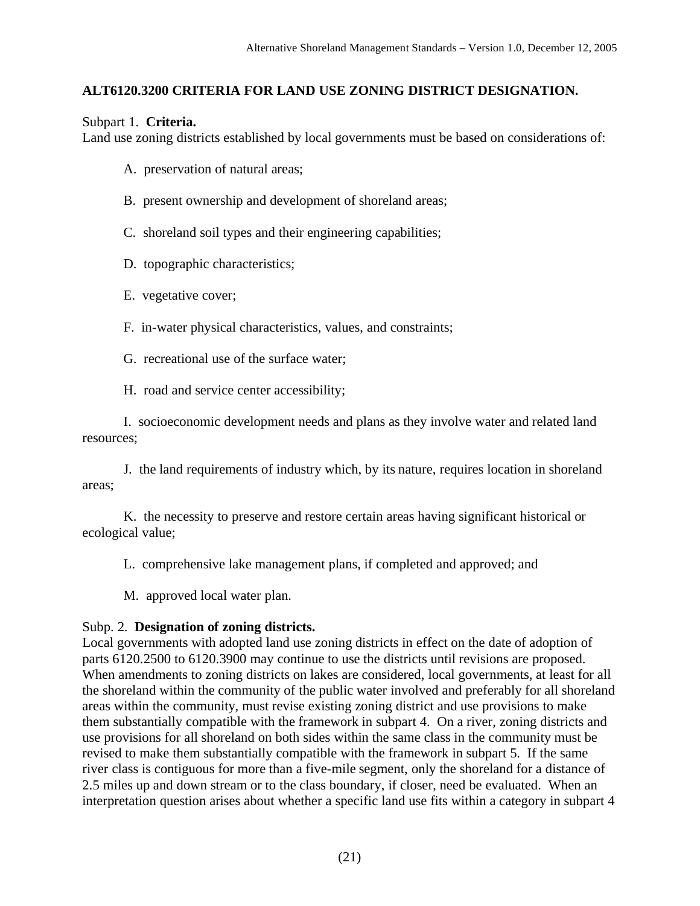## ALT6120.3200 CRITERIA FOR LAND USE ZONING DISTRICT DESIGNATION.

Subpart 1. **Criteria.**
Land use zoning districts established by local governments must be based on considerations of:

A. preservation of natural areas;

B. present ownership and development of shoreland areas;

C. shoreland soil types and their engineering capabilities;

D. topographic characteristics;

E. vegetative cover;

F. in-water physical characteristics, values, and constraints;

G. recreational use of the surface water;

H. road and service center accessibility;

I. socioeconomic development needs and plans as they involve water and related land resources;

J. the land requirements of industry which, by its nature, requires location in shoreland areas;

K. the necessity to preserve and restore certain areas having significant historical or ecological value;

L. comprehensive lake management plans, if completed and approved; and

M. approved local water plan.

Subp. 2. **Designation of zoning districts.**
Local governments with adopted land use zoning districts in effect on the date of adoption of parts 6120.2500 to 6120.3900 may continue to use the districts until revisions are proposed. When amendments to zoning districts on lakes are considered, local governments, at least for all the shoreland within the community of the public water involved and preferably for all shoreland areas within the community, must revise existing zoning district and use provisions to make them substantially compatible with the framework in subpart 4. On a river, zoning districts and use provisions for all shoreland on both sides within the same class in the community must be revised to make them substantially compatible with the framework in subpart 5. If the same river class is contiguous for more than a five-mile segment, only the shoreland for a distance of 2.5 miles up and down stream or to the class boundary, if closer, need be evaluated. When an interpretation question arises about whether a specific land use fits within a category in subpart 4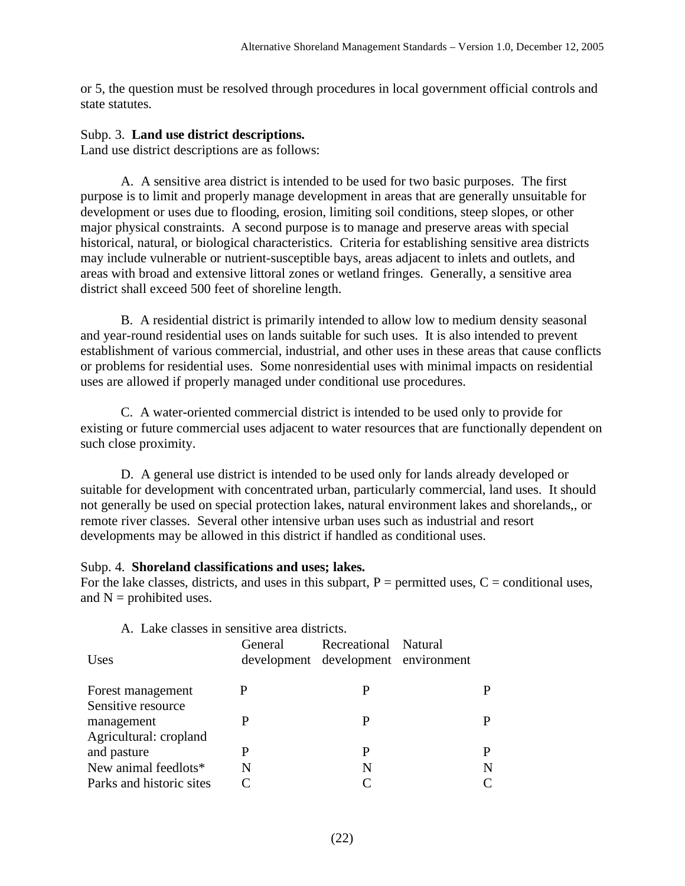or 5, the question must be resolved through procedures in local government official controls and state statutes.

Subp. 3. **Land use district descriptions.**
Land use district descriptions are as follows:

A. A sensitive area district is intended to be used for two basic purposes. The first purpose is to limit and properly manage development in areas that are generally unsuitable for development or uses due to flooding, erosion, limiting soil conditions, steep slopes, or other major physical constraints. A second purpose is to manage and preserve areas with special historical, natural, or biological characteristics. Criteria for establishing sensitive area districts may include vulnerable or nutrient-susceptible bays, areas adjacent to inlets and outlets, and areas with broad and extensive littoral zones or wetland fringes. Generally, a sensitive area district shall exceed 500 feet of shoreline length.

B. A residential district is primarily intended to allow low to medium density seasonal and year-round residential uses on lands suitable for such uses. It is also intended to prevent establishment of various commercial, industrial, and other uses in these areas that cause conflicts or problems for residential uses. Some nonresidential uses with minimal impacts on residential uses are allowed if properly managed under conditional use procedures.

C. A water-oriented commercial district is intended to be used only to provide for existing or future commercial uses adjacent to water resources that are functionally dependent on such close proximity.

D. A general use district is intended to be used only for lands already developed or suitable for development with concentrated urban, particularly commercial, land uses. It should not generally be used on special protection lakes, natural environment lakes and shorelands,, or remote river classes. Several other intensive urban uses such as industrial and resort developments may be allowed in this district if handled as conditional uses.

Subp. 4. **Shoreland classifications and uses; lakes.**
For the lake classes, districts, and uses in this subpart, P = permitted uses, C = conditional uses, and N = prohibited uses.

A. Lake classes in sensitive area districts.

| Uses | General development | Recreational development | Natural environment |
|---|---|---|---|
| Forest management | P | P | P |
| Sensitive resource management | P | P | P |
| Agricultural: cropland and pasture | P | P | P |
| New animal feedlots* | N | N | N |
| Parks and historic sites | C | C | C |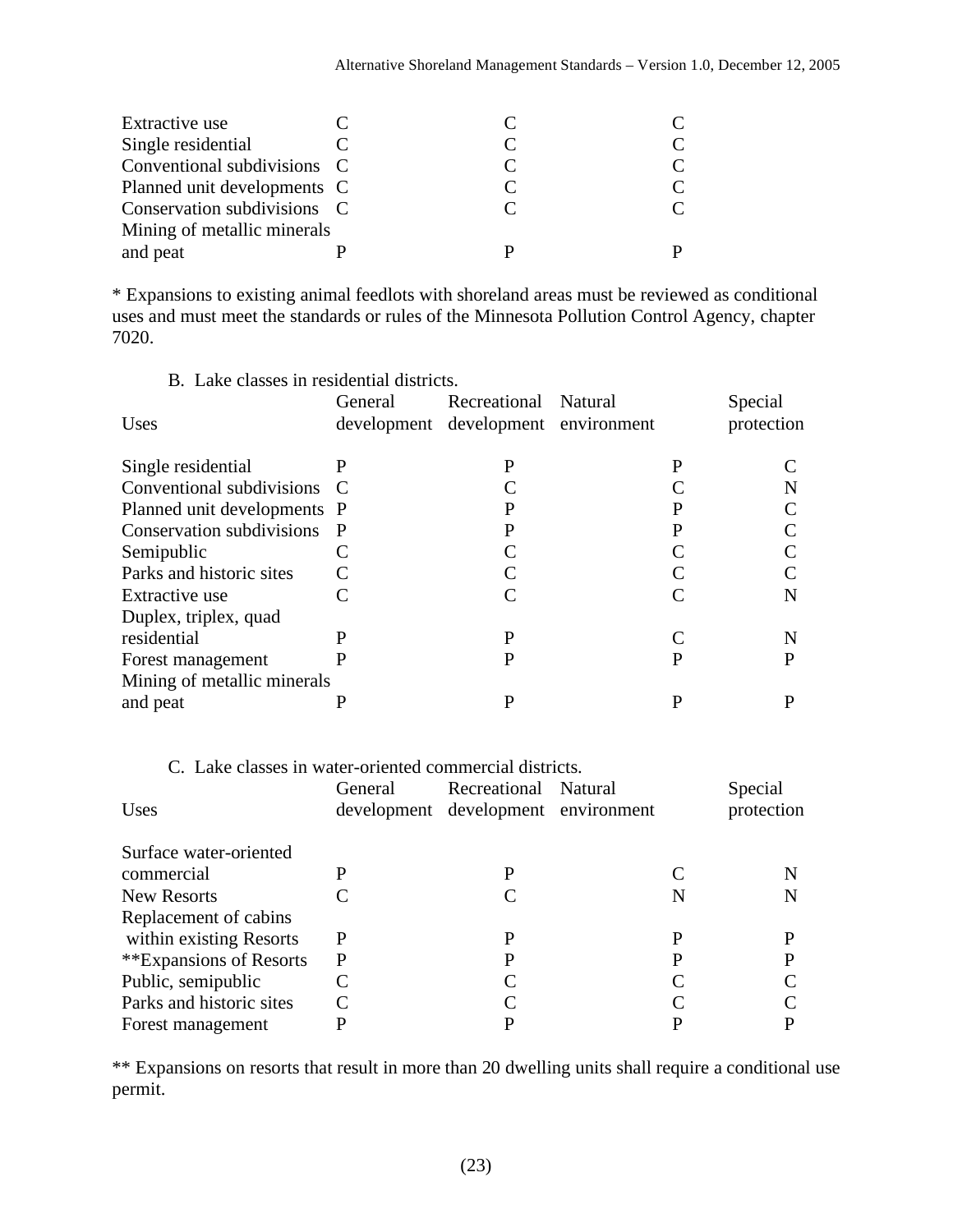| | | | |
|---|---|---|---|
| Extractive use | C | C | C |
| Single residential | C | C | C |
| Conventional subdivisions | C | C | C |
| Planned unit developments | C | C | C |
| Conservation subdivisions | C | C | C |
| Mining of metallic minerals and peat | P | P | P |

* Expansions to existing animal feedlots with shoreland areas must be reviewed as conditional uses and must meet the standards or rules of the Minnesota Pollution Control Agency, chapter 7020.

B. Lake classes in residential districts.

| Uses | General development | Recreational development | Natural environment | Special protection |
|---|---|---|---|---|
| Single residential | P | P | P | C |
| Conventional subdivisions | C | C | C | N |
| Planned unit developments | P | P | P | C |
| Conservation subdivisions | P | P | P | C |
| Semipublic | C | C | C | C |
| Parks and historic sites | C | C | C | C |
| Extractive use | C | C | C | N |
| Duplex, triplex, quad residential | P | P | C | N |
| Forest management | P | P | P | P |
| Mining of metallic minerals and peat | P | P | P | P |

C. Lake classes in water-oriented commercial districts.

| Uses | General development | Recreational development | Natural environment | Special protection |
|---|---|---|---|---|
| Surface water-oriented commercial | P | P | C | N |
| New Resorts | C | C | N | N |
| Replacement of cabins within existing Resorts | P | P | P | P |
| **Expansions of Resorts | P | P | P | P |
| Public, semipublic | C | C | C | C |
| Parks and historic sites | C | C | C | C |
| Forest management | P | P | P | P |

** Expansions on resorts that result in more than 20 dwelling units shall require a conditional use permit.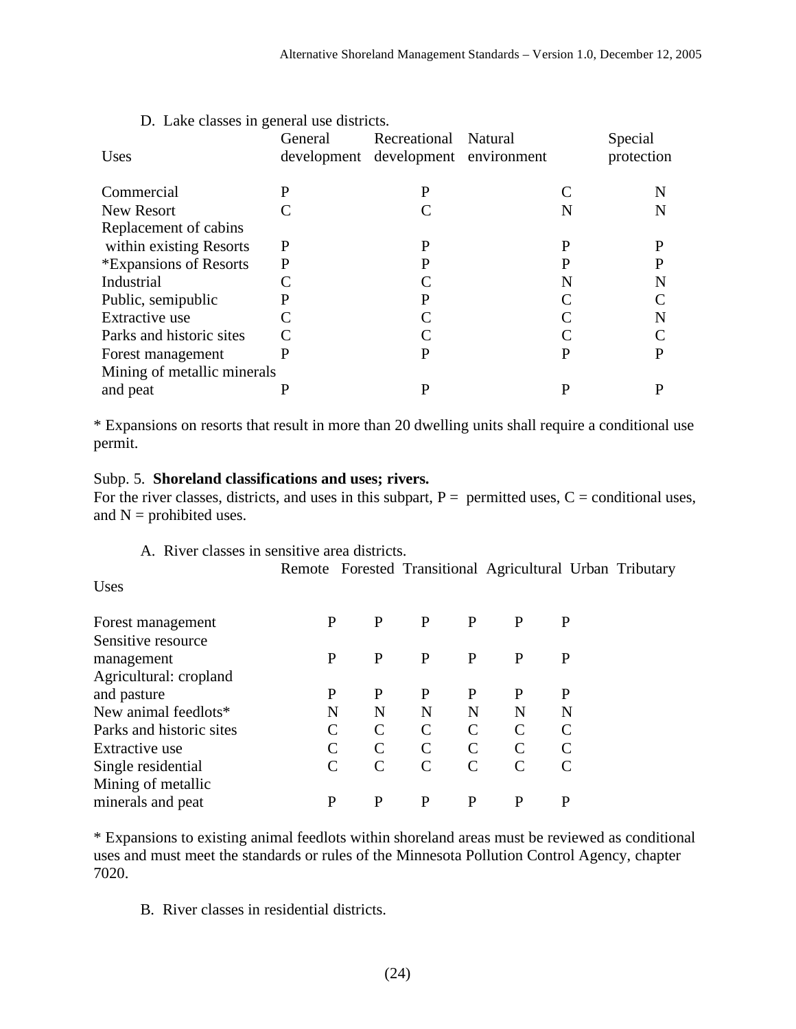D. Lake classes in general use districts.

| Uses | General development | Recreational development | Natural environment | Special protection |
|---|---|---|---|---|
| Commercial | P | P | C | N |
| New Resort | C | C | N | N |
| Replacement of cabins within existing Resorts | P | P | P | P |
| *Expansions of Resorts | P | P | P | P |
| Industrial | C | C | N | N |
| Public, semipublic | P | P | C | C |
| Extractive use | C | C | C | N |
| Parks and historic sites | C | C | C | C |
| Forest management | P | P | P | P |
| Mining of metallic minerals and peat | P | P | P | P |

* Expansions on resorts that result in more than 20 dwelling units shall require a conditional use permit.

Subp. 5. **Shoreland classifications and uses; rivers.**
For the river classes, districts, and uses in this subpart, P = permitted uses, C = conditional uses, and N = prohibited uses.

A. River classes in sensitive area districts.

| Uses | Remote | Forested | Transitional | Agricultural | Urban | Tributary |
|---|---|---|---|---|---|---|
| Forest management | P | P | P | P | P | P |
| Sensitive resource management | P | P | P | P | P | P |
| Agricultural: cropland and pasture | P | P | P | P | P | P |
| New animal feedlots* | N | N | N | N | N | N |
| Parks and historic sites | C | C | C | C | C | C |
| Extractive use | C | C | C | C | C | C |
| Single residential | C | C | C | C | C | C |
| Mining of metallic minerals and peat | P | P | P | P | P | P |

* Expansions to existing animal feedlots within shoreland areas must be reviewed as conditional uses and must meet the standards or rules of the Minnesota Pollution Control Agency, chapter 7020.

B. River classes in residential districts.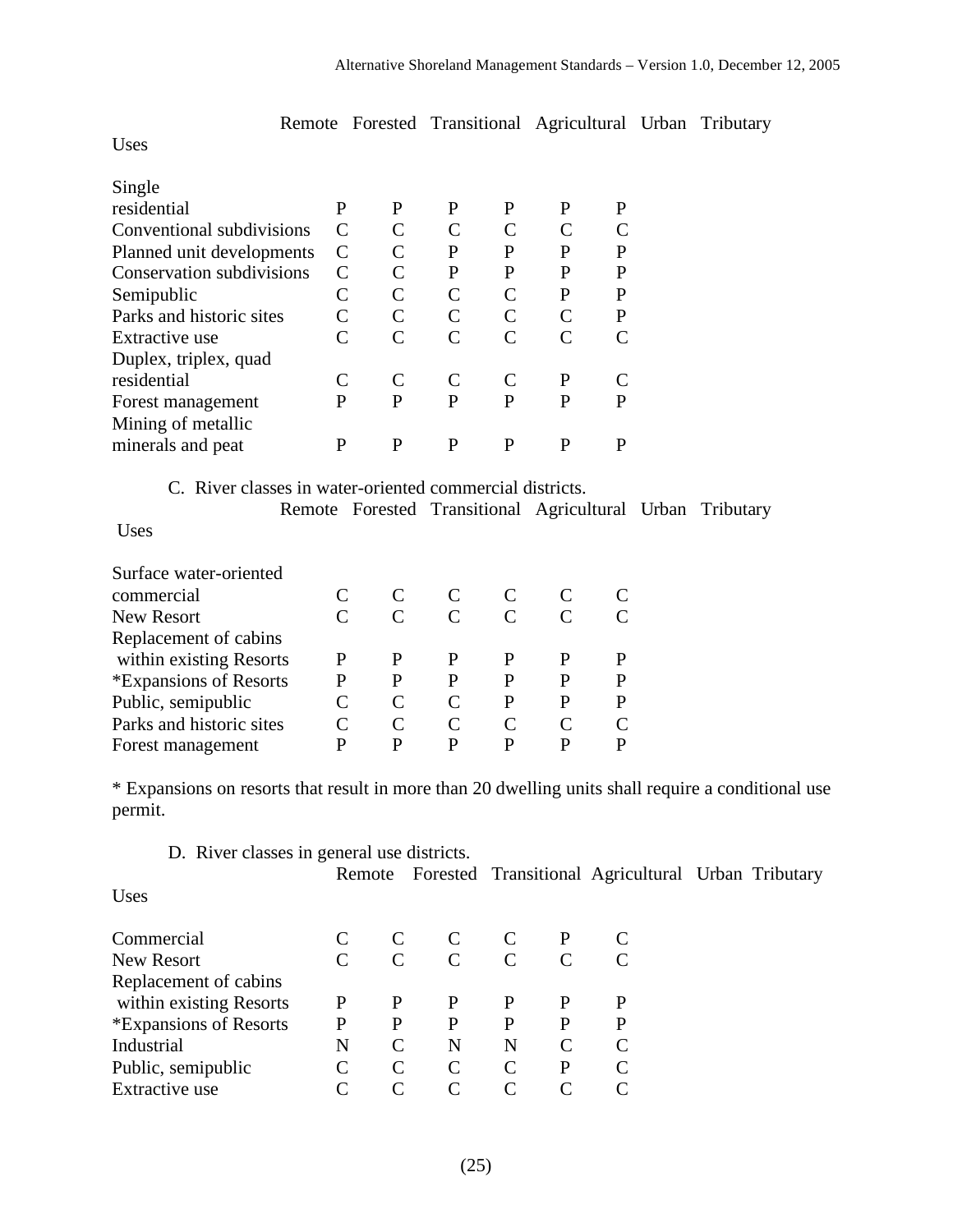| Uses | Remote | Forested | Transitional | Agricultural | Urban | Tributary |
|---|---|---|---|---|---|---|
| Single residential | P | P | P | P | P | P |
| Conventional subdivisions | C | C | C | C | C | C |
| Planned unit developments | C | C | P | P | P | P |
| Conservation subdivisions | C | C | P | P | P | P |
| Semipublic | C | C | C | C | P | P |
| Parks and historic sites | C | C | C | C | C | P |
| Extractive use | C | C | C | C | C | C |
| Duplex, triplex, quad residential | C | C | C | C | P | C |
| Forest management | P | P | P | P | P | P |
| Mining of metallic minerals and peat | P | P | P | P | P | P |

C. River classes in water-oriented commercial districts.

| Uses | Remote | Forested | Transitional | Agricultural | Urban | Tributary |
|---|---|---|---|---|---|---|
| Surface water-oriented commercial | C | C | C | C | C | C |
| New Resort | C | C | C | C | C | C |
| Replacement of cabins within existing Resorts | P | P | P | P | P | P |
| *Expansions of Resorts | P | P | P | P | P | P |
| Public, semipublic | C | C | C | P | P | P |
| Parks and historic sites | C | C | C | C | C | C |
| Forest management | P | P | P | P | P | P |

* Expansions on resorts that result in more than 20 dwelling units shall require a conditional use permit.

D. River classes in general use districts.

| Uses | Remote | Forested | Transitional | Agricultural | Urban | Tributary |
|---|---|---|---|---|---|---|
| Commercial | C | C | C | C | P | C |
| New Resort | C | C | C | C | C | C |
| Replacement of cabins within existing Resorts | P | P | P | P | P | P |
| *Expansions of Resorts | P | P | P | P | P | P |
| Industrial | N | C | N | N | C | C |
| Public, semipublic | C | C | C | C | P | C |
| Extractive use | C | C | C | C | C | C |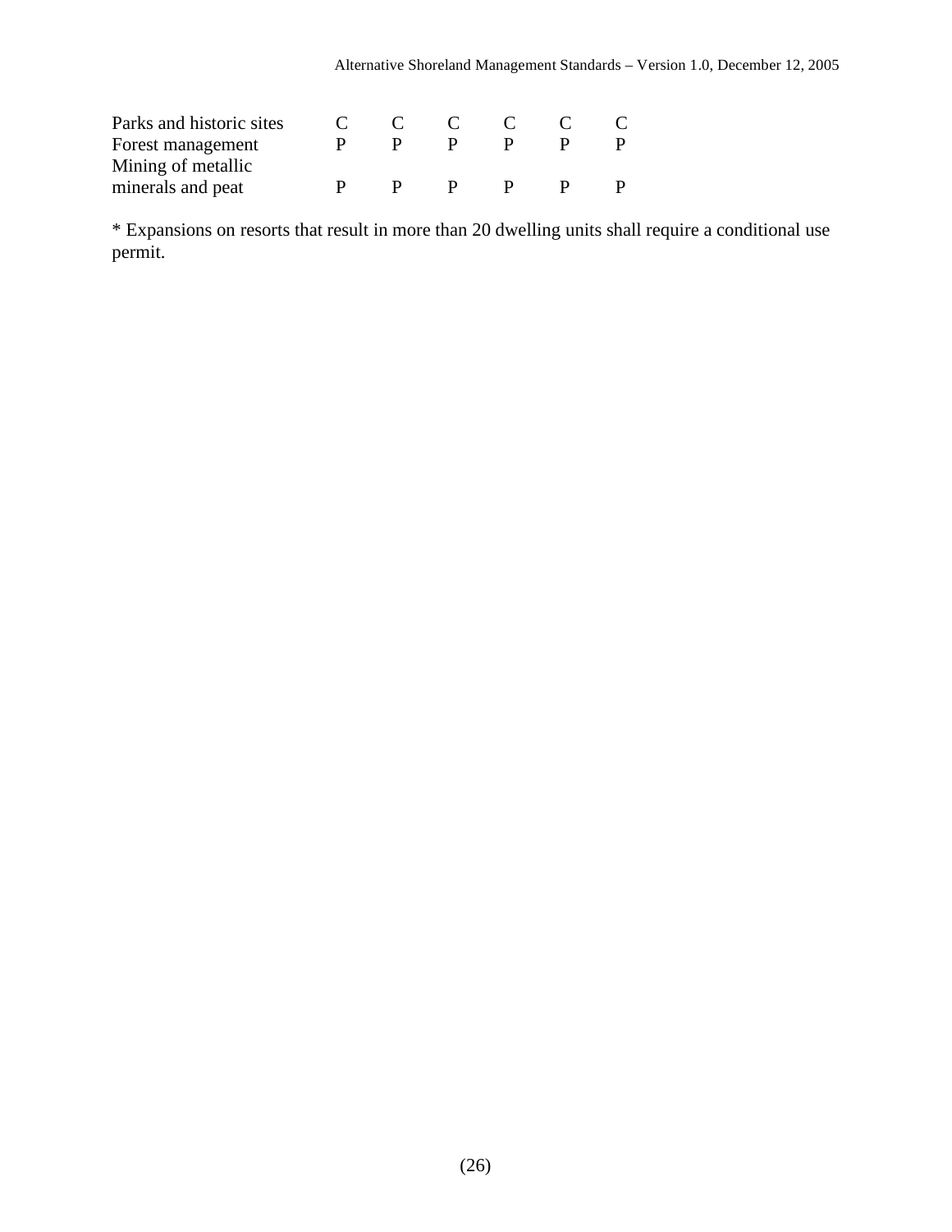| | | | | | | |
|---|---|---|---|---|---|---|
| Parks and historic sites | C | C | C | C | C | C |
| Forest management | P | P | P | P | P | P |
| Mining of metallic minerals and peat | P | P | P | P | P | P |

* Expansions on resorts that result in more than 20 dwelling units shall require a conditional use permit.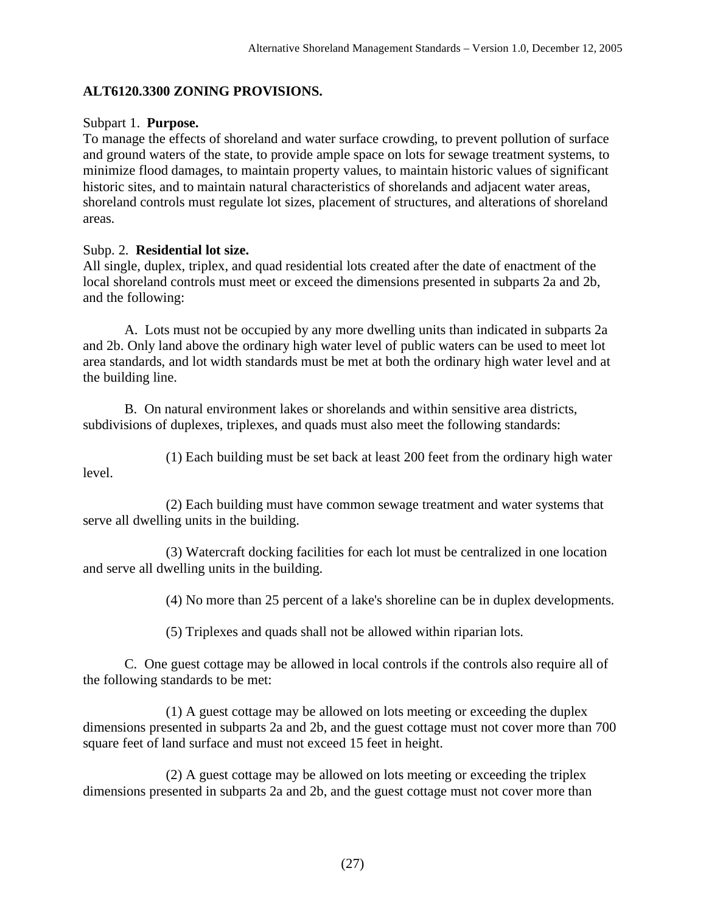## ALT6120.3300 ZONING PROVISIONS.

Subpart 1. **Purpose.**
To manage the effects of shoreland and water surface crowding, to prevent pollution of surface and ground waters of the state, to provide ample space on lots for sewage treatment systems, to minimize flood damages, to maintain property values, to maintain historic values of significant historic sites, and to maintain natural characteristics of shorelands and adjacent water areas, shoreland controls must regulate lot sizes, placement of structures, and alterations of shoreland areas.

Subp. 2. **Residential lot size.**
All single, duplex, triplex, and quad residential lots created after the date of enactment of the local shoreland controls must meet or exceed the dimensions presented in subparts 2a and 2b, and the following:

A. Lots must not be occupied by any more dwelling units than indicated in subparts 2a and 2b. Only land above the ordinary high water level of public waters can be used to meet lot area standards, and lot width standards must be met at both the ordinary high water level and at the building line.

B. On natural environment lakes or shorelands and within sensitive area districts, subdivisions of duplexes, triplexes, and quads must also meet the following standards:

(1) Each building must be set back at least 200 feet from the ordinary high water level.

(2) Each building must have common sewage treatment and water systems that serve all dwelling units in the building.

(3) Watercraft docking facilities for each lot must be centralized in one location and serve all dwelling units in the building.

(4) No more than 25 percent of a lake's shoreline can be in duplex developments.

(5) Triplexes and quads shall not be allowed within riparian lots.

C. One guest cottage may be allowed in local controls if the controls also require all of the following standards to be met:

(1) A guest cottage may be allowed on lots meeting or exceeding the duplex dimensions presented in subparts 2a and 2b, and the guest cottage must not cover more than 700 square feet of land surface and must not exceed 15 feet in height.

(2) A guest cottage may be allowed on lots meeting or exceeding the triplex dimensions presented in subparts 2a and 2b, and the guest cottage must not cover more than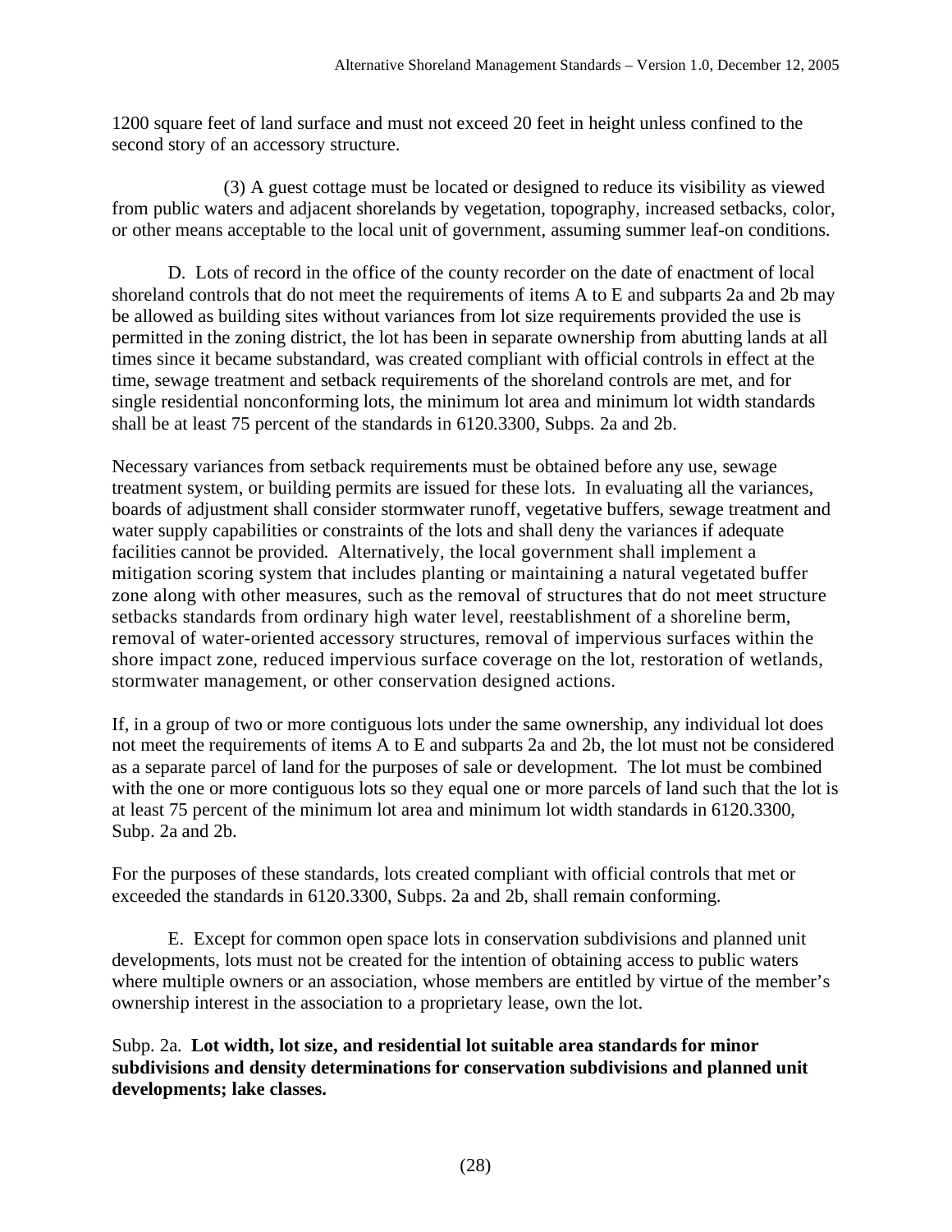1200 square feet of land surface and must not exceed 20 feet in height unless confined to the second story of an accessory structure.

(3) A guest cottage must be located or designed to reduce its visibility as viewed from public waters and adjacent shorelands by vegetation, topography, increased setbacks, color, or other means acceptable to the local unit of government, assuming summer leaf-on conditions.

D. Lots of record in the office of the county recorder on the date of enactment of local shoreland controls that do not meet the requirements of items A to E and subparts 2a and 2b may be allowed as building sites without variances from lot size requirements provided the use is permitted in the zoning district, the lot has been in separate ownership from abutting lands at all times since it became substandard, was created compliant with official controls in effect at the time, sewage treatment and setback requirements of the shoreland controls are met, and for single residential nonconforming lots, the minimum lot area and minimum lot width standards shall be at least 75 percent of the standards in 6120.3300, Subps. 2a and 2b.

Necessary variances from setback requirements must be obtained before any use, sewage treatment system, or building permits are issued for these lots. In evaluating all the variances, boards of adjustment shall consider stormwater runoff, vegetative buffers, sewage treatment and water supply capabilities or constraints of the lots and shall deny the variances if adequate facilities cannot be provided. Alternatively, the local government shall implement a mitigation scoring system that includes planting or maintaining a natural vegetated buffer zone along with other measures, such as the removal of structures that do not meet structure setbacks standards from ordinary high water level, reestablishment of a shoreline berm, removal of water-oriented accessory structures, removal of impervious surfaces within the shore impact zone, reduced impervious surface coverage on the lot, restoration of wetlands, stormwater management, or other conservation designed actions.

If, in a group of two or more contiguous lots under the same ownership, any individual lot does not meet the requirements of items A to E and subparts 2a and 2b, the lot must not be considered as a separate parcel of land for the purposes of sale or development. The lot must be combined with the one or more contiguous lots so they equal one or more parcels of land such that the lot is at least 75 percent of the minimum lot area and minimum lot width standards in 6120.3300, Subp. 2a and 2b.

For the purposes of these standards, lots created compliant with official controls that met or exceeded the standards in 6120.3300, Subps. 2a and 2b, shall remain conforming.

E. Except for common open space lots in conservation subdivisions and planned unit developments, lots must not be created for the intention of obtaining access to public waters where multiple owners or an association, whose members are entitled by virtue of the member's ownership interest in the association to a proprietary lease, own the lot.

Subp. 2a. **Lot width, lot size, and residential lot suitable area standards for minor subdivisions and density determinations for conservation subdivisions and planned unit developments; lake classes.**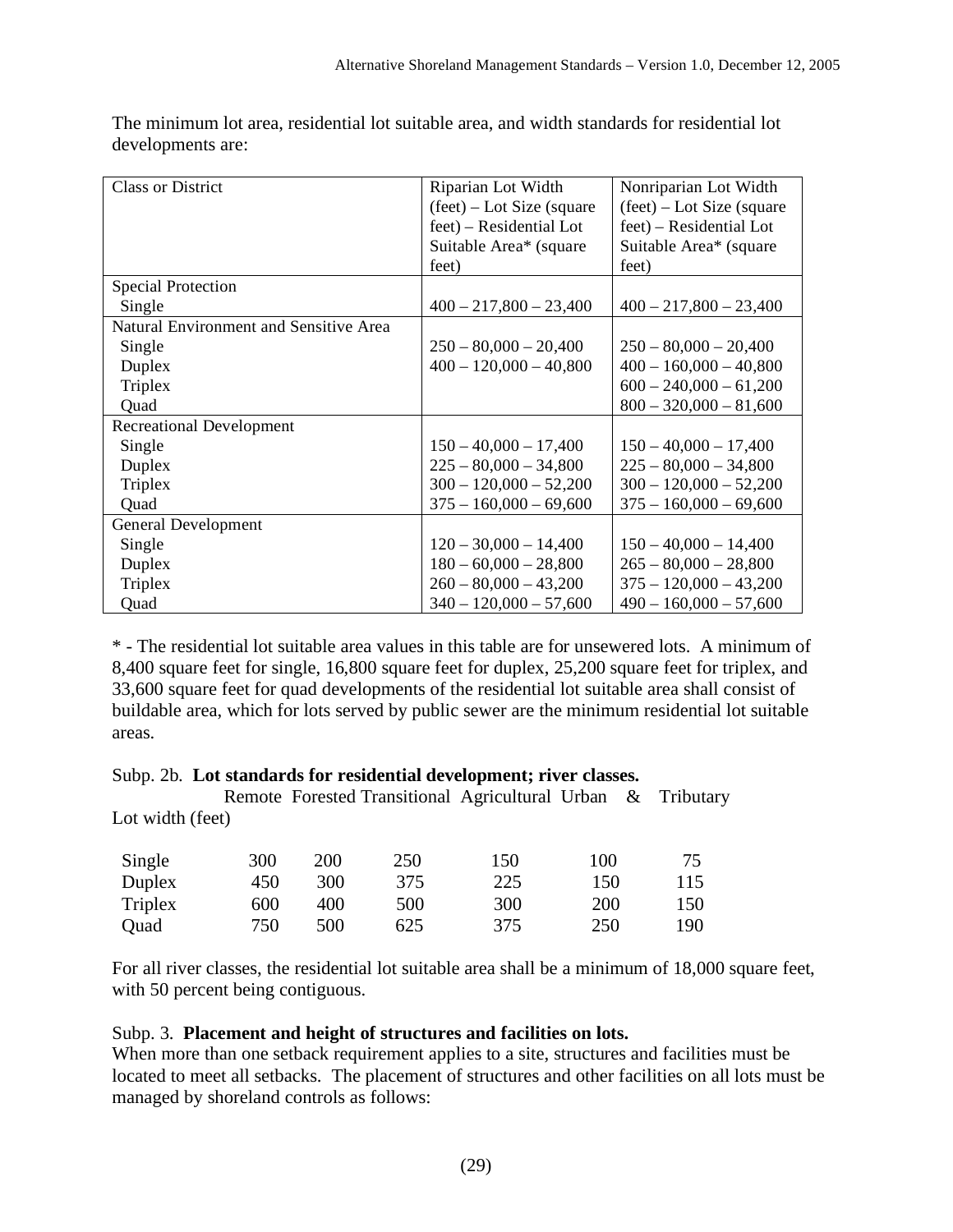The minimum lot area, residential lot suitable area, and width standards for residential lot developments are:

| Class or District | Riparian Lot Width (feet) – Lot Size (square feet) – Residential Lot Suitable Area* (square feet) | Nonriparian Lot Width (feet) – Lot Size (square feet) – Residential Lot Suitable Area* (square feet) |
|---|---|---|
| Special Protection | | |
| Single | 400 – 217,800 – 23,400 | 400 – 217,800 – 23,400 |
| Natural Environment and Sensitive Area | | |
| Single | 250 – 80,000 – 20,400 | 250 – 80,000 – 20,400 |
| Duplex | 400 – 120,000 – 40,800 | 400 – 160,000 – 40,800 |
| Triplex | | 600 – 240,000 – 61,200 |
| Quad | | 800 – 320,000 – 81,600 |
| Recreational Development | | |
| Single | 150 – 40,000 – 17,400 | 150 – 40,000 – 17,400 |
| Duplex | 225 – 80,000 – 34,800 | 225 – 80,000 – 34,800 |
| Triplex | 300 – 120,000 – 52,200 | 300 – 120,000 – 52,200 |
| Quad | 375 – 160,000 – 69,600 | 375 – 160,000 – 69,600 |
| General Development | | |
| Single | 120 – 30,000 – 14,400 | 150 – 40,000 – 14,400 |
| Duplex | 180 – 60,000 – 28,800 | 265 – 80,000 – 28,800 |
| Triplex | 260 – 80,000 – 43,200 | 375 – 120,000 – 43,200 |
| Quad | 340 – 120,000 – 57,600 | 490 – 160,000 – 57,600 |

* - The residential lot suitable area values in this table are for unsewered lots. A minimum of 8,400 square feet for single, 16,800 square feet for duplex, 25,200 square feet for triplex, and 33,600 square feet for quad developments of the residential lot suitable area shall consist of buildable area, which for lots served by public sewer are the minimum residential lot suitable areas.

Subp. 2b. **Lot standards for residential development; river classes.**

| Lot width (feet) | Remote | Forested | Transitional | Agricultural | Urban & Tributary |
|---|---|---|---|---|---|
| Single | 300 | 200 | 250 | 150 | 100 75 |
| Duplex | 450 | 300 | 375 | 225 | 150 115 |
| Triplex | 600 | 400 | 500 | 300 | 200 150 |
| Quad | 750 | 500 | 625 | 375 | 250 190 |

For all river classes, the residential lot suitable area shall be a minimum of 18,000 square feet, with 50 percent being contiguous.

Subp. 3. **Placement and height of structures and facilities on lots.**
When more than one setback requirement applies to a site, structures and facilities must be located to meet all setbacks. The placement of structures and other facilities on all lots must be managed by shoreland controls as follows: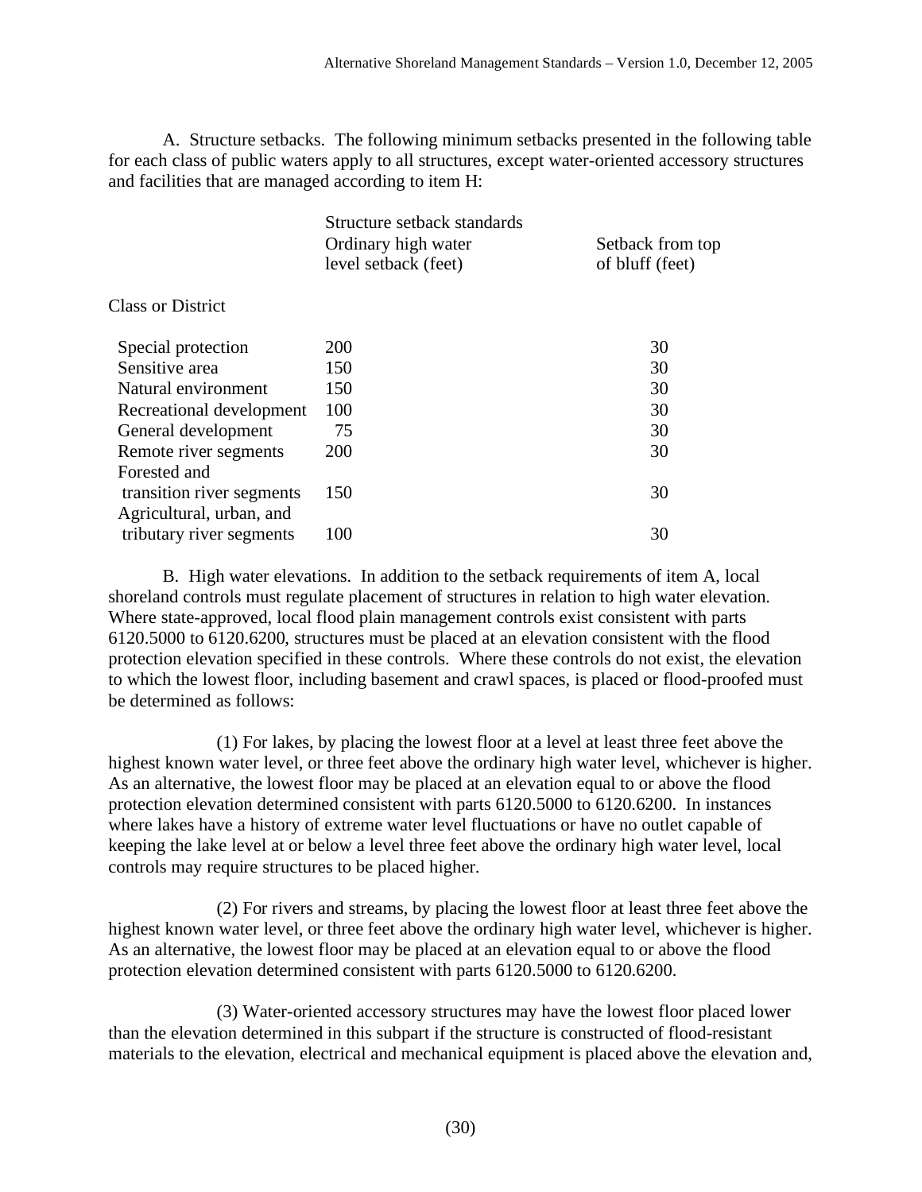A. Structure setbacks. The following minimum setbacks presented in the following table for each class of public waters apply to all structures, except water-oriented accessory structures and facilities that are managed according to item H:

| | Structure setback standards Ordinary high water level setback (feet) | Setback from top of bluff (feet) |
|---|---|---|
| Class or District | | |
| Special protection | 200 | 30 |
| Sensitive area | 150 | 30 |
| Natural environment | 150 | 30 |
| Recreational development | 100 | 30 |
| General development | 75 | 30 |
| Remote river segments | 200 | 30 |
| Forested and transition river segments | 150 | 30 |
| Agricultural, urban, and tributary river segments | 100 | 30 |

B. High water elevations. In addition to the setback requirements of item A, local shoreland controls must regulate placement of structures in relation to high water elevation. Where state-approved, local flood plain management controls exist consistent with parts 6120.5000 to 6120.6200, structures must be placed at an elevation consistent with the flood protection elevation specified in these controls. Where these controls do not exist, the elevation to which the lowest floor, including basement and crawl spaces, is placed or flood-proofed must be determined as follows:

(1) For lakes, by placing the lowest floor at a level at least three feet above the highest known water level, or three feet above the ordinary high water level, whichever is higher. As an alternative, the lowest floor may be placed at an elevation equal to or above the flood protection elevation determined consistent with parts 6120.5000 to 6120.6200. In instances where lakes have a history of extreme water level fluctuations or have no outlet capable of keeping the lake level at or below a level three feet above the ordinary high water level, local controls may require structures to be placed higher.

(2) For rivers and streams, by placing the lowest floor at least three feet above the highest known water level, or three feet above the ordinary high water level, whichever is higher. As an alternative, the lowest floor may be placed at an elevation equal to or above the flood protection elevation determined consistent with parts 6120.5000 to 6120.6200.

(3) Water-oriented accessory structures may have the lowest floor placed lower than the elevation determined in this subpart if the structure is constructed of flood-resistant materials to the elevation, electrical and mechanical equipment is placed above the elevation and,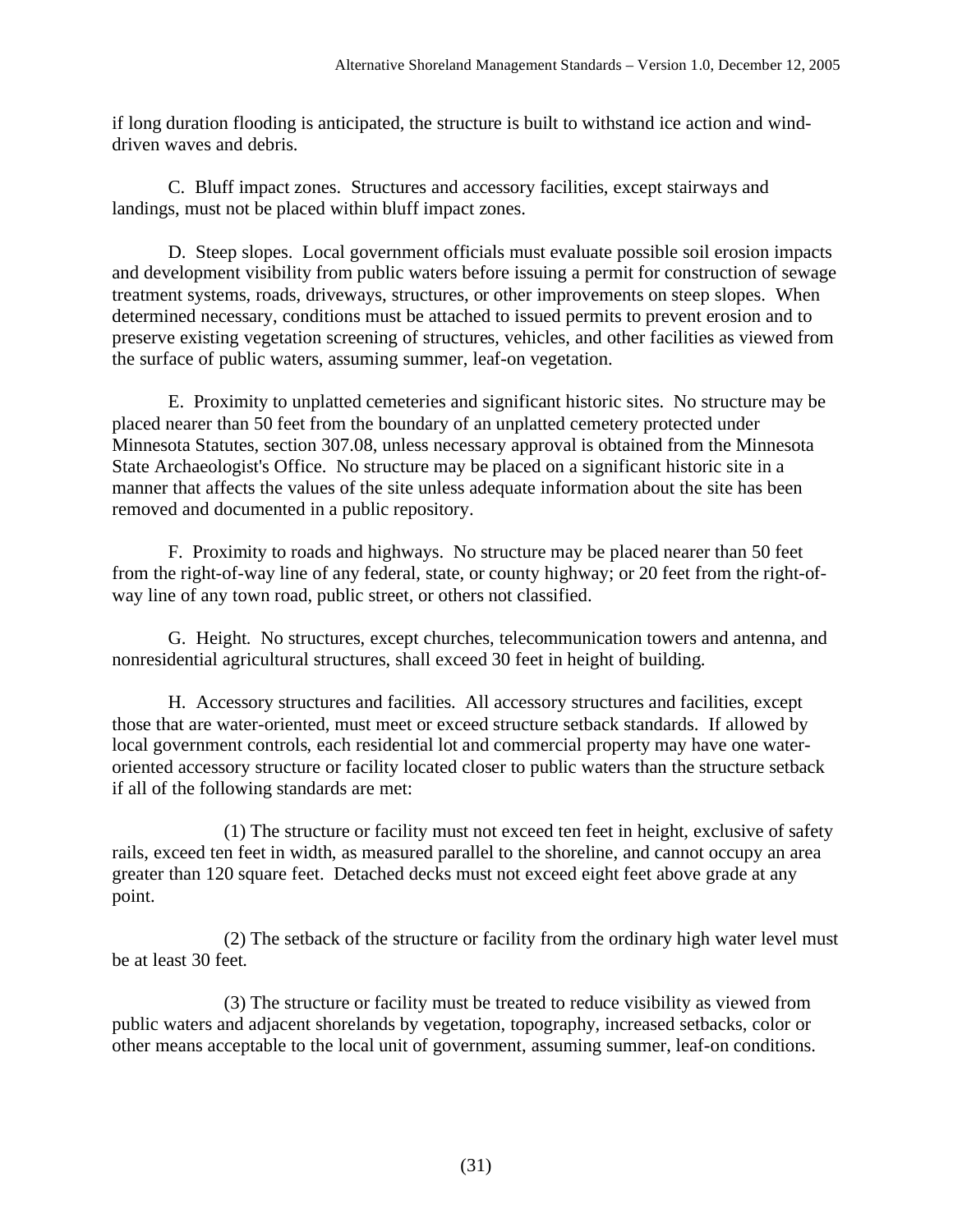if long duration flooding is anticipated, the structure is built to withstand ice action and wind-driven waves and debris.

C. Bluff impact zones. Structures and accessory facilities, except stairways and landings, must not be placed within bluff impact zones.

D. Steep slopes. Local government officials must evaluate possible soil erosion impacts and development visibility from public waters before issuing a permit for construction of sewage treatment systems, roads, driveways, structures, or other improvements on steep slopes. When determined necessary, conditions must be attached to issued permits to prevent erosion and to preserve existing vegetation screening of structures, vehicles, and other facilities as viewed from the surface of public waters, assuming summer, leaf-on vegetation.

E. Proximity to unplatted cemeteries and significant historic sites. No structure may be placed nearer than 50 feet from the boundary of an unplatted cemetery protected under Minnesota Statutes, section 307.08, unless necessary approval is obtained from the Minnesota State Archaeologist's Office. No structure may be placed on a significant historic site in a manner that affects the values of the site unless adequate information about the site has been removed and documented in a public repository.

F. Proximity to roads and highways. No structure may be placed nearer than 50 feet from the right-of-way line of any federal, state, or county highway; or 20 feet from the right-of-way line of any town road, public street, or others not classified.

G. Height. No structures, except churches, telecommunication towers and antenna, and nonresidential agricultural structures, shall exceed 30 feet in height of building.

H. Accessory structures and facilities. All accessory structures and facilities, except those that are water-oriented, must meet or exceed structure setback standards. If allowed by local government controls, each residential lot and commercial property may have one water-oriented accessory structure or facility located closer to public waters than the structure setback if all of the following standards are met:

(1) The structure or facility must not exceed ten feet in height, exclusive of safety rails, exceed ten feet in width, as measured parallel to the shoreline, and cannot occupy an area greater than 120 square feet. Detached decks must not exceed eight feet above grade at any point.

(2) The setback of the structure or facility from the ordinary high water level must be at least 30 feet.

(3) The structure or facility must be treated to reduce visibility as viewed from public waters and adjacent shorelands by vegetation, topography, increased setbacks, color or other means acceptable to the local unit of government, assuming summer, leaf-on conditions.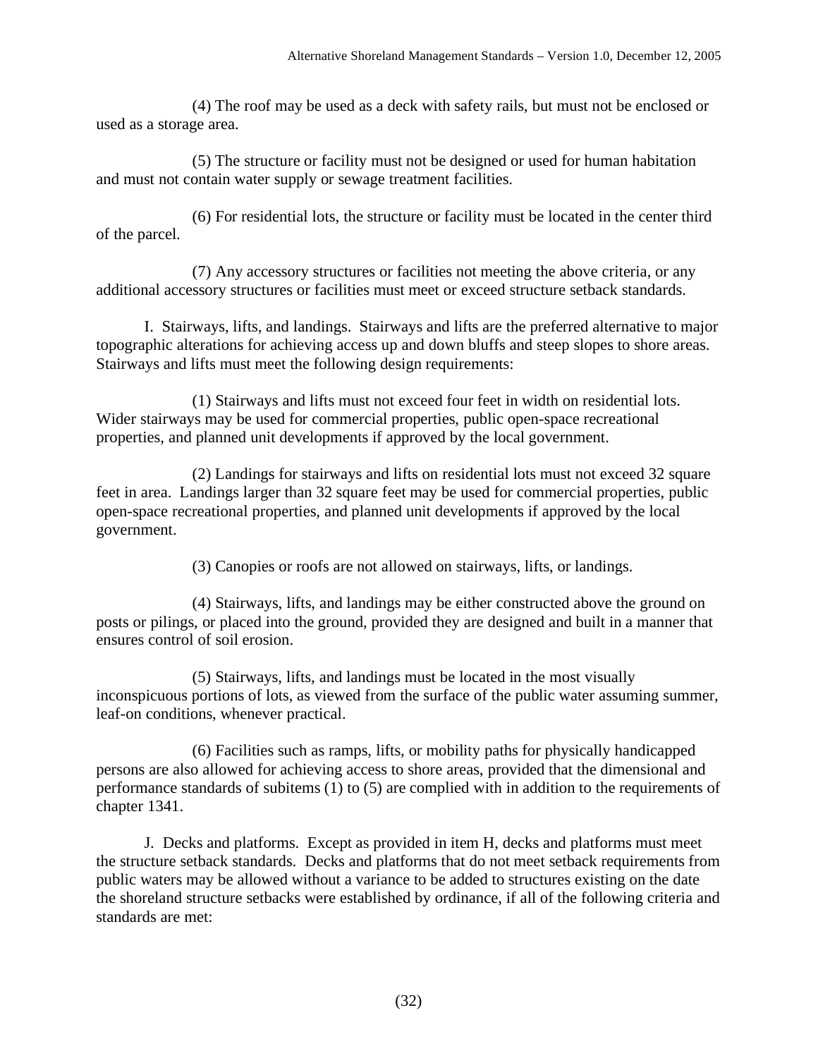(4) The roof may be used as a deck with safety rails, but must not be enclosed or used as a storage area.

(5) The structure or facility must not be designed or used for human habitation and must not contain water supply or sewage treatment facilities.

(6) For residential lots, the structure or facility must be located in the center third of the parcel.

(7) Any accessory structures or facilities not meeting the above criteria, or any additional accessory structures or facilities must meet or exceed structure setback standards.

I. Stairways, lifts, and landings. Stairways and lifts are the preferred alternative to major topographic alterations for achieving access up and down bluffs and steep slopes to shore areas. Stairways and lifts must meet the following design requirements:

(1) Stairways and lifts must not exceed four feet in width on residential lots. Wider stairways may be used for commercial properties, public open-space recreational properties, and planned unit developments if approved by the local government.

(2) Landings for stairways and lifts on residential lots must not exceed 32 square feet in area. Landings larger than 32 square feet may be used for commercial properties, public open-space recreational properties, and planned unit developments if approved by the local government.

(3) Canopies or roofs are not allowed on stairways, lifts, or landings.

(4) Stairways, lifts, and landings may be either constructed above the ground on posts or pilings, or placed into the ground, provided they are designed and built in a manner that ensures control of soil erosion.

(5) Stairways, lifts, and landings must be located in the most visually inconspicuous portions of lots, as viewed from the surface of the public water assuming summer, leaf-on conditions, whenever practical.

(6) Facilities such as ramps, lifts, or mobility paths for physically handicapped persons are also allowed for achieving access to shore areas, provided that the dimensional and performance standards of subitems (1) to (5) are complied with in addition to the requirements of chapter 1341.

J. Decks and platforms. Except as provided in item H, decks and platforms must meet the structure setback standards. Decks and platforms that do not meet setback requirements from public waters may be allowed without a variance to be added to structures existing on the date the shoreland structure setbacks were established by ordinance, if all of the following criteria and standards are met: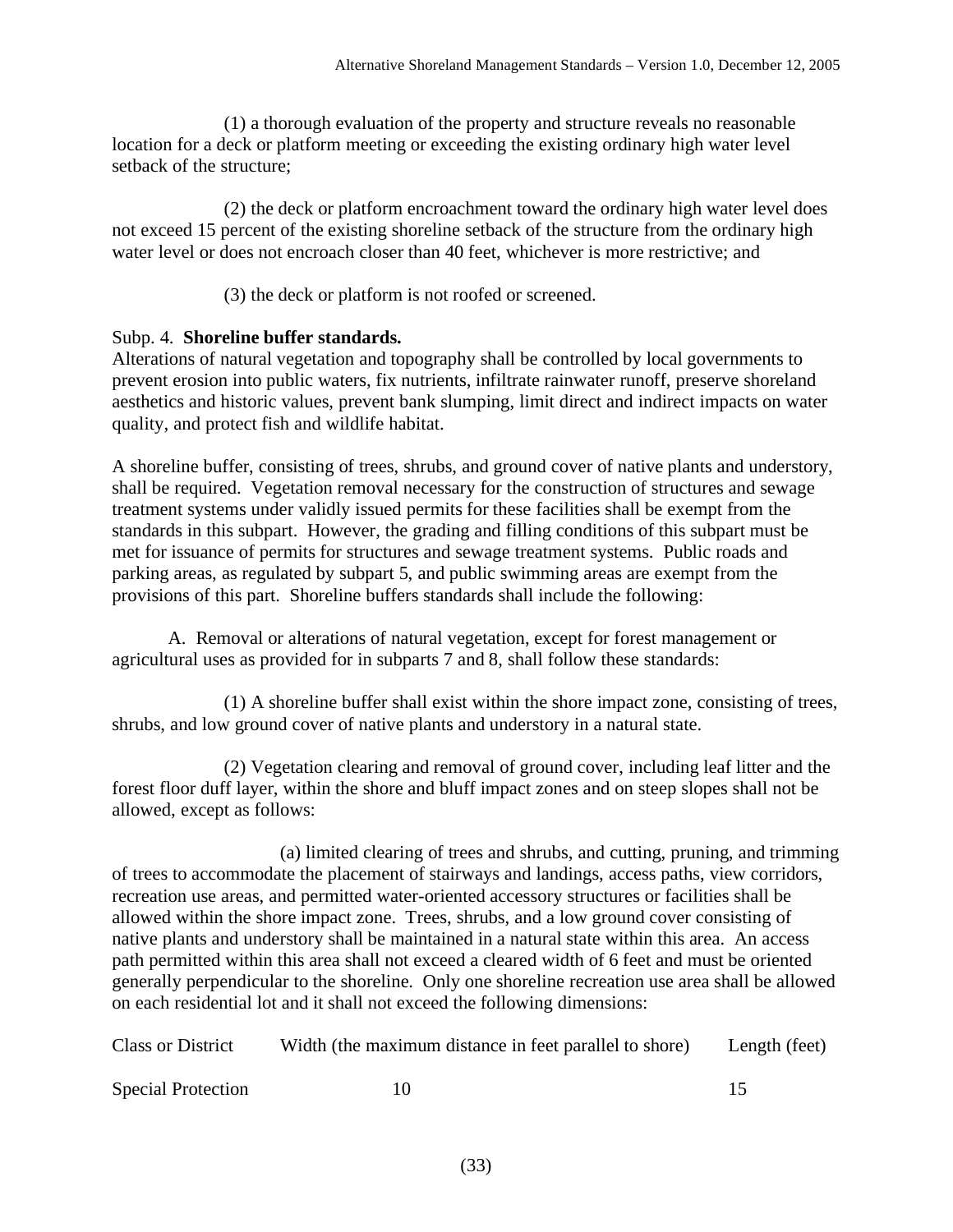(1) a thorough evaluation of the property and structure reveals no reasonable location for a deck or platform meeting or exceeding the existing ordinary high water level setback of the structure;

(2) the deck or platform encroachment toward the ordinary high water level does not exceed 15 percent of the existing shoreline setback of the structure from the ordinary high water level or does not encroach closer than 40 feet, whichever is more restrictive; and

(3) the deck or platform is not roofed or screened.

Subp. 4. **Shoreline buffer standards.**
Alterations of natural vegetation and topography shall be controlled by local governments to prevent erosion into public waters, fix nutrients, infiltrate rainwater runoff, preserve shoreland aesthetics and historic values, prevent bank slumping, limit direct and indirect impacts on water quality, and protect fish and wildlife habitat.

A shoreline buffer, consisting of trees, shrubs, and ground cover of native plants and understory, shall be required. Vegetation removal necessary for the construction of structures and sewage treatment systems under validly issued permits for these facilities shall be exempt from the standards in this subpart. However, the grading and filling conditions of this subpart must be met for issuance of permits for structures and sewage treatment systems. Public roads and parking areas, as regulated by subpart 5, and public swimming areas are exempt from the provisions of this part. Shoreline buffers standards shall include the following:

A. Removal or alterations of natural vegetation, except for forest management or agricultural uses as provided for in subparts 7 and 8, shall follow these standards:

(1) A shoreline buffer shall exist within the shore impact zone, consisting of trees, shrubs, and low ground cover of native plants and understory in a natural state.

(2) Vegetation clearing and removal of ground cover, including leaf litter and the forest floor duff layer, within the shore and bluff impact zones and on steep slopes shall not be allowed, except as follows:

(a) limited clearing of trees and shrubs, and cutting, pruning, and trimming of trees to accommodate the placement of stairways and landings, access paths, view corridors, recreation use areas, and permitted water-oriented accessory structures or facilities shall be allowed within the shore impact zone. Trees, shrubs, and a low ground cover consisting of native plants and understory shall be maintained in a natural state within this area. An access path permitted within this area shall not exceed a cleared width of 6 feet and must be oriented generally perpendicular to the shoreline. Only one shoreline recreation use area shall be allowed on each residential lot and it shall not exceed the following dimensions:

| Class or District | Width (the maximum distance in feet parallel to shore) | Length (feet) |
|---|---|---|
| Special Protection | 10 | 15 |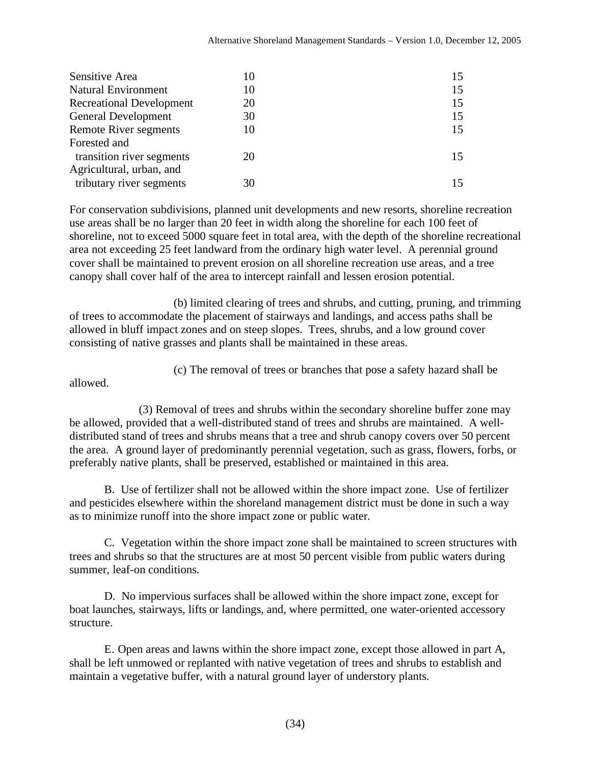| | | |
|---|---|---|
| Sensitive Area | 10 | 15 |
| Natural Environment | 10 | 15 |
| Recreational Development | 20 | 15 |
| General Development | 30 | 15 |
| Remote River segments | 10 | 15 |
| Forested and transition river segments | 20 | 15 |
| Agricultural, urban, and tributary river segments | 30 | 15 |

For conservation subdivisions, planned unit developments and new resorts, shoreline recreation use areas shall be no larger than 20 feet in width along the shoreline for each 100 feet of shoreline, not to exceed 5000 square feet in total area, with the depth of the shoreline recreational area not exceeding 25 feet landward from the ordinary high water level. A perennial ground cover shall be maintained to prevent erosion on all shoreline recreation use areas, and a tree canopy shall cover half of the area to intercept rainfall and lessen erosion potential.

(b) limited clearing of trees and shrubs, and cutting, pruning, and trimming of trees to accommodate the placement of stairways and landings, and access paths shall be allowed in bluff impact zones and on steep slopes. Trees, shrubs, and a low ground cover consisting of native grasses and plants shall be maintained in these areas.

(c) The removal of trees or branches that pose a safety hazard shall be allowed.

(3) Removal of trees and shrubs within the secondary shoreline buffer zone may be allowed, provided that a well-distributed stand of trees and shrubs are maintained. A well-distributed stand of trees and shrubs means that a tree and shrub canopy covers over 50 percent the area. A ground layer of predominantly perennial vegetation, such as grass, flowers, forbs, or preferably native plants, shall be preserved, established or maintained in this area.

B. Use of fertilizer shall not be allowed within the shore impact zone. Use of fertilizer and pesticides elsewhere within the shoreland management district must be done in such a way as to minimize runoff into the shore impact zone or public water.

C. Vegetation within the shore impact zone shall be maintained to screen structures with trees and shrubs so that the structures are at most 50 percent visible from public waters during summer, leaf-on conditions.

D. No impervious surfaces shall be allowed within the shore impact zone, except for boat launches, stairways, lifts or landings, and, where permitted, one water-oriented accessory structure.

E. Open areas and lawns within the shore impact zone, except those allowed in part A, shall be left unmowed or replanted with native vegetation of trees and shrubs to establish and maintain a vegetative buffer, with a natural ground layer of understory plants.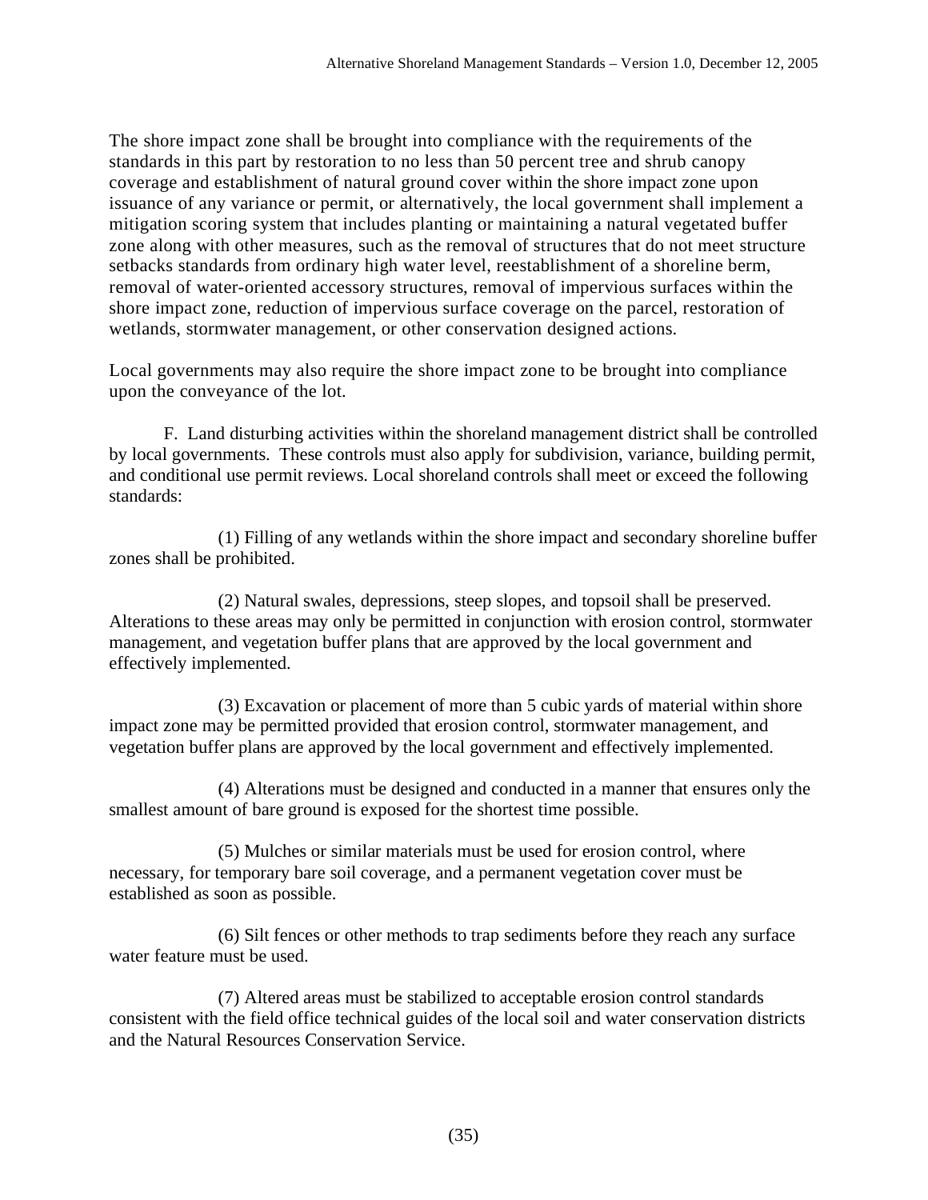The shore impact zone shall be brought into compliance with the requirements of the standards in this part by restoration to no less than 50 percent tree and shrub canopy coverage and establishment of natural ground cover within the shore impact zone upon issuance of any variance or permit, or alternatively, the local government shall implement a mitigation scoring system that includes planting or maintaining a natural vegetated buffer zone along with other measures, such as the removal of structures that do not meet structure setbacks standards from ordinary high water level, reestablishment of a shoreline berm, removal of water-oriented accessory structures, removal of impervious surfaces within the shore impact zone, reduction of impervious surface coverage on the parcel, restoration of wetlands, stormwater management, or other conservation designed actions.

Local governments may also require the shore impact zone to be brought into compliance upon the conveyance of the lot.

F. Land disturbing activities within the shoreland management district shall be controlled by local governments. These controls must also apply for subdivision, variance, building permit, and conditional use permit reviews. Local shoreland controls shall meet or exceed the following standards:

(1) Filling of any wetlands within the shore impact and secondary shoreline buffer zones shall be prohibited.

(2) Natural swales, depressions, steep slopes, and topsoil shall be preserved. Alterations to these areas may only be permitted in conjunction with erosion control, stormwater management, and vegetation buffer plans that are approved by the local government and effectively implemented.

(3) Excavation or placement of more than 5 cubic yards of material within shore impact zone may be permitted provided that erosion control, stormwater management, and vegetation buffer plans are approved by the local government and effectively implemented.

(4) Alterations must be designed and conducted in a manner that ensures only the smallest amount of bare ground is exposed for the shortest time possible.

(5) Mulches or similar materials must be used for erosion control, where necessary, for temporary bare soil coverage, and a permanent vegetation cover must be established as soon as possible.

(6) Silt fences or other methods to trap sediments before they reach any surface water feature must be used.

(7) Altered areas must be stabilized to acceptable erosion control standards consistent with the field office technical guides of the local soil and water conservation districts and the Natural Resources Conservation Service.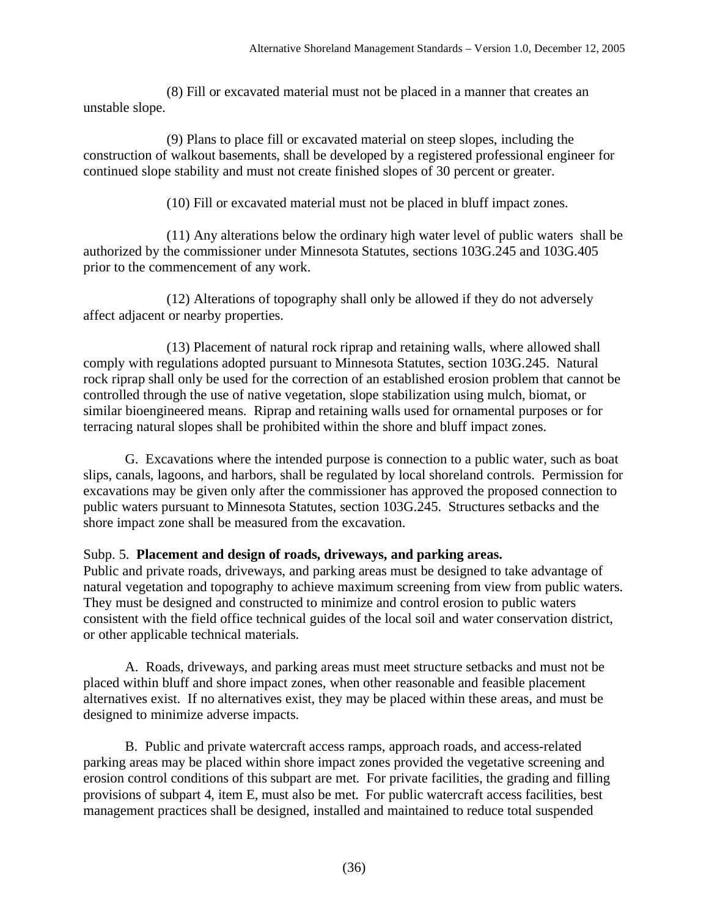(8) Fill or excavated material must not be placed in a manner that creates an unstable slope.

(9) Plans to place fill or excavated material on steep slopes, including the construction of walkout basements, shall be developed by a registered professional engineer for continued slope stability and must not create finished slopes of 30 percent or greater.

(10) Fill or excavated material must not be placed in bluff impact zones.

(11) Any alterations below the ordinary high water level of public waters shall be authorized by the commissioner under Minnesota Statutes, sections 103G.245 and 103G.405 prior to the commencement of any work.

(12) Alterations of topography shall only be allowed if they do not adversely affect adjacent or nearby properties.

(13) Placement of natural rock riprap and retaining walls, where allowed shall comply with regulations adopted pursuant to Minnesota Statutes, section 103G.245. Natural rock riprap shall only be used for the correction of an established erosion problem that cannot be controlled through the use of native vegetation, slope stabilization using mulch, biomat, or similar bioengineered means. Riprap and retaining walls used for ornamental purposes or for terracing natural slopes shall be prohibited within the shore and bluff impact zones.

G. Excavations where the intended purpose is connection to a public water, such as boat slips, canals, lagoons, and harbors, shall be regulated by local shoreland controls. Permission for excavations may be given only after the commissioner has approved the proposed connection to public waters pursuant to Minnesota Statutes, section 103G.245. Structures setbacks and the shore impact zone shall be measured from the excavation.

Subp. 5. **Placement and design of roads, driveways, and parking areas.**
Public and private roads, driveways, and parking areas must be designed to take advantage of natural vegetation and topography to achieve maximum screening from view from public waters. They must be designed and constructed to minimize and control erosion to public waters consistent with the field office technical guides of the local soil and water conservation district, or other applicable technical materials.

A. Roads, driveways, and parking areas must meet structure setbacks and must not be placed within bluff and shore impact zones, when other reasonable and feasible placement alternatives exist. If no alternatives exist, they may be placed within these areas, and must be designed to minimize adverse impacts.

B. Public and private watercraft access ramps, approach roads, and access-related parking areas may be placed within shore impact zones provided the vegetative screening and erosion control conditions of this subpart are met. For private facilities, the grading and filling provisions of subpart 4, item E, must also be met. For public watercraft access facilities, best management practices shall be designed, installed and maintained to reduce total suspended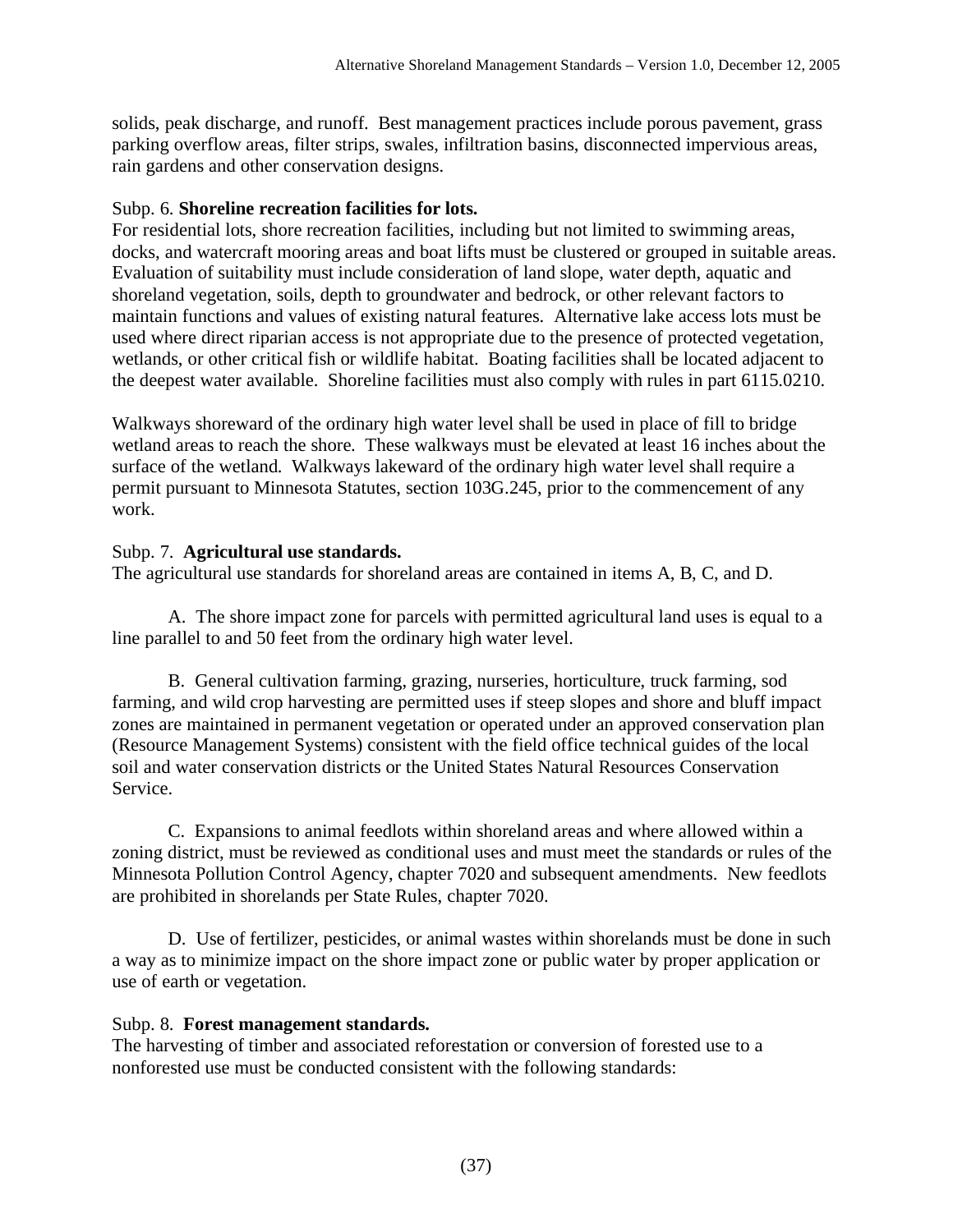solids, peak discharge, and runoff. Best management practices include porous pavement, grass parking overflow areas, filter strips, swales, infiltration basins, disconnected impervious areas, rain gardens and other conservation designs.

Subp. 6. **Shoreline recreation facilities for lots.**
For residential lots, shore recreation facilities, including but not limited to swimming areas, docks, and watercraft mooring areas and boat lifts must be clustered or grouped in suitable areas. Evaluation of suitability must include consideration of land slope, water depth, aquatic and shoreland vegetation, soils, depth to groundwater and bedrock, or other relevant factors to maintain functions and values of existing natural features. Alternative lake access lots must be used where direct riparian access is not appropriate due to the presence of protected vegetation, wetlands, or other critical fish or wildlife habitat. Boating facilities shall be located adjacent to the deepest water available. Shoreline facilities must also comply with rules in part 6115.0210.

Walkways shoreward of the ordinary high water level shall be used in place of fill to bridge wetland areas to reach the shore. These walkways must be elevated at least 16 inches about the surface of the wetland. Walkways lakeward of the ordinary high water level shall require a permit pursuant to Minnesota Statutes, section 103G.245, prior to the commencement of any work.

Subp. 7. **Agricultural use standards.**
The agricultural use standards for shoreland areas are contained in items A, B, C, and D.

A. The shore impact zone for parcels with permitted agricultural land uses is equal to a line parallel to and 50 feet from the ordinary high water level.

B. General cultivation farming, grazing, nurseries, horticulture, truck farming, sod farming, and wild crop harvesting are permitted uses if steep slopes and shore and bluff impact zones are maintained in permanent vegetation or operated under an approved conservation plan (Resource Management Systems) consistent with the field office technical guides of the local soil and water conservation districts or the United States Natural Resources Conservation Service.

C. Expansions to animal feedlots within shoreland areas and where allowed within a zoning district, must be reviewed as conditional uses and must meet the standards or rules of the Minnesota Pollution Control Agency, chapter 7020 and subsequent amendments. New feedlots are prohibited in shorelands per State Rules, chapter 7020.

D. Use of fertilizer, pesticides, or animal wastes within shorelands must be done in such a way as to minimize impact on the shore impact zone or public water by proper application or use of earth or vegetation.

Subp. 8. **Forest management standards.**
The harvesting of timber and associated reforestation or conversion of forested use to a nonforested use must be conducted consistent with the following standards: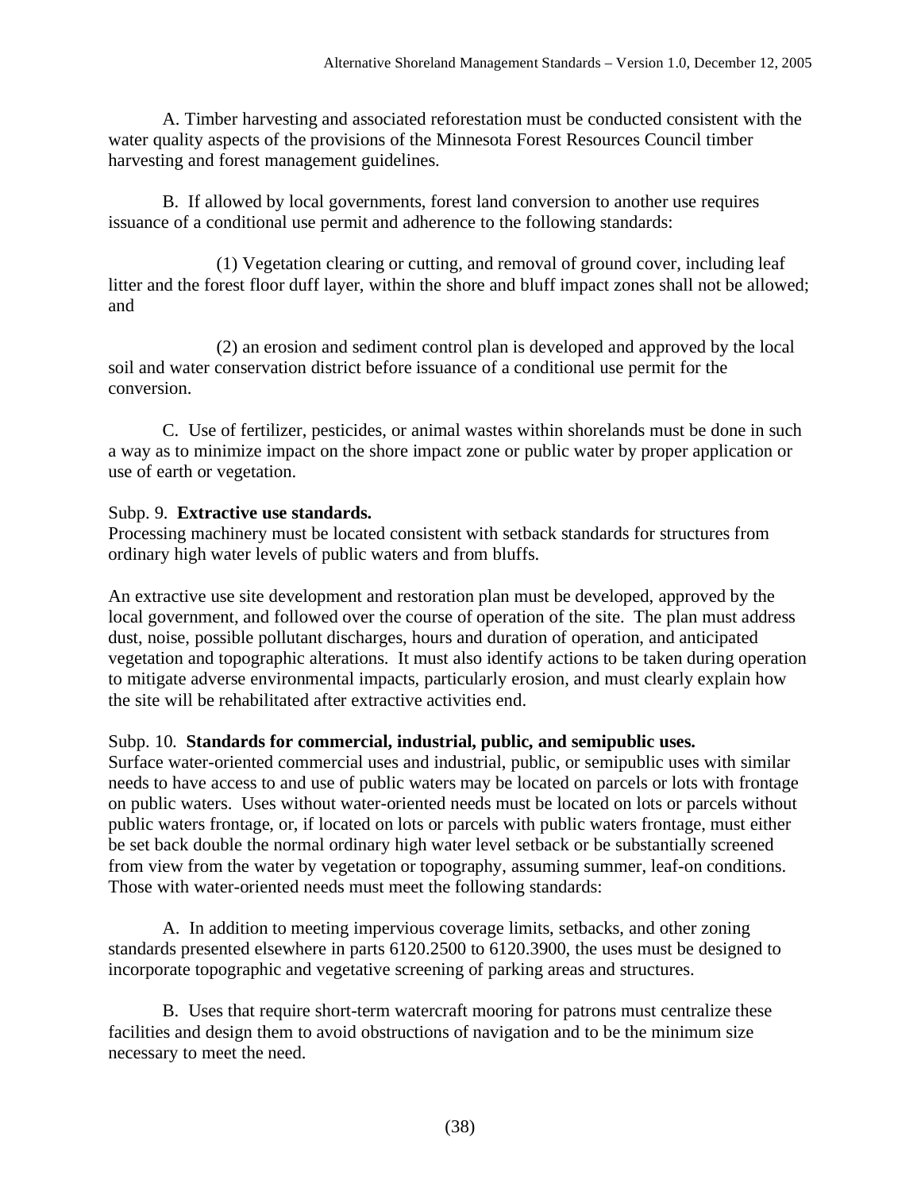A. Timber harvesting and associated reforestation must be conducted consistent with the water quality aspects of the provisions of the Minnesota Forest Resources Council timber harvesting and forest management guidelines.

B. If allowed by local governments, forest land conversion to another use requires issuance of a conditional use permit and adherence to the following standards:

(1) Vegetation clearing or cutting, and removal of ground cover, including leaf litter and the forest floor duff layer, within the shore and bluff impact zones shall not be allowed; and

(2) an erosion and sediment control plan is developed and approved by the local soil and water conservation district before issuance of a conditional use permit for the conversion.

C. Use of fertilizer, pesticides, or animal wastes within shorelands must be done in such a way as to minimize impact on the shore impact zone or public water by proper application or use of earth or vegetation.

Subp. 9. **Extractive use standards.**
Processing machinery must be located consistent with setback standards for structures from ordinary high water levels of public waters and from bluffs.

An extractive use site development and restoration plan must be developed, approved by the local government, and followed over the course of operation of the site. The plan must address dust, noise, possible pollutant discharges, hours and duration of operation, and anticipated vegetation and topographic alterations. It must also identify actions to be taken during operation to mitigate adverse environmental impacts, particularly erosion, and must clearly explain how the site will be rehabilitated after extractive activities end.

Subp. 10. **Standards for commercial, industrial, public, and semipublic uses.**
Surface water-oriented commercial uses and industrial, public, or semipublic uses with similar needs to have access to and use of public waters may be located on parcels or lots with frontage on public waters. Uses without water-oriented needs must be located on lots or parcels without public waters frontage, or, if located on lots or parcels with public waters frontage, must either be set back double the normal ordinary high water level setback or be substantially screened from view from the water by vegetation or topography, assuming summer, leaf-on conditions. Those with water-oriented needs must meet the following standards:

A. In addition to meeting impervious coverage limits, setbacks, and other zoning standards presented elsewhere in parts 6120.2500 to 6120.3900, the uses must be designed to incorporate topographic and vegetative screening of parking areas and structures.

B. Uses that require short-term watercraft mooring for patrons must centralize these facilities and design them to avoid obstructions of navigation and to be the minimum size necessary to meet the need.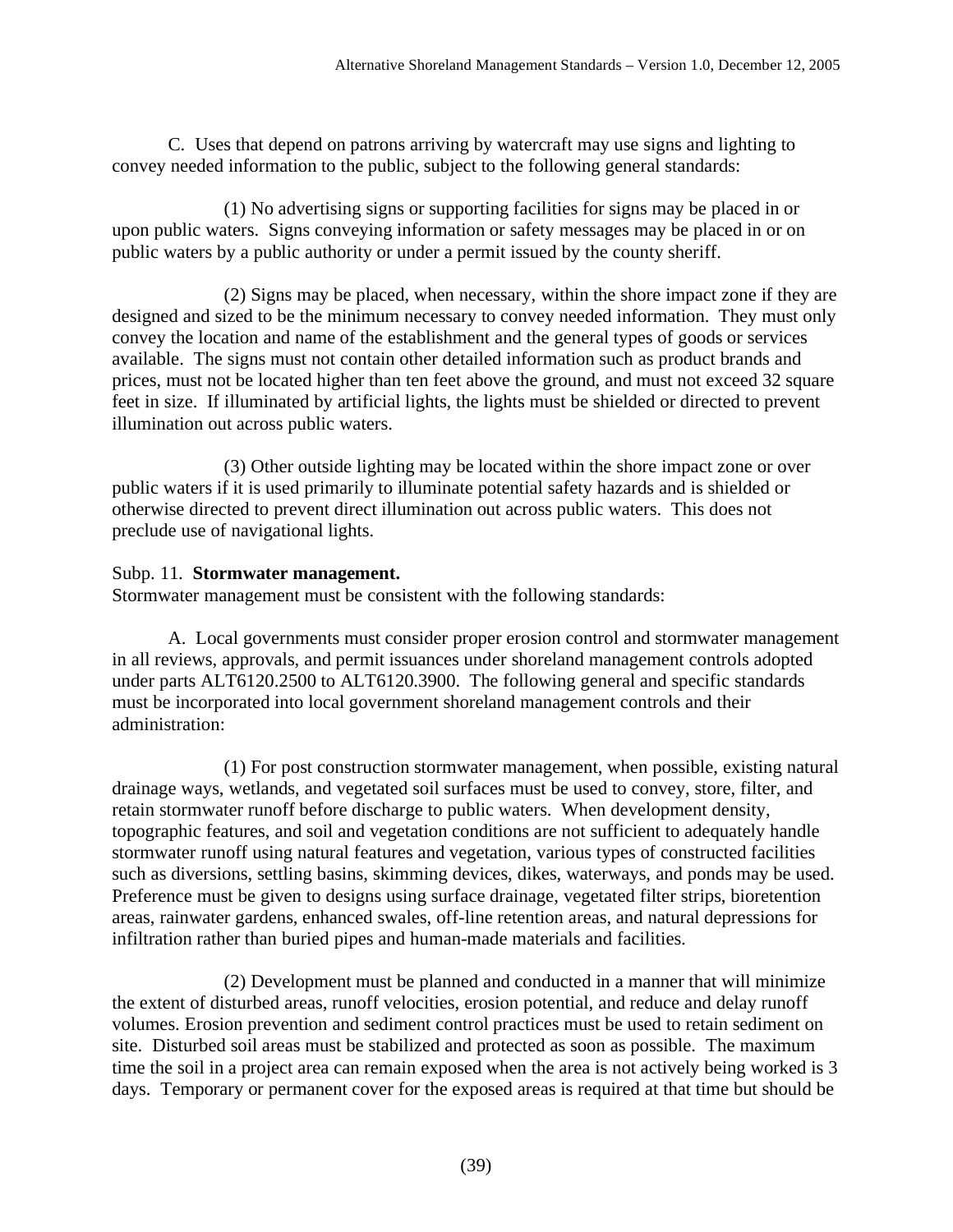C. Uses that depend on patrons arriving by watercraft may use signs and lighting to convey needed information to the public, subject to the following general standards:

(1) No advertising signs or supporting facilities for signs may be placed in or upon public waters. Signs conveying information or safety messages may be placed in or on public waters by a public authority or under a permit issued by the county sheriff.

(2) Signs may be placed, when necessary, within the shore impact zone if they are designed and sized to be the minimum necessary to convey needed information. They must only convey the location and name of the establishment and the general types of goods or services available. The signs must not contain other detailed information such as product brands and prices, must not be located higher than ten feet above the ground, and must not exceed 32 square feet in size. If illuminated by artificial lights, the lights must be shielded or directed to prevent illumination out across public waters.

(3) Other outside lighting may be located within the shore impact zone or over public waters if it is used primarily to illuminate potential safety hazards and is shielded or otherwise directed to prevent direct illumination out across public waters. This does not preclude use of navigational lights.

Subp. 11. **Stormwater management.**

Stormwater management must be consistent with the following standards:

A. Local governments must consider proper erosion control and stormwater management in all reviews, approvals, and permit issuances under shoreland management controls adopted under parts ALT6120.2500 to ALT6120.3900. The following general and specific standards must be incorporated into local government shoreland management controls and their administration:

(1) For post construction stormwater management, when possible, existing natural drainage ways, wetlands, and vegetated soil surfaces must be used to convey, store, filter, and retain stormwater runoff before discharge to public waters. When development density, topographic features, and soil and vegetation conditions are not sufficient to adequately handle stormwater runoff using natural features and vegetation, various types of constructed facilities such as diversions, settling basins, skimming devices, dikes, waterways, and ponds may be used. Preference must be given to designs using surface drainage, vegetated filter strips, bioretention areas, rainwater gardens, enhanced swales, off-line retention areas, and natural depressions for infiltration rather than buried pipes and human-made materials and facilities.

(2) Development must be planned and conducted in a manner that will minimize the extent of disturbed areas, runoff velocities, erosion potential, and reduce and delay runoff volumes. Erosion prevention and sediment control practices must be used to retain sediment on site. Disturbed soil areas must be stabilized and protected as soon as possible. The maximum time the soil in a project area can remain exposed when the area is not actively being worked is 3 days. Temporary or permanent cover for the exposed areas is required at that time but should be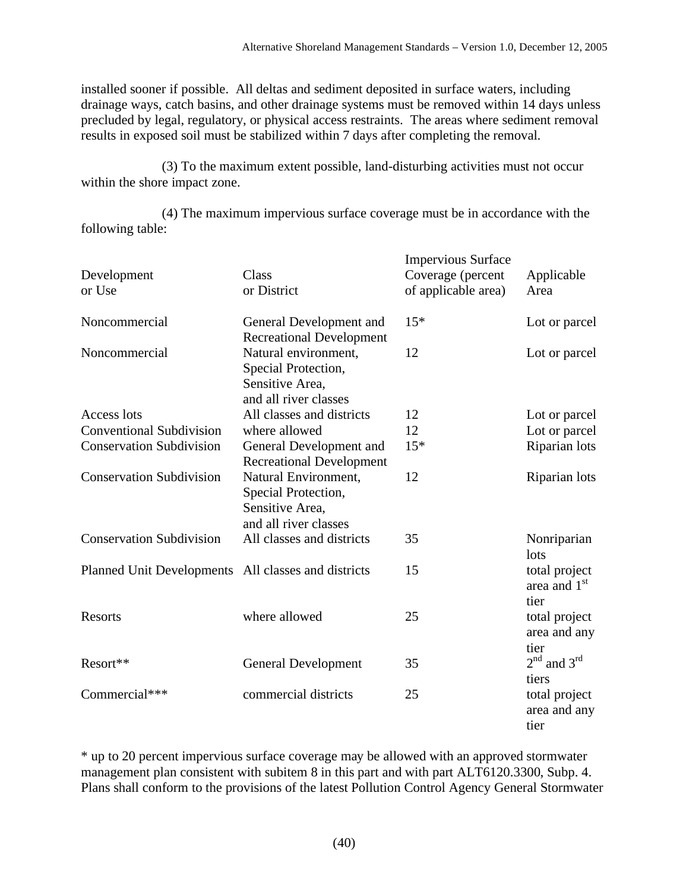installed sooner if possible. All deltas and sediment deposited in surface waters, including drainage ways, catch basins, and other drainage systems must be removed within 14 days unless precluded by legal, regulatory, or physical access restraints. The areas where sediment removal results in exposed soil must be stabilized within 7 days after completing the removal.

(3) To the maximum extent possible, land-disturbing activities must not occur within the shore impact zone.

(4) The maximum impervious surface coverage must be in accordance with the following table:

| Development or Use | Class or District | Impervious Surface Coverage (percent of applicable area) | Applicable Area |
|---|---|---|---|
| Noncommercial | General Development and Recreational Development | 15* | Lot or parcel |
| Noncommercial | Natural environment, Special Protection, Sensitive Area, and all river classes | 12 | Lot or parcel |
| Access lots | All classes and districts | 12 | Lot or parcel |
| Conventional Subdivision | where allowed | 12 | Lot or parcel |
| Conservation Subdivision | General Development and Recreational Development | 15* | Riparian lots |
| Conservation Subdivision | Natural Environment, Special Protection, Sensitive Area, and all river classes | 12 | Riparian lots |
| Conservation Subdivision | All classes and districts | 35 | Nonriparian lots |
| Planned Unit Developments | All classes and districts | 15 | total project area and 1st tier |
| Resorts | where allowed | 25 | total project area and any tier |
| Resort** | General Development | 35 | 2nd and 3rd tiers |
| Commercial*** | commercial districts | 25 | total project area and any tier |

* up to 20 percent impervious surface coverage may be allowed with an approved stormwater management plan consistent with subitem 8 in this part and with part ALT6120.3300, Subp. 4. Plans shall conform to the provisions of the latest Pollution Control Agency General Stormwater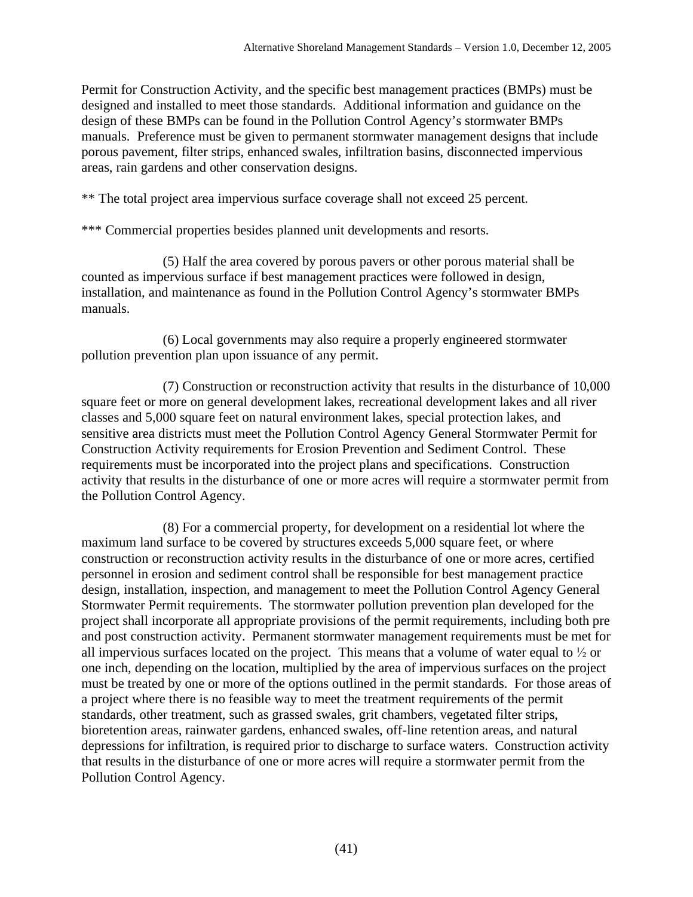Permit for Construction Activity, and the specific best management practices (BMPs) must be designed and installed to meet those standards. Additional information and guidance on the design of these BMPs can be found in the Pollution Control Agency's stormwater BMPs manuals. Preference must be given to permanent stormwater management designs that include porous pavement, filter strips, enhanced swales, infiltration basins, disconnected impervious areas, rain gardens and other conservation designs.

** The total project area impervious surface coverage shall not exceed 25 percent.

*** Commercial properties besides planned unit developments and resorts.

(5) Half the area covered by porous pavers or other porous material shall be counted as impervious surface if best management practices were followed in design, installation, and maintenance as found in the Pollution Control Agency's stormwater BMPs manuals.

(6) Local governments may also require a properly engineered stormwater pollution prevention plan upon issuance of any permit.

(7) Construction or reconstruction activity that results in the disturbance of 10,000 square feet or more on general development lakes, recreational development lakes and all river classes and 5,000 square feet on natural environment lakes, special protection lakes, and sensitive area districts must meet the Pollution Control Agency General Stormwater Permit for Construction Activity requirements for Erosion Prevention and Sediment Control. These requirements must be incorporated into the project plans and specifications. Construction activity that results in the disturbance of one or more acres will require a stormwater permit from the Pollution Control Agency.

(8) For a commercial property, for development on a residential lot where the maximum land surface to be covered by structures exceeds 5,000 square feet, or where construction or reconstruction activity results in the disturbance of one or more acres, certified personnel in erosion and sediment control shall be responsible for best management practice design, installation, inspection, and management to meet the Pollution Control Agency General Stormwater Permit requirements. The stormwater pollution prevention plan developed for the project shall incorporate all appropriate provisions of the permit requirements, including both pre and post construction activity. Permanent stormwater management requirements must be met for all impervious surfaces located on the project. This means that a volume of water equal to ½ or one inch, depending on the location, multiplied by the area of impervious surfaces on the project must be treated by one or more of the options outlined in the permit standards. For those areas of a project where there is no feasible way to meet the treatment requirements of the permit standards, other treatment, such as grassed swales, grit chambers, vegetated filter strips, bioretention areas, rainwater gardens, enhanced swales, off-line retention areas, and natural depressions for infiltration, is required prior to discharge to surface waters. Construction activity that results in the disturbance of one or more acres will require a stormwater permit from the Pollution Control Agency.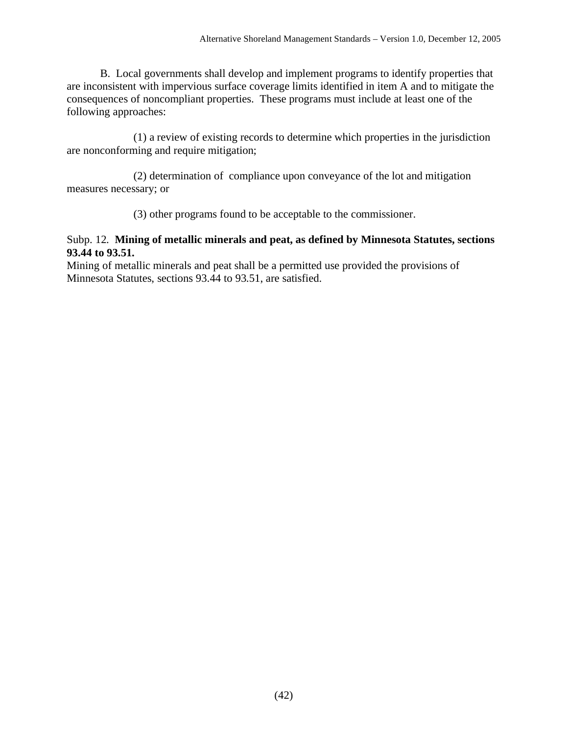B. Local governments shall develop and implement programs to identify properties that are inconsistent with impervious surface coverage limits identified in item A and to mitigate the consequences of noncompliant properties. These programs must include at least one of the following approaches:

(1) a review of existing records to determine which properties in the jurisdiction are nonconforming and require mitigation;

(2) determination of compliance upon conveyance of the lot and mitigation measures necessary; or

(3) other programs found to be acceptable to the commissioner.

Subp. 12. **Mining of metallic minerals and peat, as defined by Minnesota Statutes, sections 93.44 to 93.51.**

Mining of metallic minerals and peat shall be a permitted use provided the provisions of Minnesota Statutes, sections 93.44 to 93.51, are satisfied.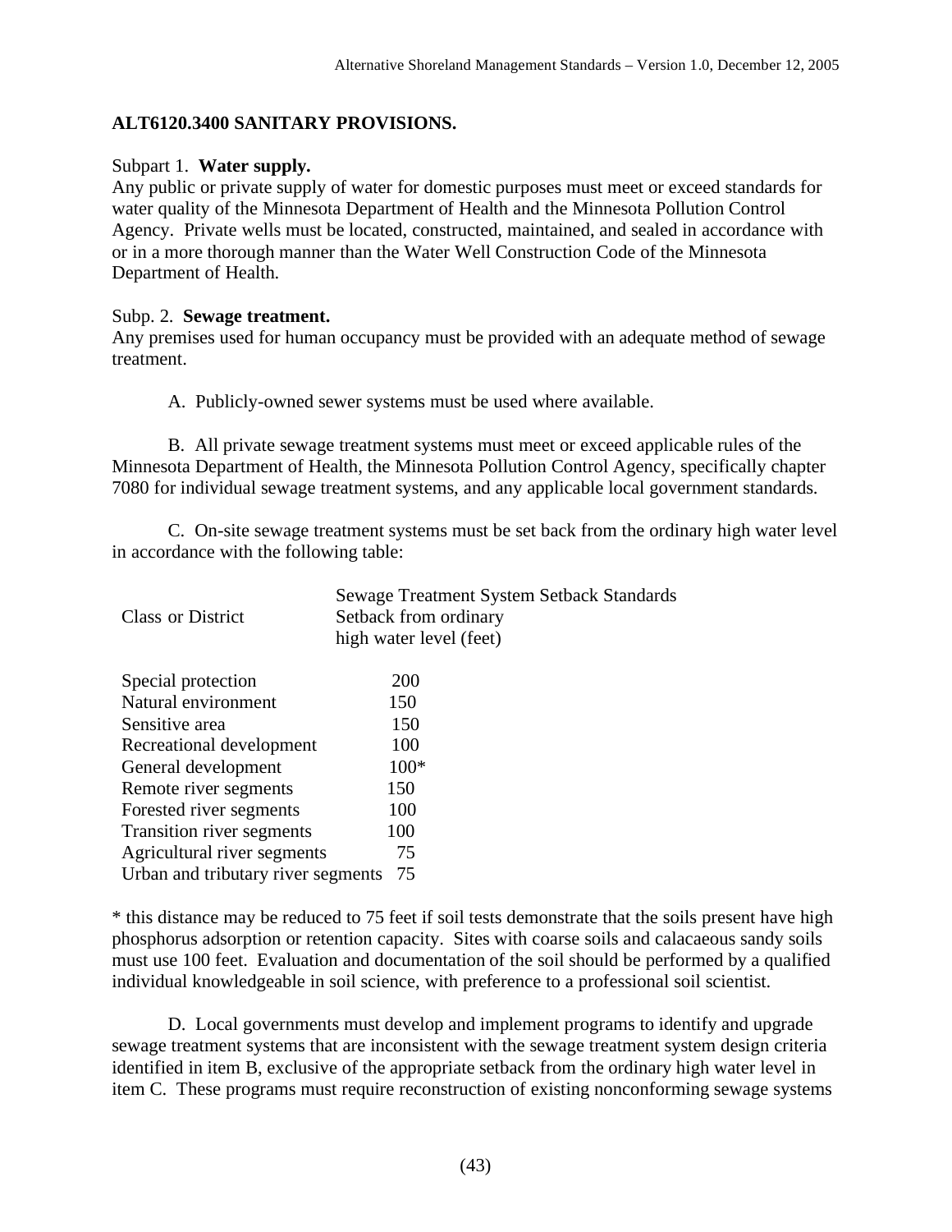## ALT6120.3400 SANITARY PROVISIONS.

Subpart 1. **Water supply.**
Any public or private supply of water for domestic purposes must meet or exceed standards for water quality of the Minnesota Department of Health and the Minnesota Pollution Control Agency. Private wells must be located, constructed, maintained, and sealed in accordance with or in a more thorough manner than the Water Well Construction Code of the Minnesota Department of Health.

Subp. 2. **Sewage treatment.**
Any premises used for human occupancy must be provided with an adequate method of sewage treatment.

A. Publicly-owned sewer systems must be used where available.

B. All private sewage treatment systems must meet or exceed applicable rules of the Minnesota Department of Health, the Minnesota Pollution Control Agency, specifically chapter 7080 for individual sewage treatment systems, and any applicable local government standards.

C. On-site sewage treatment systems must be set back from the ordinary high water level in accordance with the following table:

| Class or District | Sewage Treatment System Setback Standards Setback from ordinary high water level (feet) |
|---|---|
| Special protection | 200 |
| Natural environment | 150 |
| Sensitive area | 150 |
| Recreational development | 100 |
| General development | 100* |
| Remote river segments | 150 |
| Forested river segments | 100 |
| Transition river segments | 100 |
| Agricultural river segments | 75 |
| Urban and tributary river segments | 75 |

\* this distance may be reduced to 75 feet if soil tests demonstrate that the soils present have high phosphorus adsorption or retention capacity. Sites with coarse soils and calacaeous sandy soils must use 100 feet. Evaluation and documentation of the soil should be performed by a qualified individual knowledgeable in soil science, with preference to a professional soil scientist.

D. Local governments must develop and implement programs to identify and upgrade sewage treatment systems that are inconsistent with the sewage treatment system design criteria identified in item B, exclusive of the appropriate setback from the ordinary high water level in item C. These programs must require reconstruction of existing nonconforming sewage systems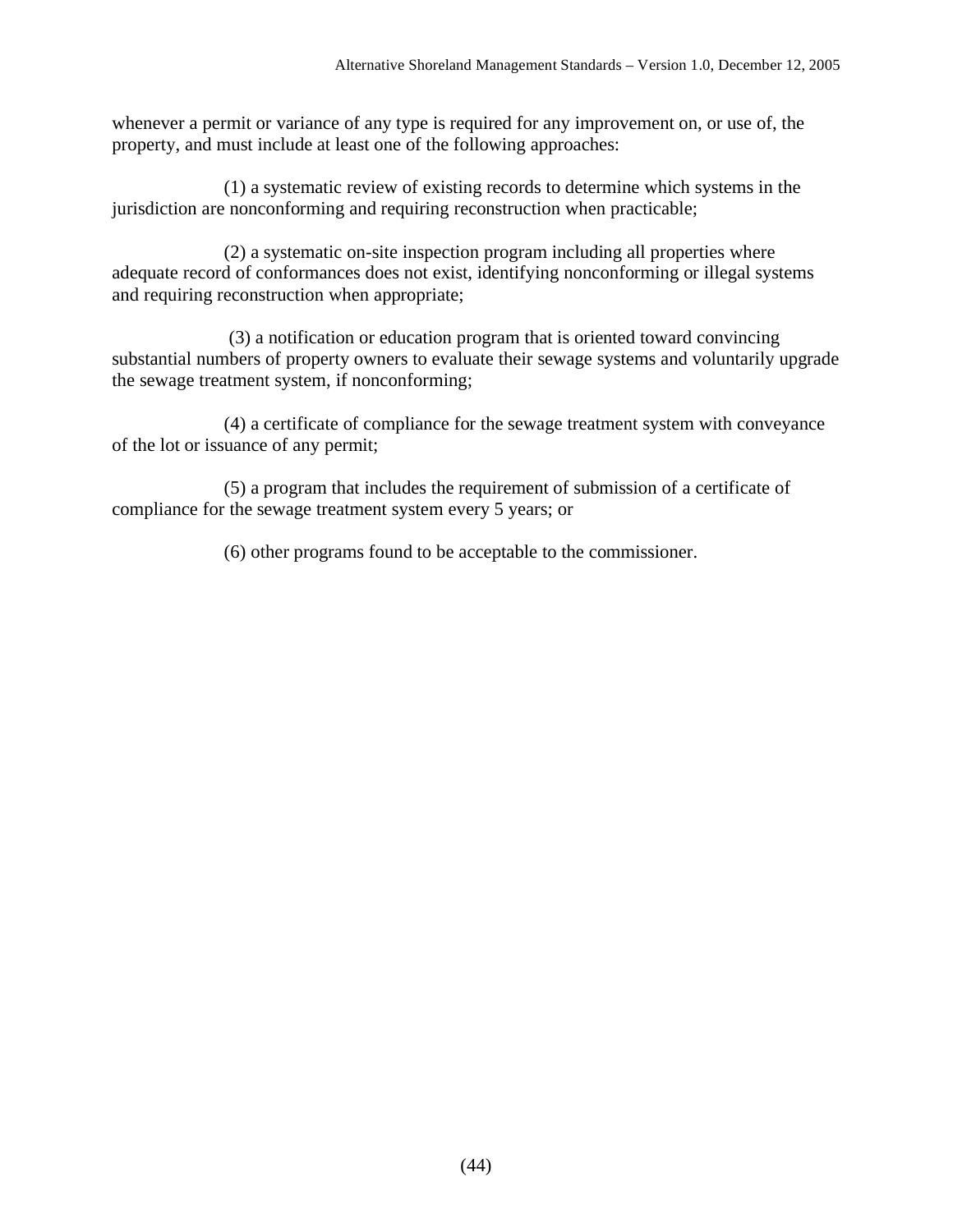whenever a permit or variance of any type is required for any improvement on, or use of, the property, and must include at least one of the following approaches:

(1) a systematic review of existing records to determine which systems in the jurisdiction are nonconforming and requiring reconstruction when practicable;

(2) a systematic on-site inspection program including all properties where adequate record of conformances does not exist, identifying nonconforming or illegal systems and requiring reconstruction when appropriate;

(3) a notification or education program that is oriented toward convincing substantial numbers of property owners to evaluate their sewage systems and voluntarily upgrade the sewage treatment system, if nonconforming;

(4) a certificate of compliance for the sewage treatment system with conveyance of the lot or issuance of any permit;

(5) a program that includes the requirement of submission of a certificate of compliance for the sewage treatment system every 5 years; or

(6) other programs found to be acceptable to the commissioner.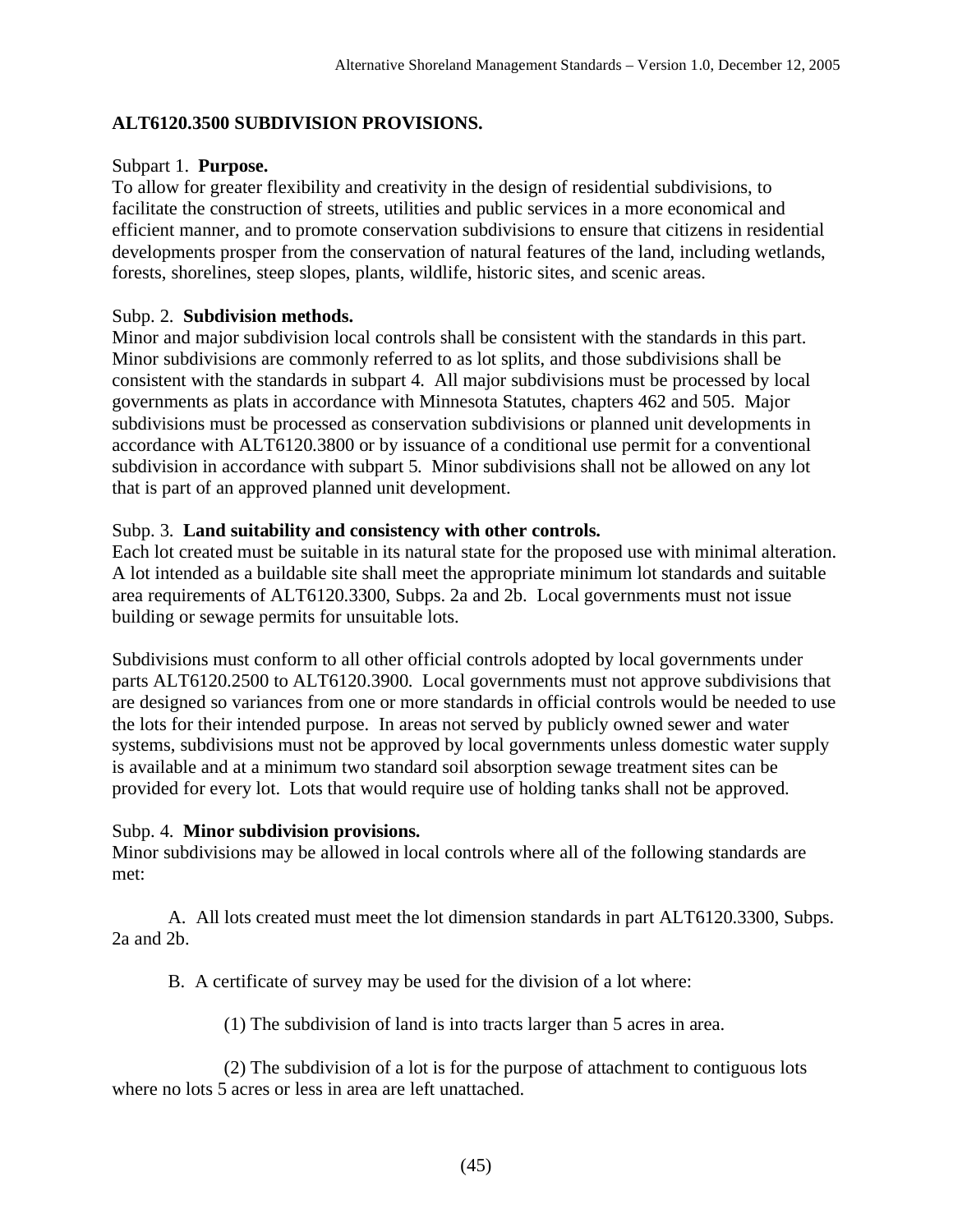## ALT6120.3500 SUBDIVISION PROVISIONS.

Subpart 1. **Purpose.**
To allow for greater flexibility and creativity in the design of residential subdivisions, to facilitate the construction of streets, utilities and public services in a more economical and efficient manner, and to promote conservation subdivisions to ensure that citizens in residential developments prosper from the conservation of natural features of the land, including wetlands, forests, shorelines, steep slopes, plants, wildlife, historic sites, and scenic areas.

Subp. 2. **Subdivision methods.**
Minor and major subdivision local controls shall be consistent with the standards in this part. Minor subdivisions are commonly referred to as lot splits, and those subdivisions shall be consistent with the standards in subpart 4. All major subdivisions must be processed by local governments as plats in accordance with Minnesota Statutes, chapters 462 and 505. Major subdivisions must be processed as conservation subdivisions or planned unit developments in accordance with ALT6120.3800 or by issuance of a conditional use permit for a conventional subdivision in accordance with subpart 5. Minor subdivisions shall not be allowed on any lot that is part of an approved planned unit development.

Subp. 3. **Land suitability and consistency with other controls.**
Each lot created must be suitable in its natural state for the proposed use with minimal alteration. A lot intended as a buildable site shall meet the appropriate minimum lot standards and suitable area requirements of ALT6120.3300, Subps. 2a and 2b. Local governments must not issue building or sewage permits for unsuitable lots.

Subdivisions must conform to all other official controls adopted by local governments under parts ALT6120.2500 to ALT6120.3900. Local governments must not approve subdivisions that are designed so variances from one or more standards in official controls would be needed to use the lots for their intended purpose. In areas not served by publicly owned sewer and water systems, subdivisions must not be approved by local governments unless domestic water supply is available and at a minimum two standard soil absorption sewage treatment sites can be provided for every lot. Lots that would require use of holding tanks shall not be approved.

Subp. 4. **Minor subdivision provisions.**
Minor subdivisions may be allowed in local controls where all of the following standards are met:

A. All lots created must meet the lot dimension standards in part ALT6120.3300, Subps. 2a and 2b.

B. A certificate of survey may be used for the division of a lot where:

(1) The subdivision of land is into tracts larger than 5 acres in area.

(2) The subdivision of a lot is for the purpose of attachment to contiguous lots where no lots 5 acres or less in area are left unattached.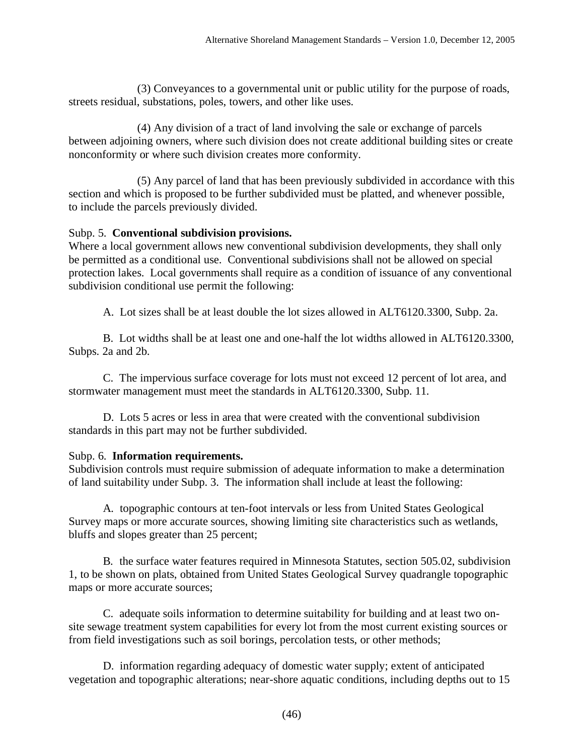(3) Conveyances to a governmental unit or public utility for the purpose of roads, streets residual, substations, poles, towers, and other like uses.

(4) Any division of a tract of land involving the sale or exchange of parcels between adjoining owners, where such division does not create additional building sites or create nonconformity or where such division creates more conformity.

(5) Any parcel of land that has been previously subdivided in accordance with this section and which is proposed to be further subdivided must be platted, and whenever possible, to include the parcels previously divided.

Subp. 5. **Conventional subdivision provisions.**
Where a local government allows new conventional subdivision developments, they shall only be permitted as a conditional use. Conventional subdivisions shall not be allowed on special protection lakes. Local governments shall require as a condition of issuance of any conventional subdivision conditional use permit the following:

A. Lot sizes shall be at least double the lot sizes allowed in ALT6120.3300, Subp. 2a.

B. Lot widths shall be at least one and one-half the lot widths allowed in ALT6120.3300, Subps. 2a and 2b.

C. The impervious surface coverage for lots must not exceed 12 percent of lot area, and stormwater management must meet the standards in ALT6120.3300, Subp. 11.

D. Lots 5 acres or less in area that were created with the conventional subdivision standards in this part may not be further subdivided.

Subp. 6. **Information requirements.**
Subdivision controls must require submission of adequate information to make a determination of land suitability under Subp. 3. The information shall include at least the following:

A. topographic contours at ten-foot intervals or less from United States Geological Survey maps or more accurate sources, showing limiting site characteristics such as wetlands, bluffs and slopes greater than 25 percent;

B. the surface water features required in Minnesota Statutes, section 505.02, subdivision 1, to be shown on plats, obtained from United States Geological Survey quadrangle topographic maps or more accurate sources;

C. adequate soils information to determine suitability for building and at least two on-site sewage treatment system capabilities for every lot from the most current existing sources or from field investigations such as soil borings, percolation tests, or other methods;

D. information regarding adequacy of domestic water supply; extent of anticipated vegetation and topographic alterations; near-shore aquatic conditions, including depths out to 15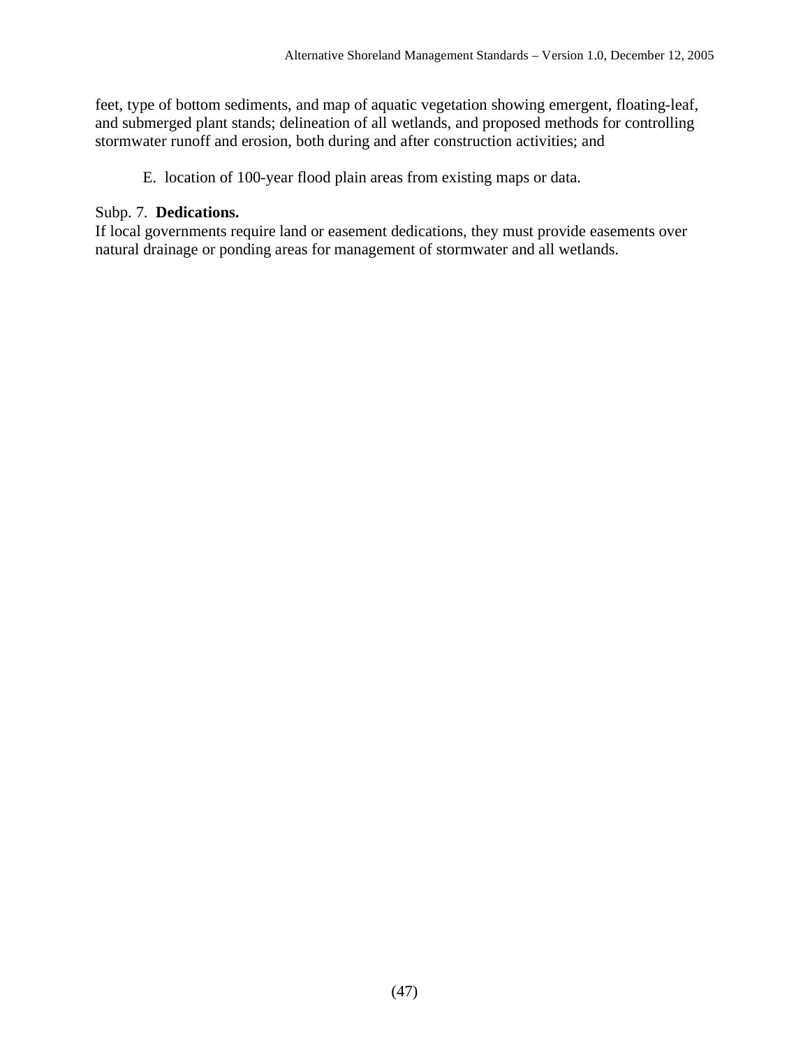feet, type of bottom sediments, and map of aquatic vegetation showing emergent, floating-leaf, and submerged plant stands; delineation of all wetlands, and proposed methods for controlling stormwater runoff and erosion, both during and after construction activities; and

E. location of 100-year flood plain areas from existing maps or data.

Subp. 7. **Dedications.**

If local governments require land or easement dedications, they must provide easements over natural drainage or ponding areas for management of stormwater and all wetlands.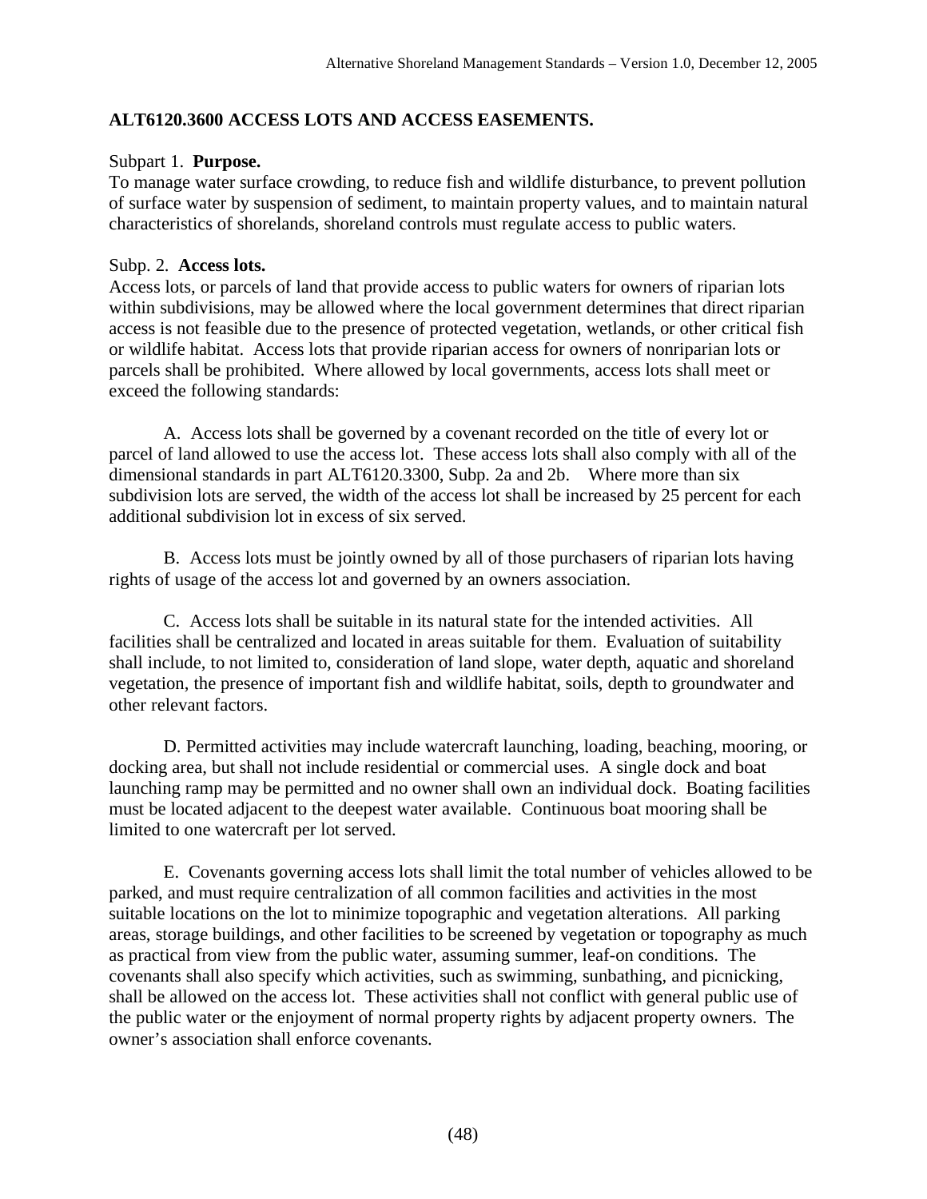## ALT6120.3600 ACCESS LOTS AND ACCESS EASEMENTS.

Subpart 1. **Purpose.**
To manage water surface crowding, to reduce fish and wildlife disturbance, to prevent pollution of surface water by suspension of sediment, to maintain property values, and to maintain natural characteristics of shorelands, shoreland controls must regulate access to public waters.

Subp. 2. **Access lots.**
Access lots, or parcels of land that provide access to public waters for owners of riparian lots within subdivisions, may be allowed where the local government determines that direct riparian access is not feasible due to the presence of protected vegetation, wetlands, or other critical fish or wildlife habitat. Access lots that provide riparian access for owners of nonriparian lots or parcels shall be prohibited. Where allowed by local governments, access lots shall meet or exceed the following standards:

A. Access lots shall be governed by a covenant recorded on the title of every lot or parcel of land allowed to use the access lot. These access lots shall also comply with all of the dimensional standards in part ALT6120.3300, Subp. 2a and 2b. Where more than six subdivision lots are served, the width of the access lot shall be increased by 25 percent for each additional subdivision lot in excess of six served.

B. Access lots must be jointly owned by all of those purchasers of riparian lots having rights of usage of the access lot and governed by an owners association.

C. Access lots shall be suitable in its natural state for the intended activities. All facilities shall be centralized and located in areas suitable for them. Evaluation of suitability shall include, to not limited to, consideration of land slope, water depth, aquatic and shoreland vegetation, the presence of important fish and wildlife habitat, soils, depth to groundwater and other relevant factors.

D. Permitted activities may include watercraft launching, loading, beaching, mooring, or docking area, but shall not include residential or commercial uses. A single dock and boat launching ramp may be permitted and no owner shall own an individual dock. Boating facilities must be located adjacent to the deepest water available. Continuous boat mooring shall be limited to one watercraft per lot served.

E. Covenants governing access lots shall limit the total number of vehicles allowed to be parked, and must require centralization of all common facilities and activities in the most suitable locations on the lot to minimize topographic and vegetation alterations. All parking areas, storage buildings, and other facilities to be screened by vegetation or topography as much as practical from view from the public water, assuming summer, leaf-on conditions. The covenants shall also specify which activities, such as swimming, sunbathing, and picnicking, shall be allowed on the access lot. These activities shall not conflict with general public use of the public water or the enjoyment of normal property rights by adjacent property owners. The owner's association shall enforce covenants.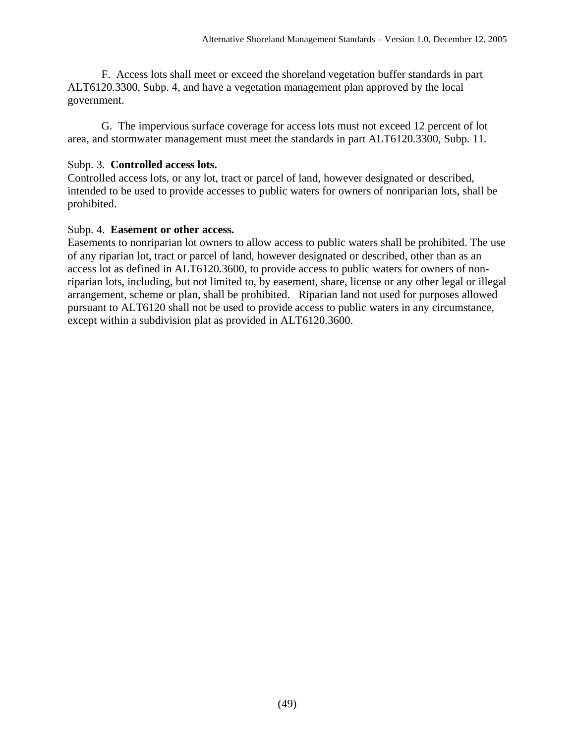F. Access lots shall meet or exceed the shoreland vegetation buffer standards in part ALT6120.3300, Subp. 4, and have a vegetation management plan approved by the local government.

G. The impervious surface coverage for access lots must not exceed 12 percent of lot area, and stormwater management must meet the standards in part ALT6120.3300, Subp. 11.

Subp. 3. **Controlled access lots.**
Controlled access lots, or any lot, tract or parcel of land, however designated or described, intended to be used to provide accesses to public waters for owners of nonriparian lots, shall be prohibited.

Subp. 4. **Easement or other access.**
Easements to nonriparian lot owners to allow access to public waters shall be prohibited. The use of any riparian lot, tract or parcel of land, however designated or described, other than as an access lot as defined in ALT6120.3600, to provide access to public waters for owners of non-riparian lots, including, but not limited to, by easement, share, license or any other legal or illegal arrangement, scheme or plan, shall be prohibited. Riparian land not used for purposes allowed pursuant to ALT6120 shall not be used to provide access to public waters in any circumstance, except within a subdivision plat as provided in ALT6120.3600.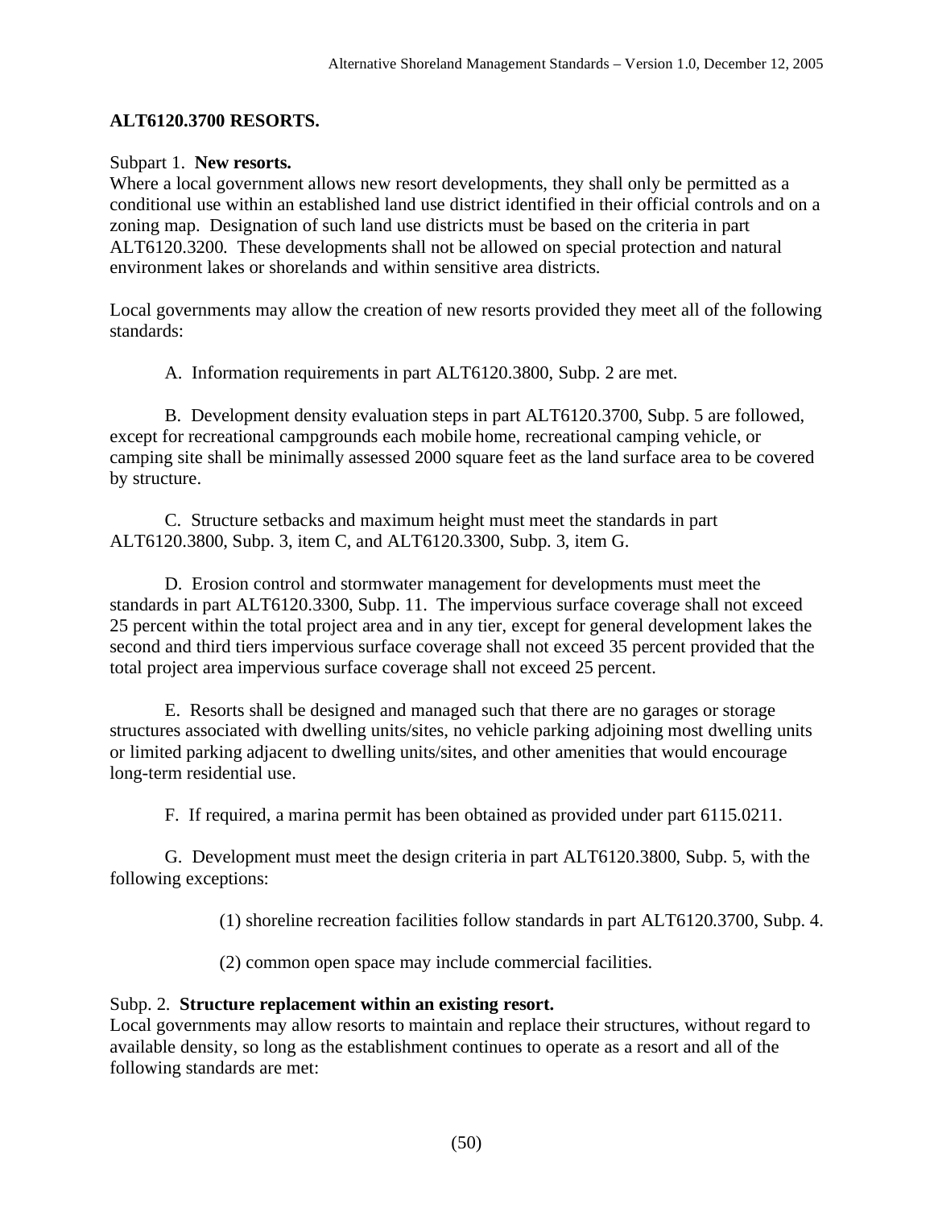## ALT6120.3700 RESORTS.

Subpart 1. **New resorts.**
Where a local government allows new resort developments, they shall only be permitted as a conditional use within an established land use district identified in their official controls and on a zoning map. Designation of such land use districts must be based on the criteria in part ALT6120.3200. These developments shall not be allowed on special protection and natural environment lakes or shorelands and within sensitive area districts.

Local governments may allow the creation of new resorts provided they meet all of the following standards:

A. Information requirements in part ALT6120.3800, Subp. 2 are met.

B. Development density evaluation steps in part ALT6120.3700, Subp. 5 are followed, except for recreational campgrounds each mobile home, recreational camping vehicle, or camping site shall be minimally assessed 2000 square feet as the land surface area to be covered by structure.

C. Structure setbacks and maximum height must meet the standards in part ALT6120.3800, Subp. 3, item C, and ALT6120.3300, Subp. 3, item G.

D. Erosion control and stormwater management for developments must meet the standards in part ALT6120.3300, Subp. 11. The impervious surface coverage shall not exceed 25 percent within the total project area and in any tier, except for general development lakes the second and third tiers impervious surface coverage shall not exceed 35 percent provided that the total project area impervious surface coverage shall not exceed 25 percent.

E. Resorts shall be designed and managed such that there are no garages or storage structures associated with dwelling units/sites, no vehicle parking adjoining most dwelling units or limited parking adjacent to dwelling units/sites, and other amenities that would encourage long-term residential use.

F. If required, a marina permit has been obtained as provided under part 6115.0211.

G. Development must meet the design criteria in part ALT6120.3800, Subp. 5, with the following exceptions:

(1) shoreline recreation facilities follow standards in part ALT6120.3700, Subp. 4.

(2) common open space may include commercial facilities.

Subp. 2. **Structure replacement within an existing resort.**
Local governments may allow resorts to maintain and replace their structures, without regard to available density, so long as the establishment continues to operate as a resort and all of the following standards are met: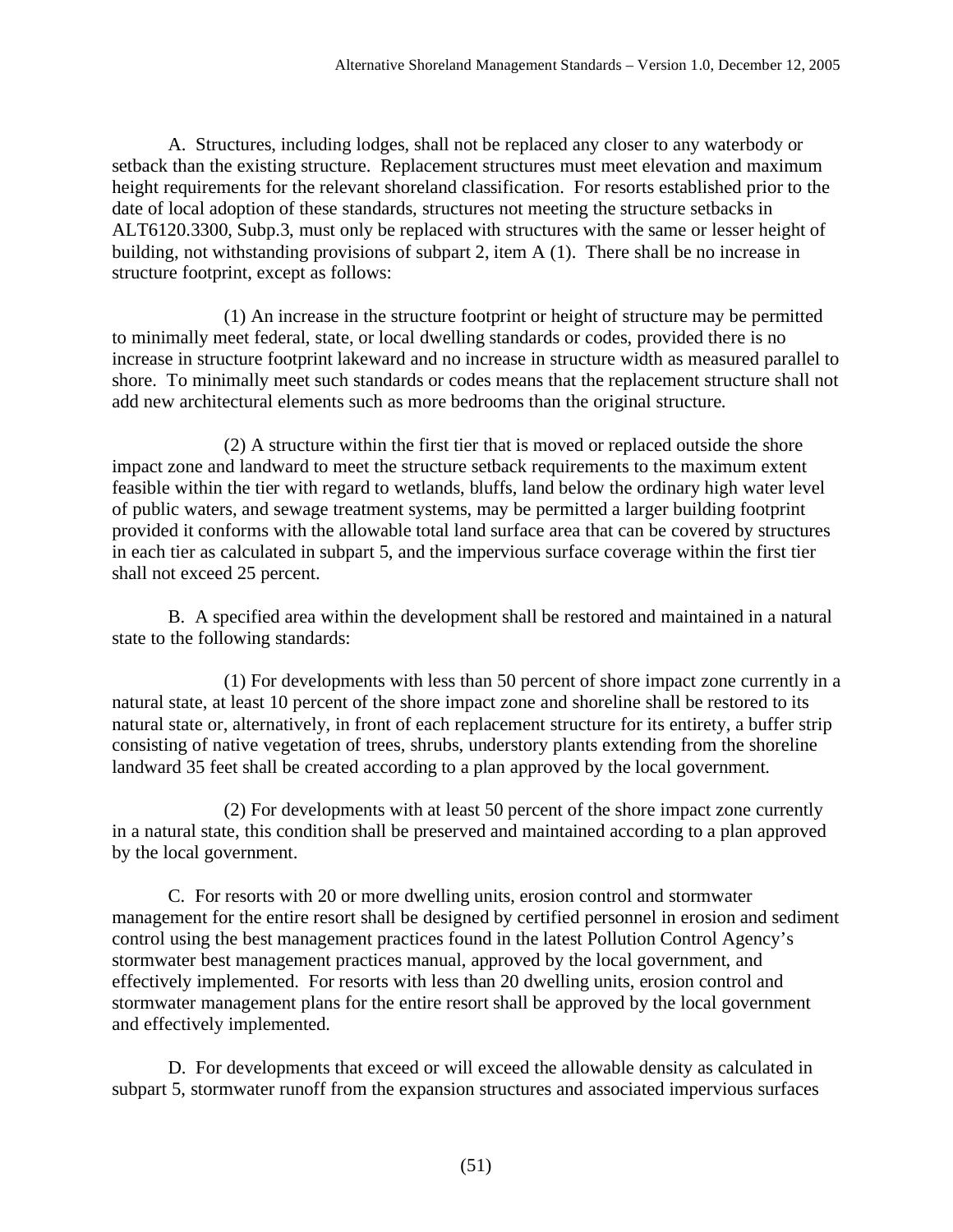A. Structures, including lodges, shall not be replaced any closer to any waterbody or setback than the existing structure. Replacement structures must meet elevation and maximum height requirements for the relevant shoreland classification. For resorts established prior to the date of local adoption of these standards, structures not meeting the structure setbacks in ALT6120.3300, Subp.3, must only be replaced with structures with the same or lesser height of building, not withstanding provisions of subpart 2, item A (1). There shall be no increase in structure footprint, except as follows:

(1) An increase in the structure footprint or height of structure may be permitted to minimally meet federal, state, or local dwelling standards or codes, provided there is no increase in structure footprint lakeward and no increase in structure width as measured parallel to shore. To minimally meet such standards or codes means that the replacement structure shall not add new architectural elements such as more bedrooms than the original structure.

(2) A structure within the first tier that is moved or replaced outside the shore impact zone and landward to meet the structure setback requirements to the maximum extent feasible within the tier with regard to wetlands, bluffs, land below the ordinary high water level of public waters, and sewage treatment systems, may be permitted a larger building footprint provided it conforms with the allowable total land surface area that can be covered by structures in each tier as calculated in subpart 5, and the impervious surface coverage within the first tier shall not exceed 25 percent.

B. A specified area within the development shall be restored and maintained in a natural state to the following standards:

(1) For developments with less than 50 percent of shore impact zone currently in a natural state, at least 10 percent of the shore impact zone and shoreline shall be restored to its natural state or, alternatively, in front of each replacement structure for its entirety, a buffer strip consisting of native vegetation of trees, shrubs, understory plants extending from the shoreline landward 35 feet shall be created according to a plan approved by the local government.

(2) For developments with at least 50 percent of the shore impact zone currently in a natural state, this condition shall be preserved and maintained according to a plan approved by the local government.

C. For resorts with 20 or more dwelling units, erosion control and stormwater management for the entire resort shall be designed by certified personnel in erosion and sediment control using the best management practices found in the latest Pollution Control Agency's stormwater best management practices manual, approved by the local government, and effectively implemented. For resorts with less than 20 dwelling units, erosion control and stormwater management plans for the entire resort shall be approved by the local government and effectively implemented.

D. For developments that exceed or will exceed the allowable density as calculated in subpart 5, stormwater runoff from the expansion structures and associated impervious surfaces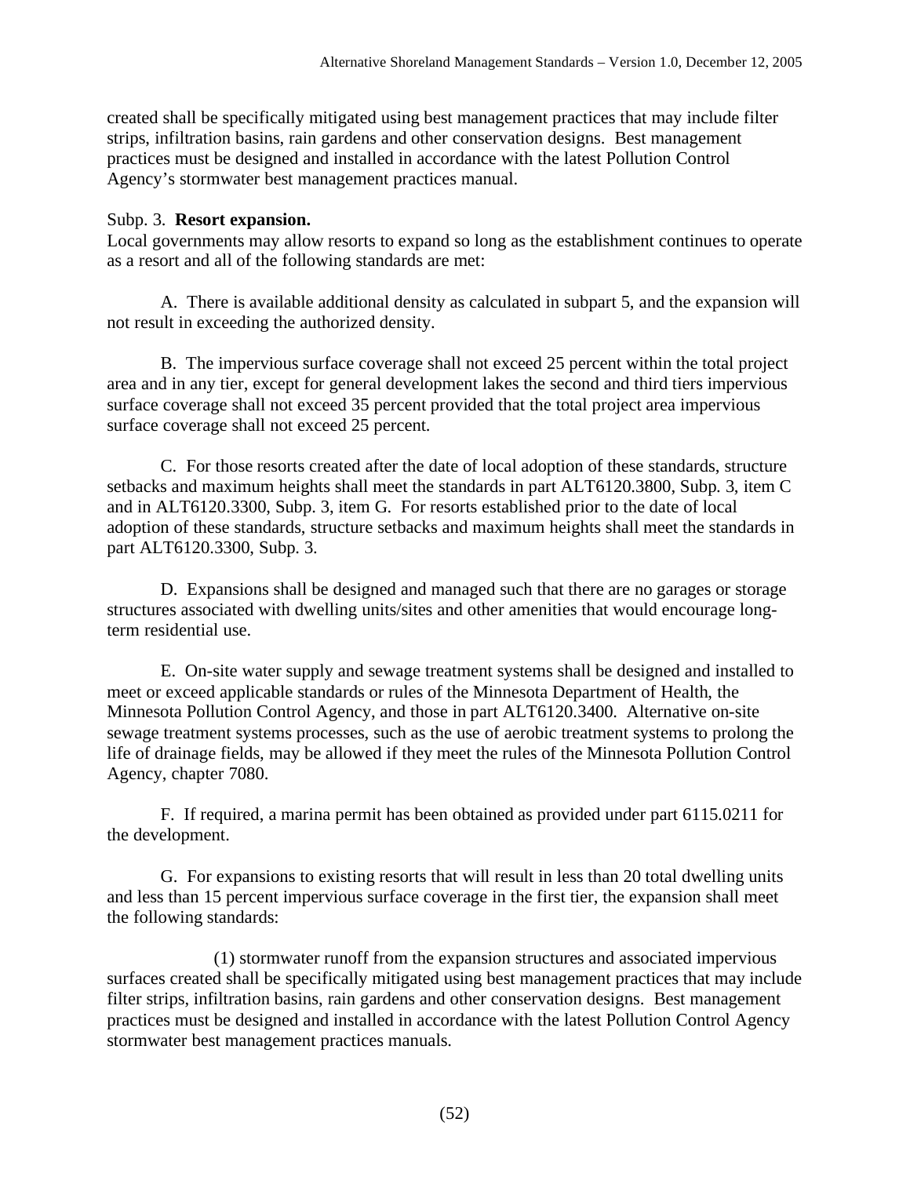created shall be specifically mitigated using best management practices that may include filter strips, infiltration basins, rain gardens and other conservation designs. Best management practices must be designed and installed in accordance with the latest Pollution Control Agency's stormwater best management practices manual.

Subp. 3. **Resort expansion.**
Local governments may allow resorts to expand so long as the establishment continues to operate as a resort and all of the following standards are met:

A. There is available additional density as calculated in subpart 5, and the expansion will not result in exceeding the authorized density.

B. The impervious surface coverage shall not exceed 25 percent within the total project area and in any tier, except for general development lakes the second and third tiers impervious surface coverage shall not exceed 35 percent provided that the total project area impervious surface coverage shall not exceed 25 percent.

C. For those resorts created after the date of local adoption of these standards, structure setbacks and maximum heights shall meet the standards in part ALT6120.3800, Subp. 3, item C and in ALT6120.3300, Subp. 3, item G. For resorts established prior to the date of local adoption of these standards, structure setbacks and maximum heights shall meet the standards in part ALT6120.3300, Subp. 3.

D. Expansions shall be designed and managed such that there are no garages or storage structures associated with dwelling units/sites and other amenities that would encourage long-term residential use.

E. On-site water supply and sewage treatment systems shall be designed and installed to meet or exceed applicable standards or rules of the Minnesota Department of Health, the Minnesota Pollution Control Agency, and those in part ALT6120.3400. Alternative on-site sewage treatment systems processes, such as the use of aerobic treatment systems to prolong the life of drainage fields, may be allowed if they meet the rules of the Minnesota Pollution Control Agency, chapter 7080.

F. If required, a marina permit has been obtained as provided under part 6115.0211 for the development.

G. For expansions to existing resorts that will result in less than 20 total dwelling units and less than 15 percent impervious surface coverage in the first tier, the expansion shall meet the following standards:

(1) stormwater runoff from the expansion structures and associated impervious surfaces created shall be specifically mitigated using best management practices that may include filter strips, infiltration basins, rain gardens and other conservation designs. Best management practices must be designed and installed in accordance with the latest Pollution Control Agency stormwater best management practices manuals.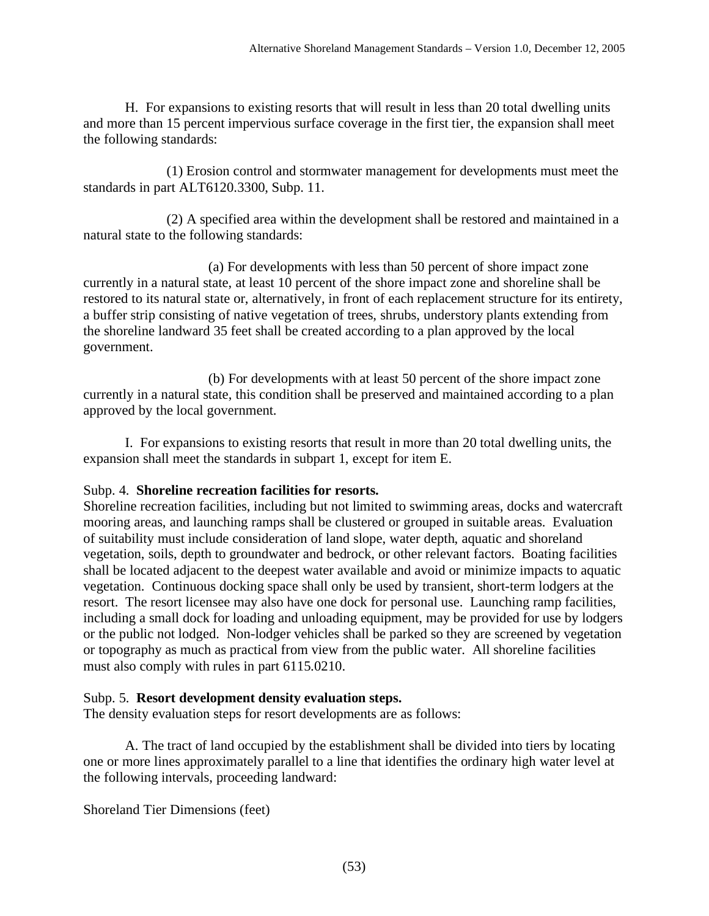H. For expansions to existing resorts that will result in less than 20 total dwelling units and more than 15 percent impervious surface coverage in the first tier, the expansion shall meet the following standards:

(1) Erosion control and stormwater management for developments must meet the standards in part ALT6120.3300, Subp. 11.

(2) A specified area within the development shall be restored and maintained in a natural state to the following standards:

(a) For developments with less than 50 percent of shore impact zone currently in a natural state, at least 10 percent of the shore impact zone and shoreline shall be restored to its natural state or, alternatively, in front of each replacement structure for its entirety, a buffer strip consisting of native vegetation of trees, shrubs, understory plants extending from the shoreline landward 35 feet shall be created according to a plan approved by the local government.

(b) For developments with at least 50 percent of the shore impact zone currently in a natural state, this condition shall be preserved and maintained according to a plan approved by the local government.

I. For expansions to existing resorts that result in more than 20 total dwelling units, the expansion shall meet the standards in subpart 1, except for item E.

Subp. 4. **Shoreline recreation facilities for resorts.**
Shoreline recreation facilities, including but not limited to swimming areas, docks and watercraft mooring areas, and launching ramps shall be clustered or grouped in suitable areas. Evaluation of suitability must include consideration of land slope, water depth, aquatic and shoreland vegetation, soils, depth to groundwater and bedrock, or other relevant factors. Boating facilities shall be located adjacent to the deepest water available and avoid or minimize impacts to aquatic vegetation. Continuous docking space shall only be used by transient, short-term lodgers at the resort. The resort licensee may also have one dock for personal use. Launching ramp facilities, including a small dock for loading and unloading equipment, may be provided for use by lodgers or the public not lodged. Non-lodger vehicles shall be parked so they are screened by vegetation or topography as much as practical from view from the public water. All shoreline facilities must also comply with rules in part 6115.0210.

Subp. 5. **Resort development density evaluation steps.**
The density evaluation steps for resort developments are as follows:

A. The tract of land occupied by the establishment shall be divided into tiers by locating one or more lines approximately parallel to a line that identifies the ordinary high water level at the following intervals, proceeding landward:

Shoreland Tier Dimensions (feet)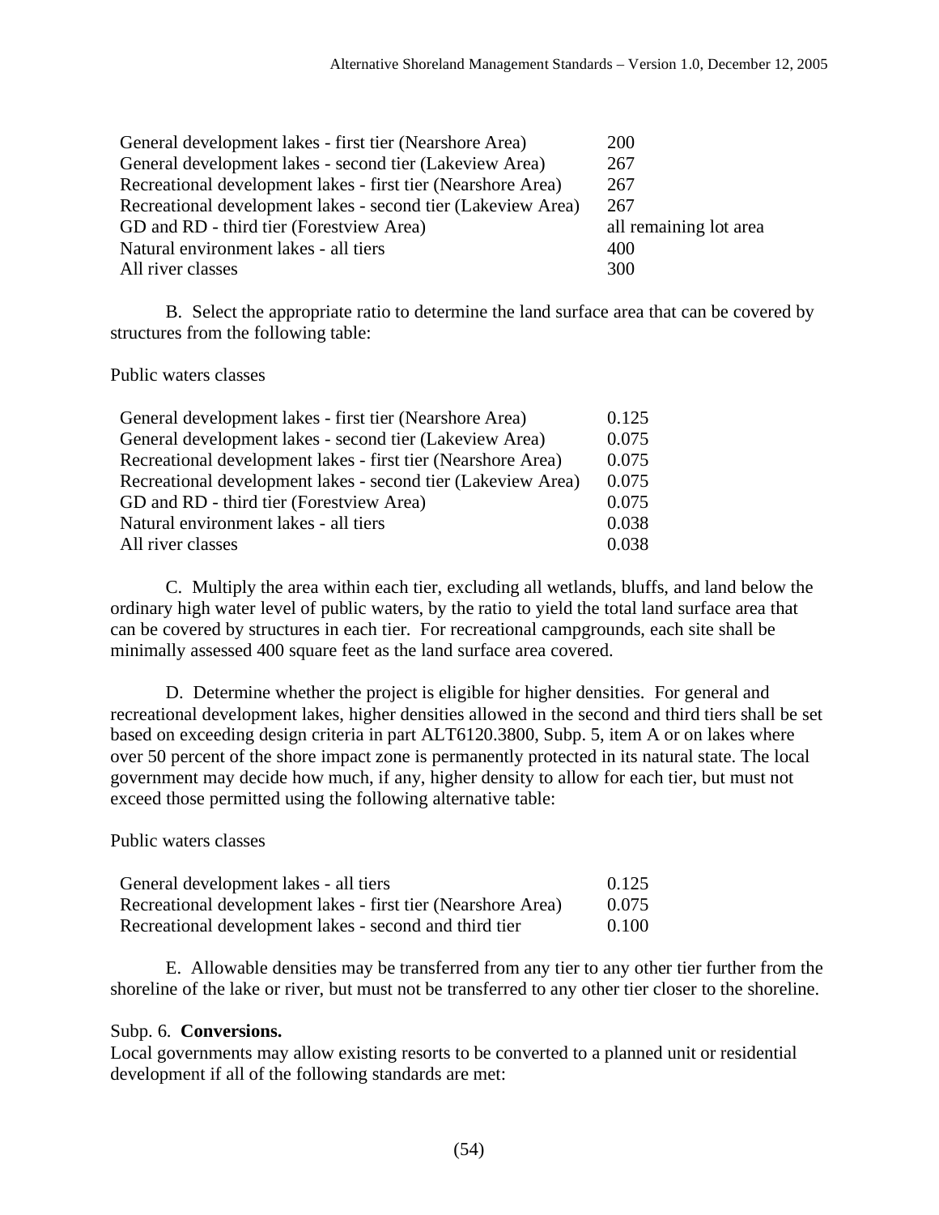| | |
|---|---|
| General development lakes - first tier (Nearshore Area) | 200 |
| General development lakes - second tier (Lakeview Area) | 267 |
| Recreational development lakes - first tier (Nearshore Area) | 267 |
| Recreational development lakes - second tier (Lakeview Area) | 267 |
| GD and RD - third tier (Forestview Area) | all remaining lot area |
| Natural environment lakes - all tiers | 400 |
| All river classes | 300 |

B. Select the appropriate ratio to determine the land surface area that can be covered by structures from the following table:

Public waters classes

| | |
|---|---|
| General development lakes - first tier (Nearshore Area) | 0.125 |
| General development lakes - second tier (Lakeview Area) | 0.075 |
| Recreational development lakes - first tier (Nearshore Area) | 0.075 |
| Recreational development lakes - second tier (Lakeview Area) | 0.075 |
| GD and RD - third tier (Forestview Area) | 0.075 |
| Natural environment lakes - all tiers | 0.038 |
| All river classes | 0.038 |

C. Multiply the area within each tier, excluding all wetlands, bluffs, and land below the ordinary high water level of public waters, by the ratio to yield the total land surface area that can be covered by structures in each tier. For recreational campgrounds, each site shall be minimally assessed 400 square feet as the land surface area covered.

D. Determine whether the project is eligible for higher densities. For general and recreational development lakes, higher densities allowed in the second and third tiers shall be set based on exceeding design criteria in part ALT6120.3800, Subp. 5, item A or on lakes where over 50 percent of the shore impact zone is permanently protected in its natural state. The local government may decide how much, if any, higher density to allow for each tier, but must not exceed those permitted using the following alternative table:

Public waters classes

| | |
|---|---|
| General development lakes - all tiers | 0.125 |
| Recreational development lakes - first tier (Nearshore Area) | 0.075 |
| Recreational development lakes - second and third tier | 0.100 |

E. Allowable densities may be transferred from any tier to any other tier further from the shoreline of the lake or river, but must not be transferred to any other tier closer to the shoreline.

Subp. 6. **Conversions.**
Local governments may allow existing resorts to be converted to a planned unit or residential development if all of the following standards are met: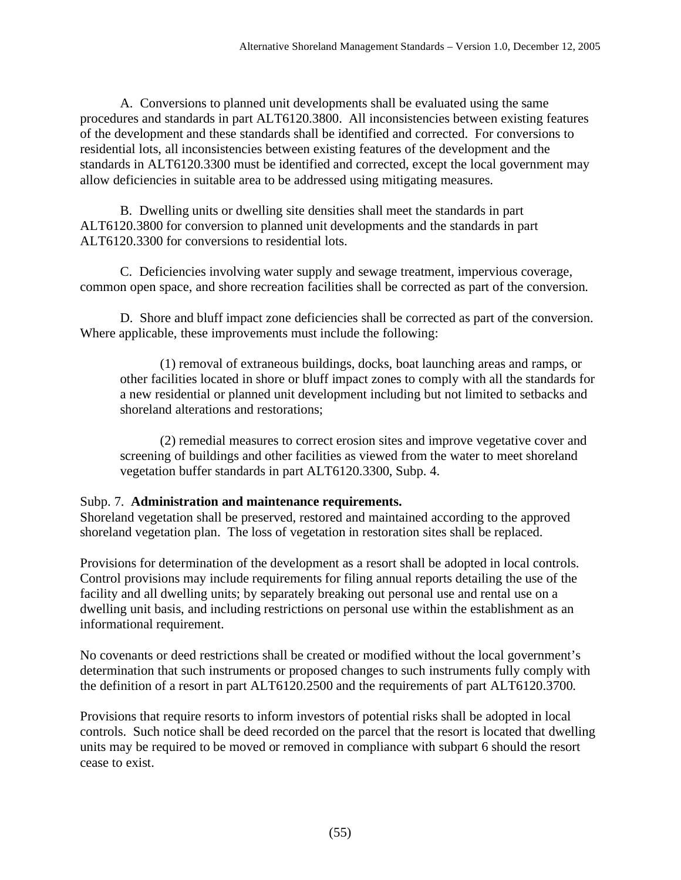A. Conversions to planned unit developments shall be evaluated using the same procedures and standards in part ALT6120.3800. All inconsistencies between existing features of the development and these standards shall be identified and corrected. For conversions to residential lots, all inconsistencies between existing features of the development and the standards in ALT6120.3300 must be identified and corrected, except the local government may allow deficiencies in suitable area to be addressed using mitigating measures.

B. Dwelling units or dwelling site densities shall meet the standards in part ALT6120.3800 for conversion to planned unit developments and the standards in part ALT6120.3300 for conversions to residential lots.

C. Deficiencies involving water supply and sewage treatment, impervious coverage, common open space, and shore recreation facilities shall be corrected as part of the conversion.

D. Shore and bluff impact zone deficiencies shall be corrected as part of the conversion. Where applicable, these improvements must include the following:

(1) removal of extraneous buildings, docks, boat launching areas and ramps, or other facilities located in shore or bluff impact zones to comply with all the standards for a new residential or planned unit development including but not limited to setbacks and shoreland alterations and restorations;

(2) remedial measures to correct erosion sites and improve vegetative cover and screening of buildings and other facilities as viewed from the water to meet shoreland vegetation buffer standards in part ALT6120.3300, Subp. 4.

Subp. 7. **Administration and maintenance requirements.**
Shoreland vegetation shall be preserved, restored and maintained according to the approved shoreland vegetation plan. The loss of vegetation in restoration sites shall be replaced.

Provisions for determination of the development as a resort shall be adopted in local controls. Control provisions may include requirements for filing annual reports detailing the use of the facility and all dwelling units; by separately breaking out personal use and rental use on a dwelling unit basis, and including restrictions on personal use within the establishment as an informational requirement.

No covenants or deed restrictions shall be created or modified without the local government's determination that such instruments or proposed changes to such instruments fully comply with the definition of a resort in part ALT6120.2500 and the requirements of part ALT6120.3700.

Provisions that require resorts to inform investors of potential risks shall be adopted in local controls. Such notice shall be deed recorded on the parcel that the resort is located that dwelling units may be required to be moved or removed in compliance with subpart 6 should the resort cease to exist.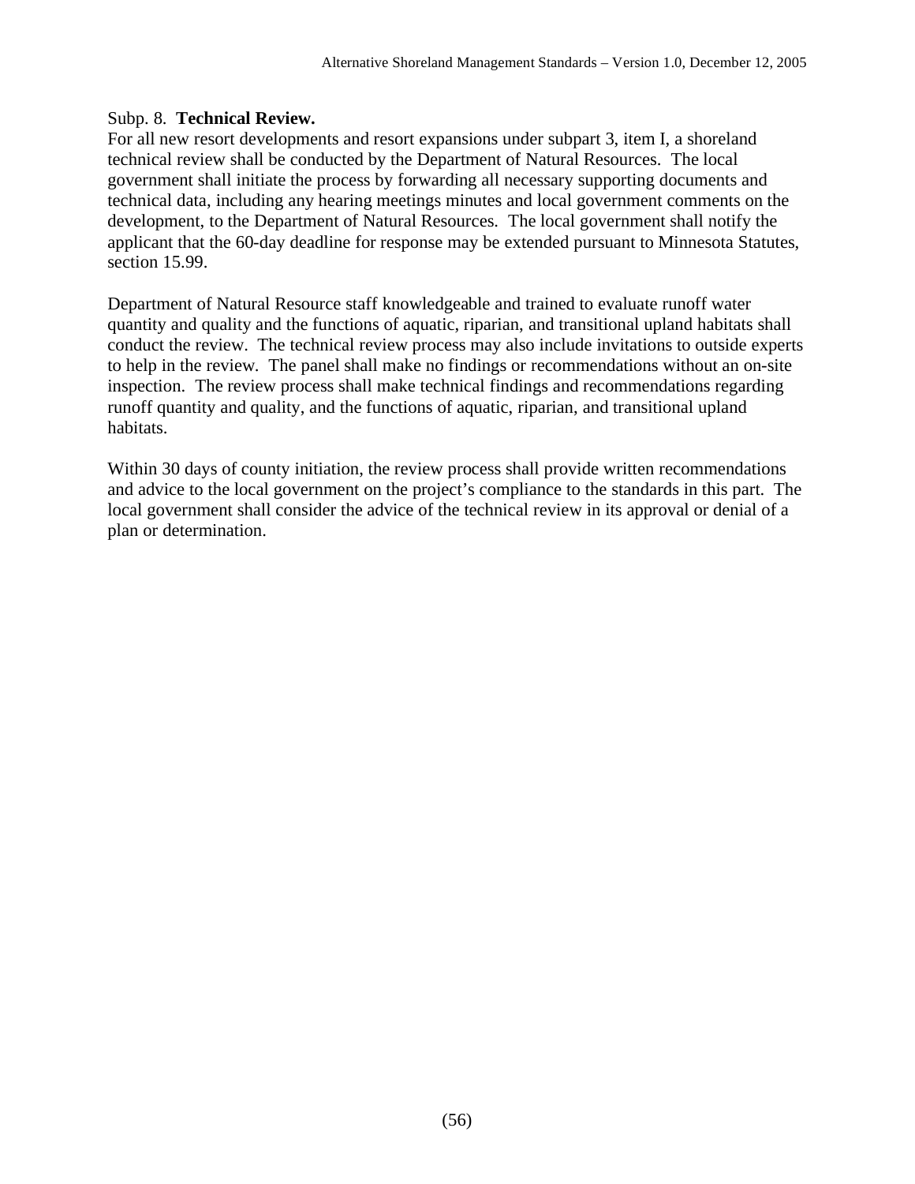Subp. 8. **Technical Review.**
For all new resort developments and resort expansions under subpart 3, item I, a shoreland technical review shall be conducted by the Department of Natural Resources. The local government shall initiate the process by forwarding all necessary supporting documents and technical data, including any hearing meetings minutes and local government comments on the development, to the Department of Natural Resources. The local government shall notify the applicant that the 60-day deadline for response may be extended pursuant to Minnesota Statutes, section 15.99.

Department of Natural Resource staff knowledgeable and trained to evaluate runoff water quantity and quality and the functions of aquatic, riparian, and transitional upland habitats shall conduct the review. The technical review process may also include invitations to outside experts to help in the review. The panel shall make no findings or recommendations without an on-site inspection. The review process shall make technical findings and recommendations regarding runoff quantity and quality, and the functions of aquatic, riparian, and transitional upland habitats.

Within 30 days of county initiation, the review process shall provide written recommendations and advice to the local government on the project's compliance to the standards in this part. The local government shall consider the advice of the technical review in its approval or denial of a plan or determination.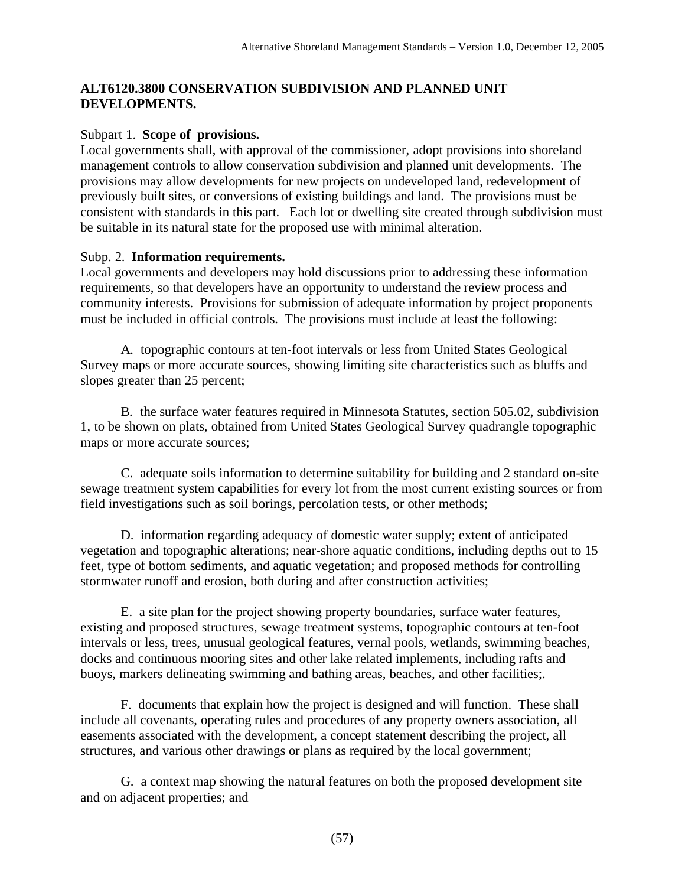**ALT6120.3800 CONSERVATION SUBDIVISION AND PLANNED UNIT DEVELOPMENTS.**

Subpart 1. **Scope of provisions.**
Local governments shall, with approval of the commissioner, adopt provisions into shoreland management controls to allow conservation subdivision and planned unit developments. The provisions may allow developments for new projects on undeveloped land, redevelopment of previously built sites, or conversions of existing buildings and land. The provisions must be consistent with standards in this part. Each lot or dwelling site created through subdivision must be suitable in its natural state for the proposed use with minimal alteration.

Subp. 2. **Information requirements.**
Local governments and developers may hold discussions prior to addressing these information requirements, so that developers have an opportunity to understand the review process and community interests. Provisions for submission of adequate information by project proponents must be included in official controls. The provisions must include at least the following:

A. topographic contours at ten-foot intervals or less from United States Geological Survey maps or more accurate sources, showing limiting site characteristics such as bluffs and slopes greater than 25 percent;

B. the surface water features required in Minnesota Statutes, section 505.02, subdivision 1, to be shown on plats, obtained from United States Geological Survey quadrangle topographic maps or more accurate sources;

C. adequate soils information to determine suitability for building and 2 standard on-site sewage treatment system capabilities for every lot from the most current existing sources or from field investigations such as soil borings, percolation tests, or other methods;

D. information regarding adequacy of domestic water supply; extent of anticipated vegetation and topographic alterations; near-shore aquatic conditions, including depths out to 15 feet, type of bottom sediments, and aquatic vegetation; and proposed methods for controlling stormwater runoff and erosion, both during and after construction activities;

E. a site plan for the project showing property boundaries, surface water features, existing and proposed structures, sewage treatment systems, topographic contours at ten-foot intervals or less, trees, unusual geological features, vernal pools, wetlands, swimming beaches, docks and continuous mooring sites and other lake related implements, including rafts and buoys, markers delineating swimming and bathing areas, beaches, and other facilities;.

F. documents that explain how the project is designed and will function. These shall include all covenants, operating rules and procedures of any property owners association, all easements associated with the development, a concept statement describing the project, all structures, and various other drawings or plans as required by the local government;

G. a context map showing the natural features on both the proposed development site and on adjacent properties; and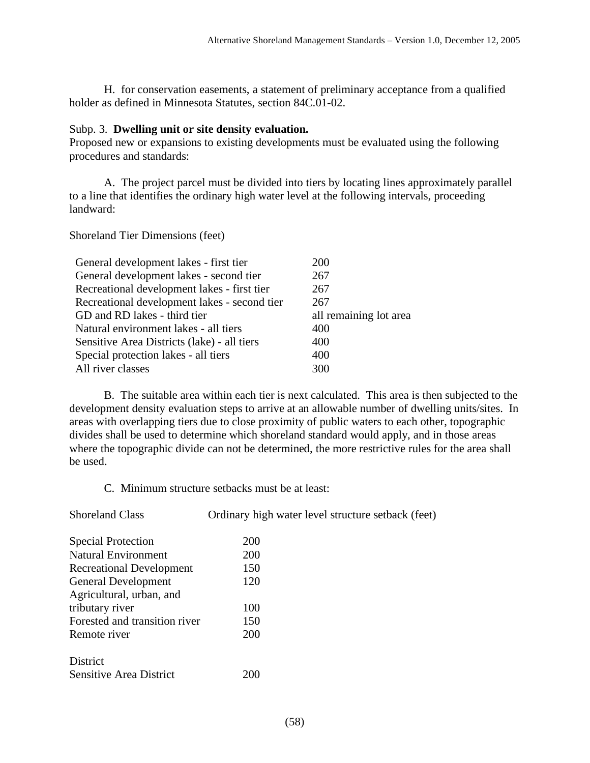H. for conservation easements, a statement of preliminary acceptance from a qualified holder as defined in Minnesota Statutes, section 84C.01-02.

Subp. 3. **Dwelling unit or site density evaluation.**
Proposed new or expansions to existing developments must be evaluated using the following procedures and standards:

A. The project parcel must be divided into tiers by locating lines approximately parallel to a line that identifies the ordinary high water level at the following intervals, proceeding landward:

Shoreland Tier Dimensions (feet)

| | |
|---|---|
| General development lakes - first tier | 200 |
| General development lakes - second tier | 267 |
| Recreational development lakes - first tier | 267 |
| Recreational development lakes - second tier | 267 |
| GD and RD lakes - third tier | all remaining lot area |
| Natural environment lakes - all tiers | 400 |
| Sensitive Area Districts (lake) - all tiers | 400 |
| Special protection lakes - all tiers | 400 |
| All river classes | 300 |

B. The suitable area within each tier is next calculated. This area is then subjected to the development density evaluation steps to arrive at an allowable number of dwelling units/sites. In areas with overlapping tiers due to close proximity of public waters to each other, topographic divides shall be used to determine which shoreland standard would apply, and in those areas where the topographic divide can not be determined, the more restrictive rules for the area shall be used.

C. Minimum structure setbacks must be at least:

| Shoreland Class | Ordinary high water level structure setback (feet) |
|---|---|
| Special Protection | 200 |
| Natural Environment | 200 |
| Recreational Development | 150 |
| General Development | 120 |
| Agricultural, urban, and tributary river | 100 |
| Forested and transition river | 150 |
| Remote river | 200 |
| **District** | |
| Sensitive Area District | 200 |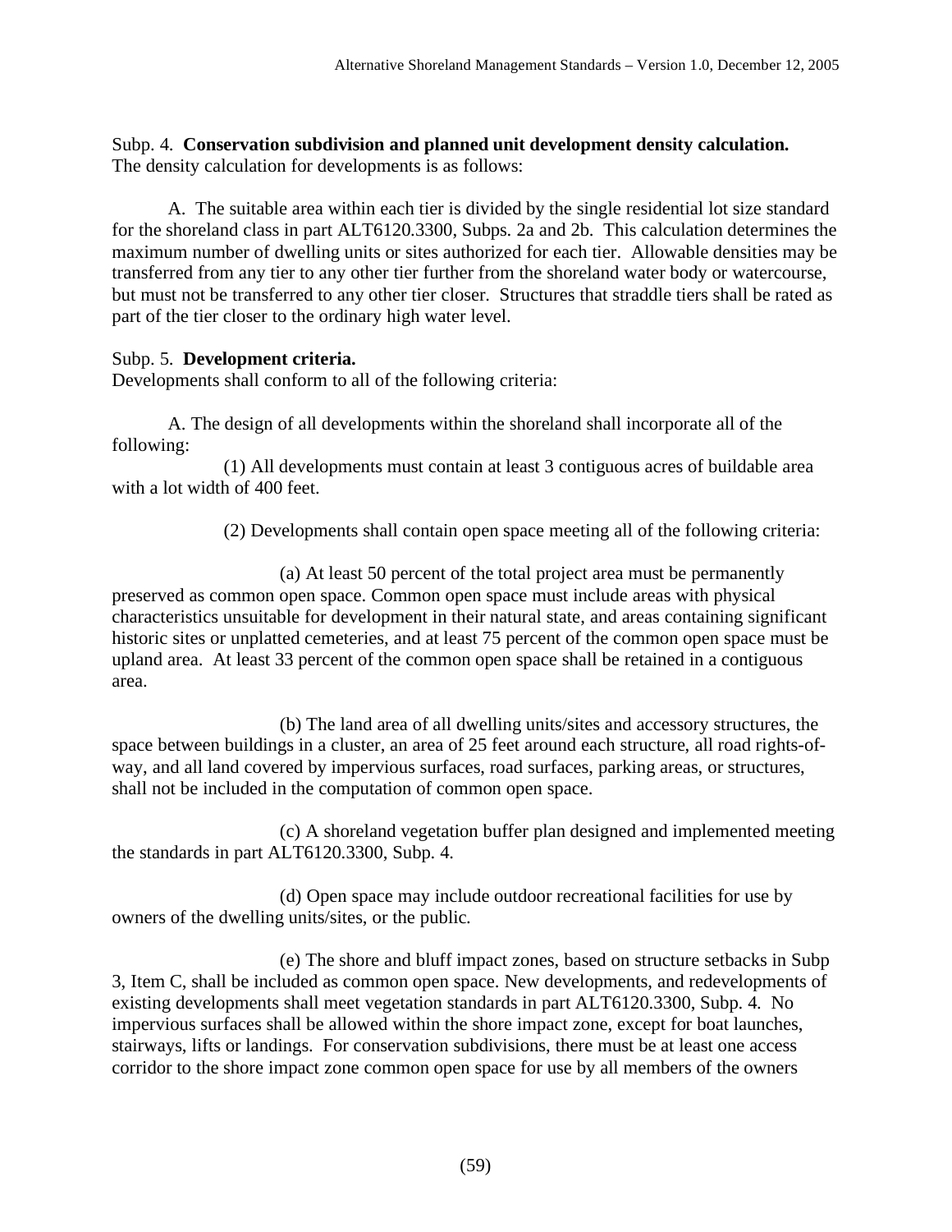Subp. 4. **Conservation subdivision and planned unit development density calculation.** The density calculation for developments is as follows:

A. The suitable area within each tier is divided by the single residential lot size standard for the shoreland class in part ALT6120.3300, Subps. 2a and 2b. This calculation determines the maximum number of dwelling units or sites authorized for each tier. Allowable densities may be transferred from any tier to any other tier further from the shoreland water body or watercourse, but must not be transferred to any other tier closer. Structures that straddle tiers shall be rated as part of the tier closer to the ordinary high water level.

Subp. 5. **Development criteria.**
Developments shall conform to all of the following criteria:

A. The design of all developments within the shoreland shall incorporate all of the following:

(1) All developments must contain at least 3 contiguous acres of buildable area with a lot width of 400 feet.

(2) Developments shall contain open space meeting all of the following criteria:

(a) At least 50 percent of the total project area must be permanently preserved as common open space. Common open space must include areas with physical characteristics unsuitable for development in their natural state, and areas containing significant historic sites or unplatted cemeteries, and at least 75 percent of the common open space must be upland area. At least 33 percent of the common open space shall be retained in a contiguous area.

(b) The land area of all dwelling units/sites and accessory structures, the space between buildings in a cluster, an area of 25 feet around each structure, all road rights-of-way, and all land covered by impervious surfaces, road surfaces, parking areas, or structures, shall not be included in the computation of common open space.

(c) A shoreland vegetation buffer plan designed and implemented meeting the standards in part ALT6120.3300, Subp. 4.

(d) Open space may include outdoor recreational facilities for use by owners of the dwelling units/sites, or the public.

(e) The shore and bluff impact zones, based on structure setbacks in Subp 3, Item C, shall be included as common open space. New developments, and redevelopments of existing developments shall meet vegetation standards in part ALT6120.3300, Subp. 4. No impervious surfaces shall be allowed within the shore impact zone, except for boat launches, stairways, lifts or landings. For conservation subdivisions, there must be at least one access corridor to the shore impact zone common open space for use by all members of the owners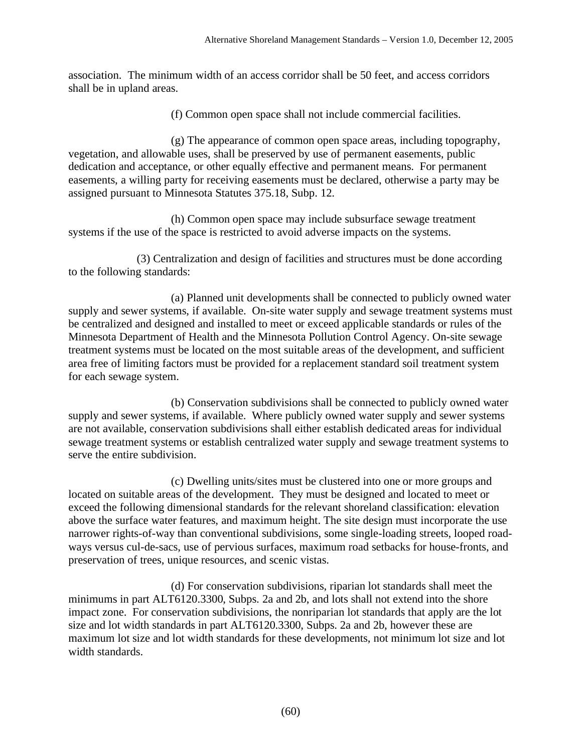association. The minimum width of an access corridor shall be 50 feet, and access corridors shall be in upland areas.

(f) Common open space shall not include commercial facilities.

(g) The appearance of common open space areas, including topography, vegetation, and allowable uses, shall be preserved by use of permanent easements, public dedication and acceptance, or other equally effective and permanent means. For permanent easements, a willing party for receiving easements must be declared, otherwise a party may be assigned pursuant to Minnesota Statutes 375.18, Subp. 12.

(h) Common open space may include subsurface sewage treatment systems if the use of the space is restricted to avoid adverse impacts on the systems.

(3) Centralization and design of facilities and structures must be done according to the following standards:

(a) Planned unit developments shall be connected to publicly owned water supply and sewer systems, if available. On-site water supply and sewage treatment systems must be centralized and designed and installed to meet or exceed applicable standards or rules of the Minnesota Department of Health and the Minnesota Pollution Control Agency. On-site sewage treatment systems must be located on the most suitable areas of the development, and sufficient area free of limiting factors must be provided for a replacement standard soil treatment system for each sewage system.

(b) Conservation subdivisions shall be connected to publicly owned water supply and sewer systems, if available. Where publicly owned water supply and sewer systems are not available, conservation subdivisions shall either establish dedicated areas for individual sewage treatment systems or establish centralized water supply and sewage treatment systems to serve the entire subdivision.

(c) Dwelling units/sites must be clustered into one or more groups and located on suitable areas of the development. They must be designed and located to meet or exceed the following dimensional standards for the relevant shoreland classification: elevation above the surface water features, and maximum height. The site design must incorporate the use narrower rights-of-way than conventional subdivisions, some single-loading streets, looped road-ways versus cul-de-sacs, use of pervious surfaces, maximum road setbacks for house-fronts, and preservation of trees, unique resources, and scenic vistas.

(d) For conservation subdivisions, riparian lot standards shall meet the minimums in part ALT6120.3300, Subps. 2a and 2b, and lots shall not extend into the shore impact zone. For conservation subdivisions, the nonriparian lot standards that apply are the lot size and lot width standards in part ALT6120.3300, Subps. 2a and 2b, however these are maximum lot size and lot width standards for these developments, not minimum lot size and lot width standards.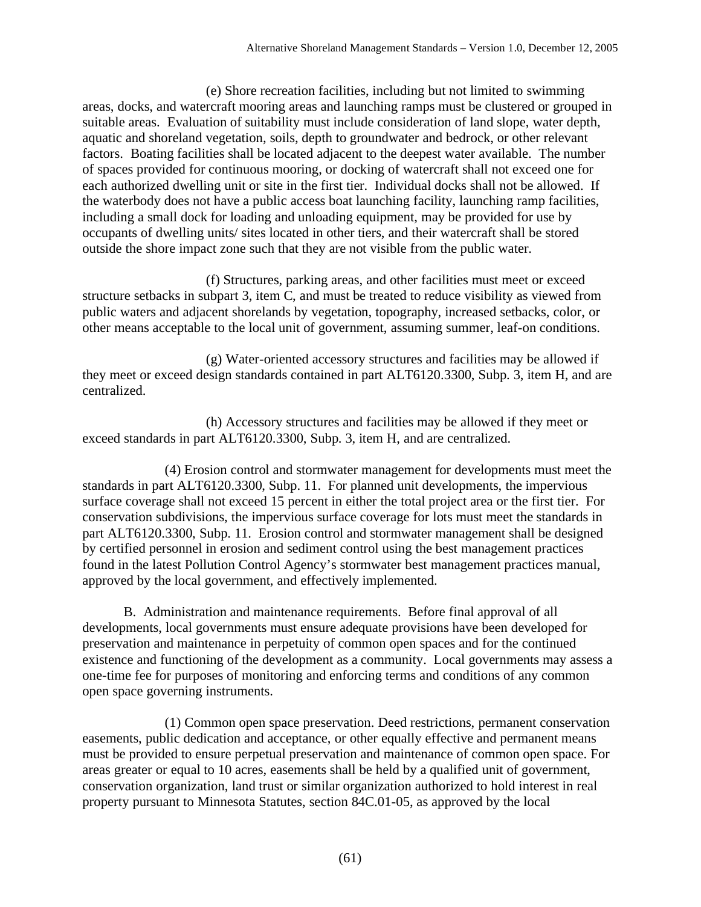(e) Shore recreation facilities, including but not limited to swimming areas, docks, and watercraft mooring areas and launching ramps must be clustered or grouped in suitable areas. Evaluation of suitability must include consideration of land slope, water depth, aquatic and shoreland vegetation, soils, depth to groundwater and bedrock, or other relevant factors. Boating facilities shall be located adjacent to the deepest water available. The number of spaces provided for continuous mooring, or docking of watercraft shall not exceed one for each authorized dwelling unit or site in the first tier. Individual docks shall not be allowed. If the waterbody does not have a public access boat launching facility, launching ramp facilities, including a small dock for loading and unloading equipment, may be provided for use by occupants of dwelling units/ sites located in other tiers, and their watercraft shall be stored outside the shore impact zone such that they are not visible from the public water.

(f) Structures, parking areas, and other facilities must meet or exceed structure setbacks in subpart 3, item C, and must be treated to reduce visibility as viewed from public waters and adjacent shorelands by vegetation, topography, increased setbacks, color, or other means acceptable to the local unit of government, assuming summer, leaf-on conditions.

(g) Water-oriented accessory structures and facilities may be allowed if they meet or exceed design standards contained in part ALT6120.3300, Subp. 3, item H, and are centralized.

(h) Accessory structures and facilities may be allowed if they meet or exceed standards in part ALT6120.3300, Subp. 3, item H, and are centralized.

(4) Erosion control and stormwater management for developments must meet the standards in part ALT6120.3300, Subp. 11. For planned unit developments, the impervious surface coverage shall not exceed 15 percent in either the total project area or the first tier. For conservation subdivisions, the impervious surface coverage for lots must meet the standards in part ALT6120.3300, Subp. 11. Erosion control and stormwater management shall be designed by certified personnel in erosion and sediment control using the best management practices found in the latest Pollution Control Agency's stormwater best management practices manual, approved by the local government, and effectively implemented.

B. Administration and maintenance requirements. Before final approval of all developments, local governments must ensure adequate provisions have been developed for preservation and maintenance in perpetuity of common open spaces and for the continued existence and functioning of the development as a community. Local governments may assess a one-time fee for purposes of monitoring and enforcing terms and conditions of any common open space governing instruments.

(1) Common open space preservation. Deed restrictions, permanent conservation easements, public dedication and acceptance, or other equally effective and permanent means must be provided to ensure perpetual preservation and maintenance of common open space. For areas greater or equal to 10 acres, easements shall be held by a qualified unit of government, conservation organization, land trust or similar organization authorized to hold interest in real property pursuant to Minnesota Statutes, section 84C.01-05, as approved by the local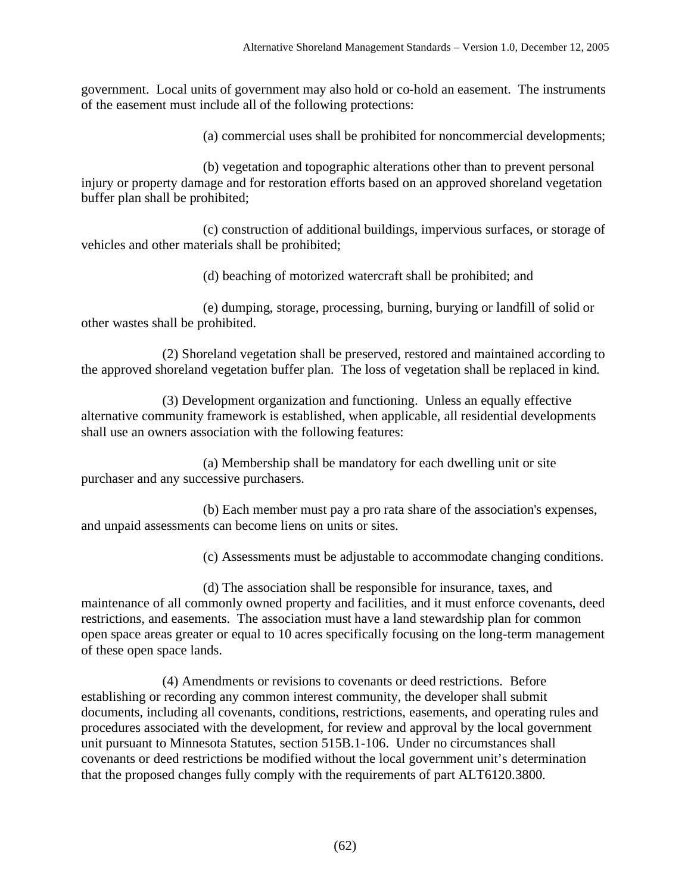government. Local units of government may also hold or co-hold an easement. The instruments of the easement must include all of the following protections:

(a) commercial uses shall be prohibited for noncommercial developments;

(b) vegetation and topographic alterations other than to prevent personal injury or property damage and for restoration efforts based on an approved shoreland vegetation buffer plan shall be prohibited;

(c) construction of additional buildings, impervious surfaces, or storage of vehicles and other materials shall be prohibited;

(d) beaching of motorized watercraft shall be prohibited; and

(e) dumping, storage, processing, burning, burying or landfill of solid or other wastes shall be prohibited.

(2) Shoreland vegetation shall be preserved, restored and maintained according to the approved shoreland vegetation buffer plan. The loss of vegetation shall be replaced in kind.

(3) Development organization and functioning. Unless an equally effective alternative community framework is established, when applicable, all residential developments shall use an owners association with the following features:

(a) Membership shall be mandatory for each dwelling unit or site purchaser and any successive purchasers.

(b) Each member must pay a pro rata share of the association's expenses, and unpaid assessments can become liens on units or sites.

(c) Assessments must be adjustable to accommodate changing conditions.

(d) The association shall be responsible for insurance, taxes, and maintenance of all commonly owned property and facilities, and it must enforce covenants, deed restrictions, and easements. The association must have a land stewardship plan for common open space areas greater or equal to 10 acres specifically focusing on the long-term management of these open space lands.

(4) Amendments or revisions to covenants or deed restrictions. Before establishing or recording any common interest community, the developer shall submit documents, including all covenants, conditions, restrictions, easements, and operating rules and procedures associated with the development, for review and approval by the local government unit pursuant to Minnesota Statutes, section 515B.1-106. Under no circumstances shall covenants or deed restrictions be modified without the local government unit's determination that the proposed changes fully comply with the requirements of part ALT6120.3800.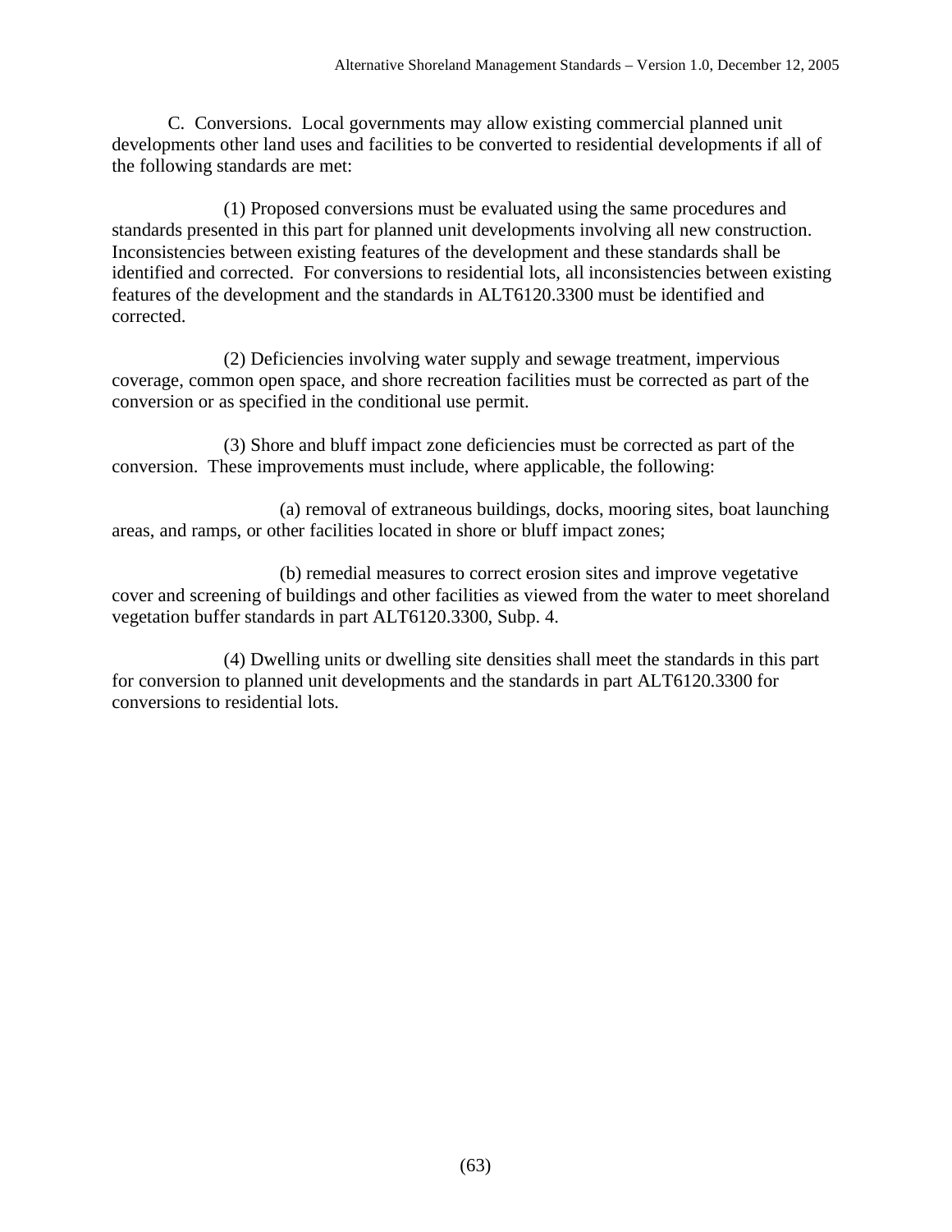C. Conversions. Local governments may allow existing commercial planned unit developments other land uses and facilities to be converted to residential developments if all of the following standards are met:

(1) Proposed conversions must be evaluated using the same procedures and standards presented in this part for planned unit developments involving all new construction. Inconsistencies between existing features of the development and these standards shall be identified and corrected. For conversions to residential lots, all inconsistencies between existing features of the development and the standards in ALT6120.3300 must be identified and corrected.

(2) Deficiencies involving water supply and sewage treatment, impervious coverage, common open space, and shore recreation facilities must be corrected as part of the conversion or as specified in the conditional use permit.

(3) Shore and bluff impact zone deficiencies must be corrected as part of the conversion. These improvements must include, where applicable, the following:

(a) removal of extraneous buildings, docks, mooring sites, boat launching areas, and ramps, or other facilities located in shore or bluff impact zones;

(b) remedial measures to correct erosion sites and improve vegetative cover and screening of buildings and other facilities as viewed from the water to meet shoreland vegetation buffer standards in part ALT6120.3300, Subp. 4.

(4) Dwelling units or dwelling site densities shall meet the standards in this part for conversion to planned unit developments and the standards in part ALT6120.3300 for conversions to residential lots.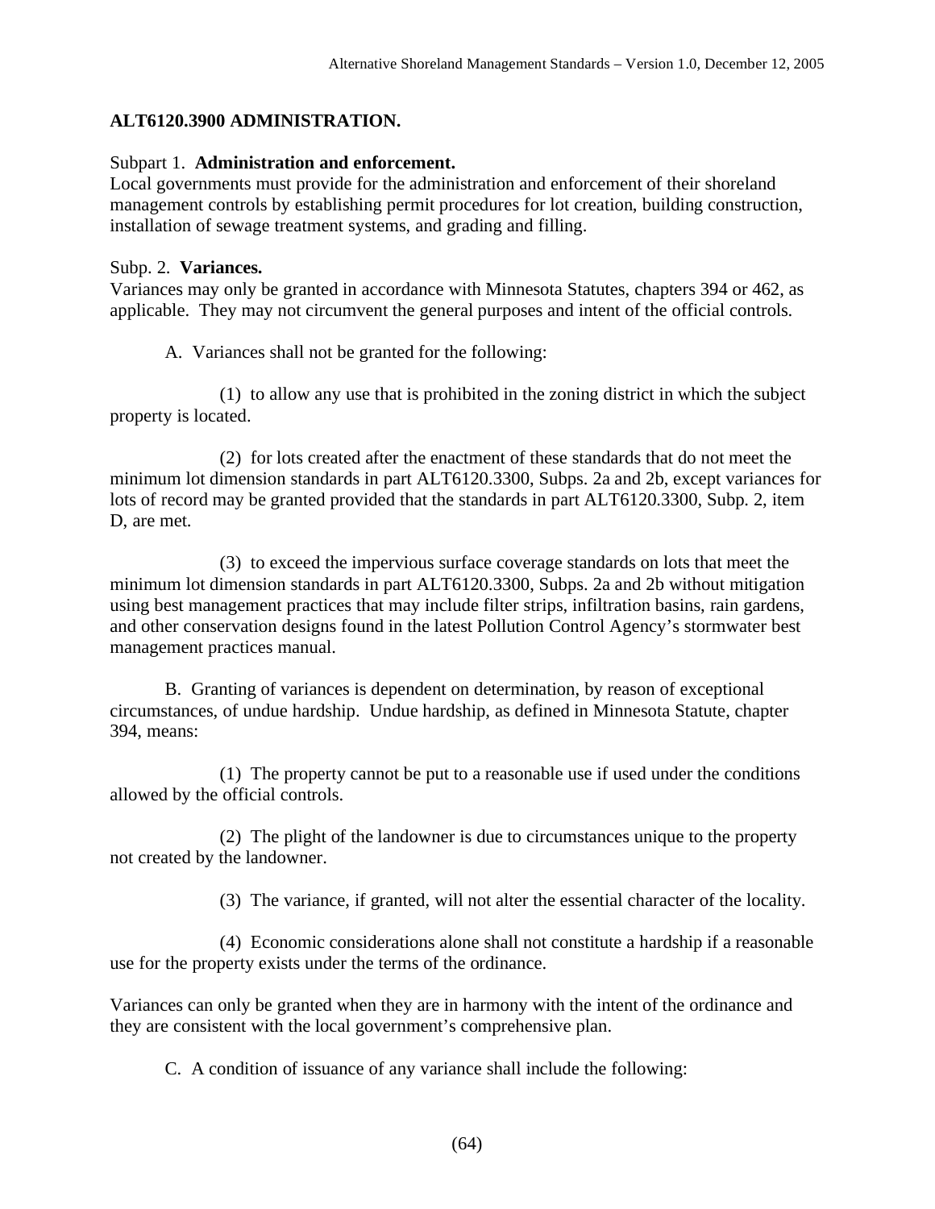**ALT6120.3900 ADMINISTRATION.**

Subpart 1. **Administration and enforcement.**
Local governments must provide for the administration and enforcement of their shoreland management controls by establishing permit procedures for lot creation, building construction, installation of sewage treatment systems, and grading and filling.

Subp. 2. **Variances.**
Variances may only be granted in accordance with Minnesota Statutes, chapters 394 or 462, as applicable. They may not circumvent the general purposes and intent of the official controls.

A. Variances shall not be granted for the following:

(1) to allow any use that is prohibited in the zoning district in which the subject property is located.

(2) for lots created after the enactment of these standards that do not meet the minimum lot dimension standards in part ALT6120.3300, Subps. 2a and 2b, except variances for lots of record may be granted provided that the standards in part ALT6120.3300, Subp. 2, item D, are met.

(3) to exceed the impervious surface coverage standards on lots that meet the minimum lot dimension standards in part ALT6120.3300, Subps. 2a and 2b without mitigation using best management practices that may include filter strips, infiltration basins, rain gardens, and other conservation designs found in the latest Pollution Control Agency's stormwater best management practices manual.

B. Granting of variances is dependent on determination, by reason of exceptional circumstances, of undue hardship. Undue hardship, as defined in Minnesota Statute, chapter 394, means:

(1) The property cannot be put to a reasonable use if used under the conditions allowed by the official controls.

(2) The plight of the landowner is due to circumstances unique to the property not created by the landowner.

(3) The variance, if granted, will not alter the essential character of the locality.

(4) Economic considerations alone shall not constitute a hardship if a reasonable use for the property exists under the terms of the ordinance.

Variances can only be granted when they are in harmony with the intent of the ordinance and they are consistent with the local government's comprehensive plan.

C. A condition of issuance of any variance shall include the following: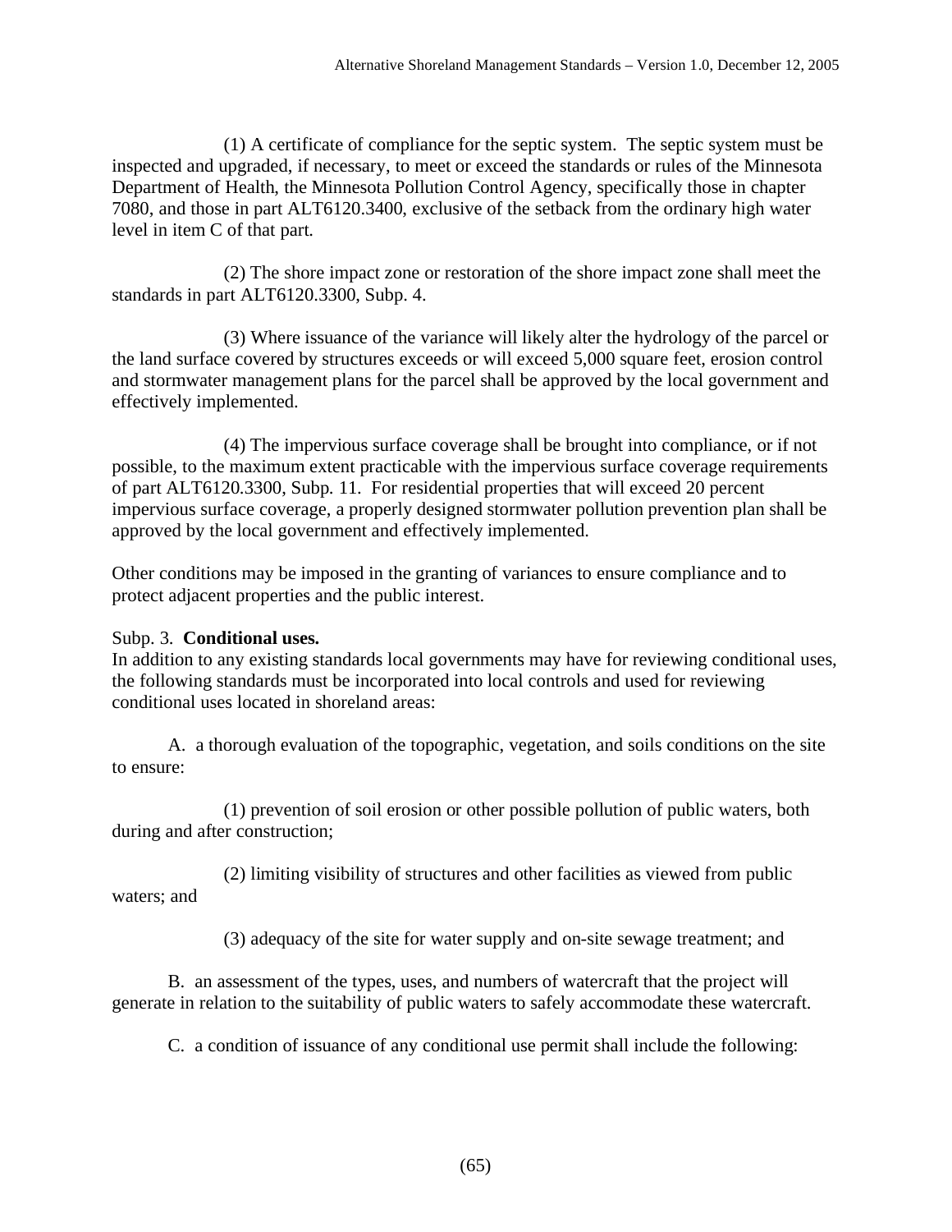(1) A certificate of compliance for the septic system. The septic system must be inspected and upgraded, if necessary, to meet or exceed the standards or rules of the Minnesota Department of Health, the Minnesota Pollution Control Agency, specifically those in chapter 7080, and those in part ALT6120.3400, exclusive of the setback from the ordinary high water level in item C of that part.

(2) The shore impact zone or restoration of the shore impact zone shall meet the standards in part ALT6120.3300, Subp. 4.

(3) Where issuance of the variance will likely alter the hydrology of the parcel or the land surface covered by structures exceeds or will exceed 5,000 square feet, erosion control and stormwater management plans for the parcel shall be approved by the local government and effectively implemented.

(4) The impervious surface coverage shall be brought into compliance, or if not possible, to the maximum extent practicable with the impervious surface coverage requirements of part ALT6120.3300, Subp. 11. For residential properties that will exceed 20 percent impervious surface coverage, a properly designed stormwater pollution prevention plan shall be approved by the local government and effectively implemented.

Other conditions may be imposed in the granting of variances to ensure compliance and to protect adjacent properties and the public interest.

Subp. 3. **Conditional uses.**
In addition to any existing standards local governments may have for reviewing conditional uses, the following standards must be incorporated into local controls and used for reviewing conditional uses located in shoreland areas:

A. a thorough evaluation of the topographic, vegetation, and soils conditions on the site to ensure:

(1) prevention of soil erosion or other possible pollution of public waters, both during and after construction;

(2) limiting visibility of structures and other facilities as viewed from public waters; and

(3) adequacy of the site for water supply and on-site sewage treatment; and

B. an assessment of the types, uses, and numbers of watercraft that the project will generate in relation to the suitability of public waters to safely accommodate these watercraft.

C. a condition of issuance of any conditional use permit shall include the following: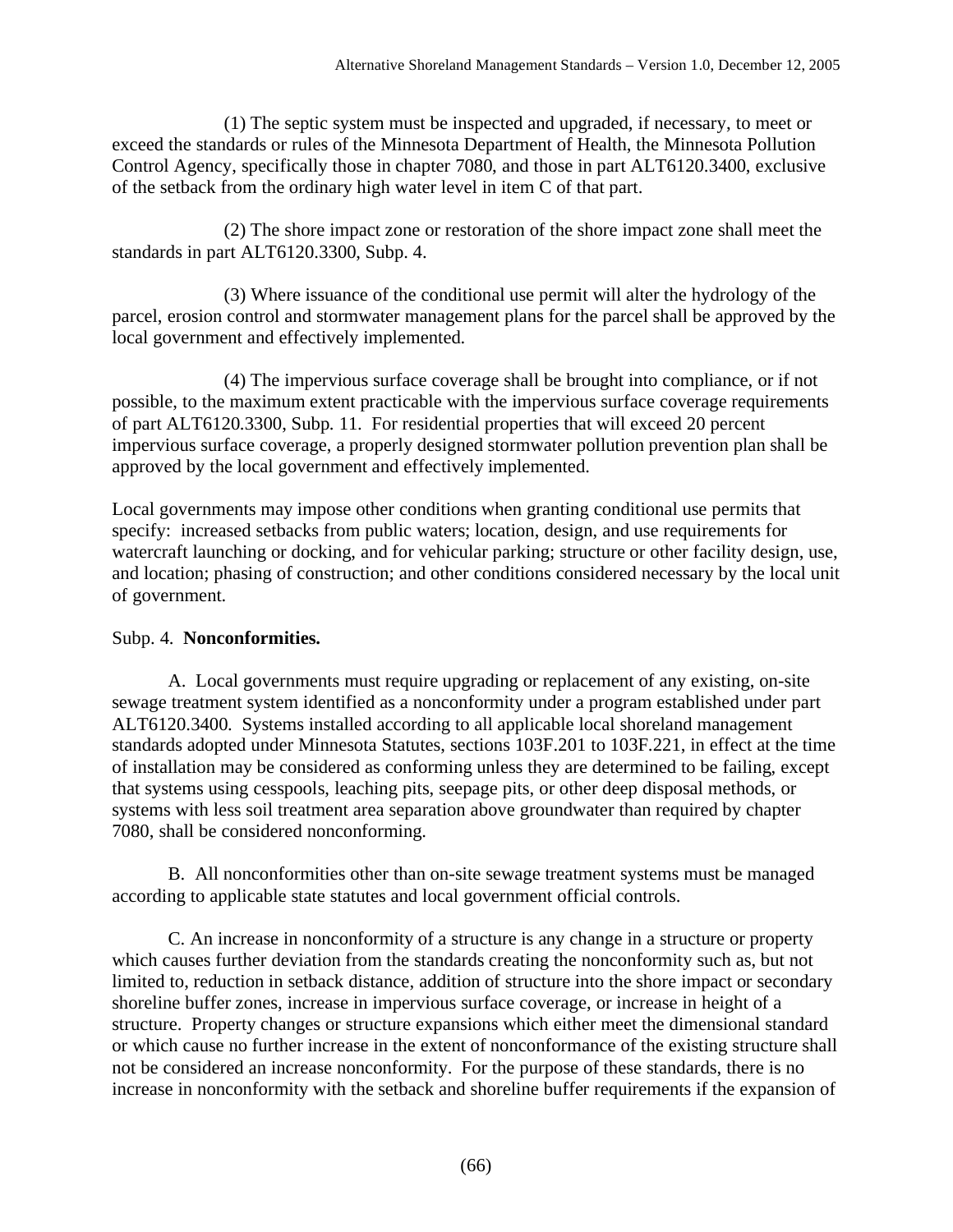(1) The septic system must be inspected and upgraded, if necessary, to meet or exceed the standards or rules of the Minnesota Department of Health, the Minnesota Pollution Control Agency, specifically those in chapter 7080, and those in part ALT6120.3400, exclusive of the setback from the ordinary high water level in item C of that part.

(2) The shore impact zone or restoration of the shore impact zone shall meet the standards in part ALT6120.3300, Subp. 4.

(3) Where issuance of the conditional use permit will alter the hydrology of the parcel, erosion control and stormwater management plans for the parcel shall be approved by the local government and effectively implemented.

(4) The impervious surface coverage shall be brought into compliance, or if not possible, to the maximum extent practicable with the impervious surface coverage requirements of part ALT6120.3300, Subp. 11. For residential properties that will exceed 20 percent impervious surface coverage, a properly designed stormwater pollution prevention plan shall be approved by the local government and effectively implemented.

Local governments may impose other conditions when granting conditional use permits that specify: increased setbacks from public waters; location, design, and use requirements for watercraft launching or docking, and for vehicular parking; structure or other facility design, use, and location; phasing of construction; and other conditions considered necessary by the local unit of government.

Subp. 4. **Nonconformities.**

A. Local governments must require upgrading or replacement of any existing, on-site sewage treatment system identified as a nonconformity under a program established under part ALT6120.3400. Systems installed according to all applicable local shoreland management standards adopted under Minnesota Statutes, sections 103F.201 to 103F.221, in effect at the time of installation may be considered as conforming unless they are determined to be failing, except that systems using cesspools, leaching pits, seepage pits, or other deep disposal methods, or systems with less soil treatment area separation above groundwater than required by chapter 7080, shall be considered nonconforming.

B. All nonconformities other than on-site sewage treatment systems must be managed according to applicable state statutes and local government official controls.

C. An increase in nonconformity of a structure is any change in a structure or property which causes further deviation from the standards creating the nonconformity such as, but not limited to, reduction in setback distance, addition of structure into the shore impact or secondary shoreline buffer zones, increase in impervious surface coverage, or increase in height of a structure. Property changes or structure expansions which either meet the dimensional standard or which cause no further increase in the extent of nonconformance of the existing structure shall not be considered an increase nonconformity. For the purpose of these standards, there is no increase in nonconformity with the setback and shoreline buffer requirements if the expansion of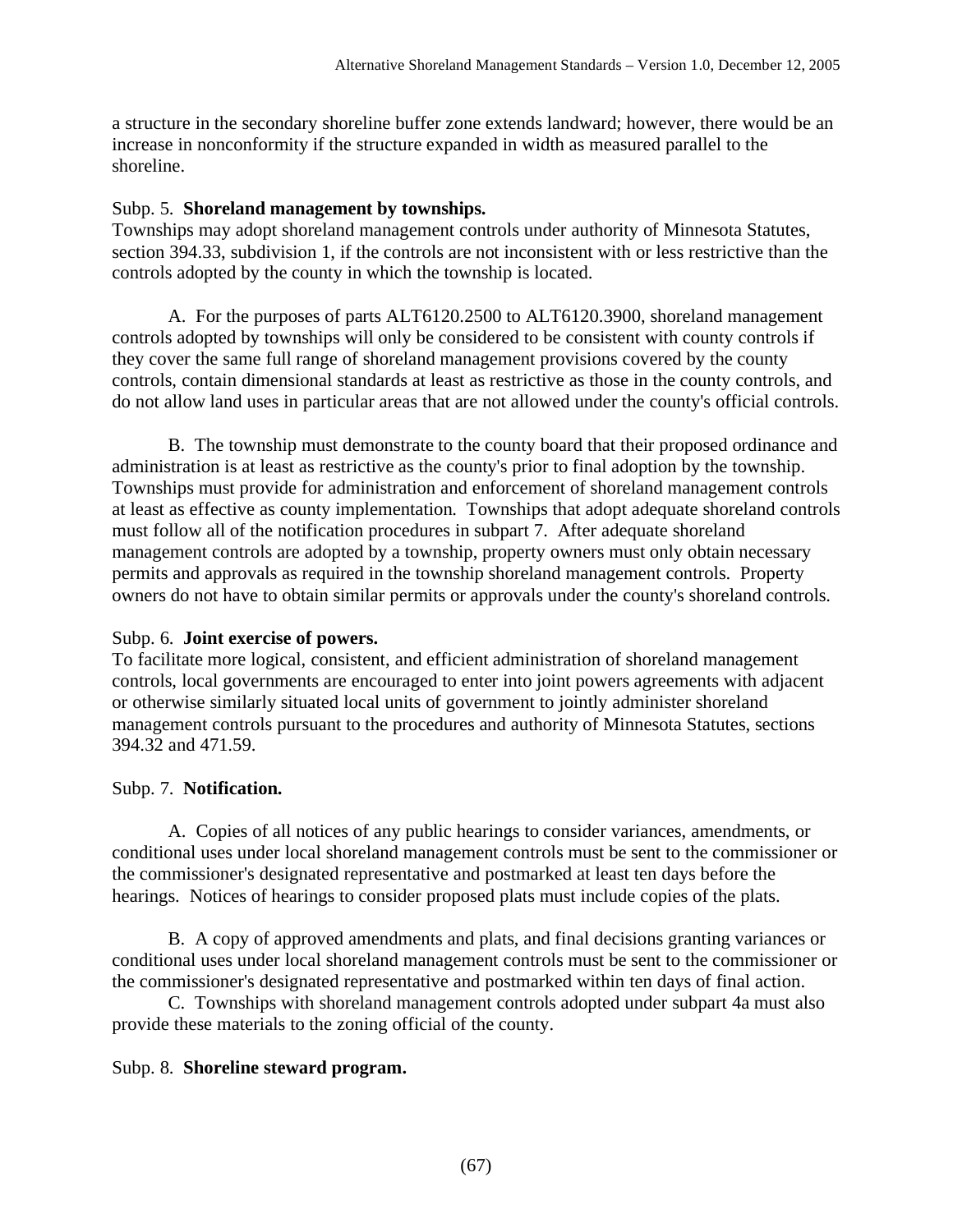a structure in the secondary shoreline buffer zone extends landward; however, there would be an increase in nonconformity if the structure expanded in width as measured parallel to the shoreline.

Subp. 5. **Shoreland management by townships.**
Townships may adopt shoreland management controls under authority of Minnesota Statutes, section 394.33, subdivision 1, if the controls are not inconsistent with or less restrictive than the controls adopted by the county in which the township is located.

A. For the purposes of parts ALT6120.2500 to ALT6120.3900, shoreland management controls adopted by townships will only be considered to be consistent with county controls if they cover the same full range of shoreland management provisions covered by the county controls, contain dimensional standards at least as restrictive as those in the county controls, and do not allow land uses in particular areas that are not allowed under the county's official controls.

B. The township must demonstrate to the county board that their proposed ordinance and administration is at least as restrictive as the county's prior to final adoption by the township. Townships must provide for administration and enforcement of shoreland management controls at least as effective as county implementation. Townships that adopt adequate shoreland controls must follow all of the notification procedures in subpart 7. After adequate shoreland management controls are adopted by a township, property owners must only obtain necessary permits and approvals as required in the township shoreland management controls. Property owners do not have to obtain similar permits or approvals under the county's shoreland controls.

Subp. 6. **Joint exercise of powers.**
To facilitate more logical, consistent, and efficient administration of shoreland management controls, local governments are encouraged to enter into joint powers agreements with adjacent or otherwise similarly situated local units of government to jointly administer shoreland management controls pursuant to the procedures and authority of Minnesota Statutes, sections 394.32 and 471.59.

Subp. 7. **Notification.**

A. Copies of all notices of any public hearings to consider variances, amendments, or conditional uses under local shoreland management controls must be sent to the commissioner or the commissioner's designated representative and postmarked at least ten days before the hearings. Notices of hearings to consider proposed plats must include copies of the plats.

B. A copy of approved amendments and plats, and final decisions granting variances or conditional uses under local shoreland management controls must be sent to the commissioner or the commissioner's designated representative and postmarked within ten days of final action.

C. Townships with shoreland management controls adopted under subpart 4a must also provide these materials to the zoning official of the county.

Subp. 8. **Shoreline steward program.**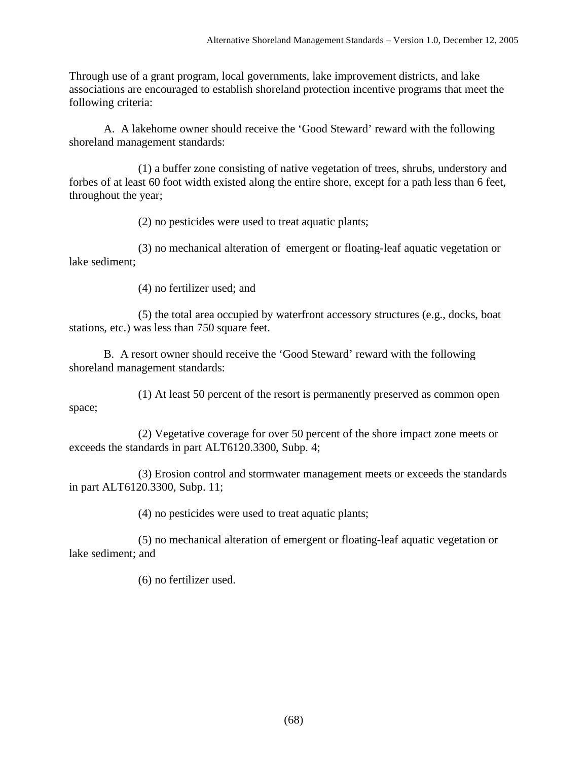Through use of a grant program, local governments, lake improvement districts, and lake associations are encouraged to establish shoreland protection incentive programs that meet the following criteria:

A. A lakehome owner should receive the 'Good Steward' reward with the following shoreland management standards:

(1) a buffer zone consisting of native vegetation of trees, shrubs, understory and forbes of at least 60 foot width existed along the entire shore, except for a path less than 6 feet, throughout the year;

(2) no pesticides were used to treat aquatic plants;

(3) no mechanical alteration of emergent or floating-leaf aquatic vegetation or lake sediment;

(4) no fertilizer used; and

(5) the total area occupied by waterfront accessory structures (e.g., docks, boat stations, etc.) was less than 750 square feet.

B. A resort owner should receive the 'Good Steward' reward with the following shoreland management standards:

(1) At least 50 percent of the resort is permanently preserved as common open space;

(2) Vegetative coverage for over 50 percent of the shore impact zone meets or exceeds the standards in part ALT6120.3300, Subp. 4;

(3) Erosion control and stormwater management meets or exceeds the standards in part ALT6120.3300, Subp. 11;

(4) no pesticides were used to treat aquatic plants;

(5) no mechanical alteration of emergent or floating-leaf aquatic vegetation or lake sediment; and

(6) no fertilizer used.